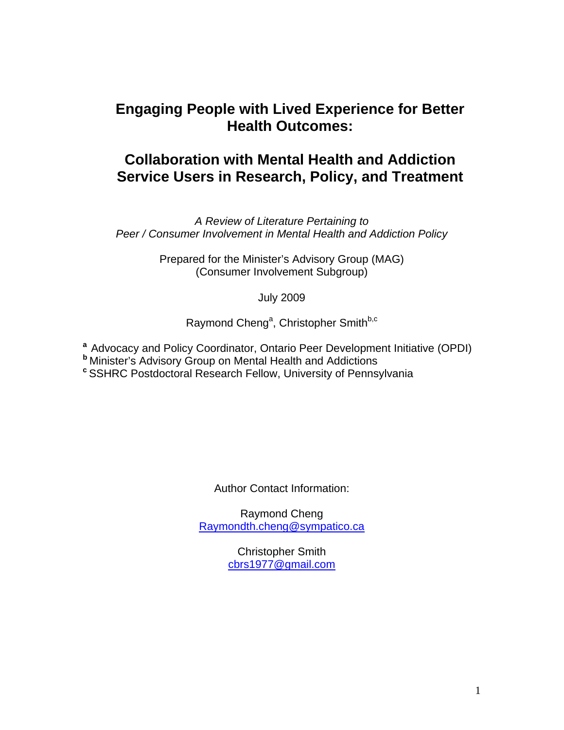# Engaging People with Lived Experience for Better Health Outcomes:

# Collaboration with Mental Health and Addiction Service Users in Research, Policy, and Treatment

*A Review of Literature Pertaining to Peer / Consumer Involvement in Mental Health and Addiction Policy*

Prepared for the Minister's Advisory Group (MAG)
(Consumer Involvement Subgroup)

July 2009

Raymond Cheng[a], Christopher Smith[b,c]

[a] Advocacy and Policy Coordinator, Ontario Peer Development Initiative (OPDI)
[b] Minister's Advisory Group on Mental Health and Addictions
[c] SSHRC Postdoctoral Research Fellow, University of Pennsylvania

Author Contact Information:

Raymond Cheng
Raymondth.cheng@sympatico.ca

Christopher Smith
cbrs1977@gmail.com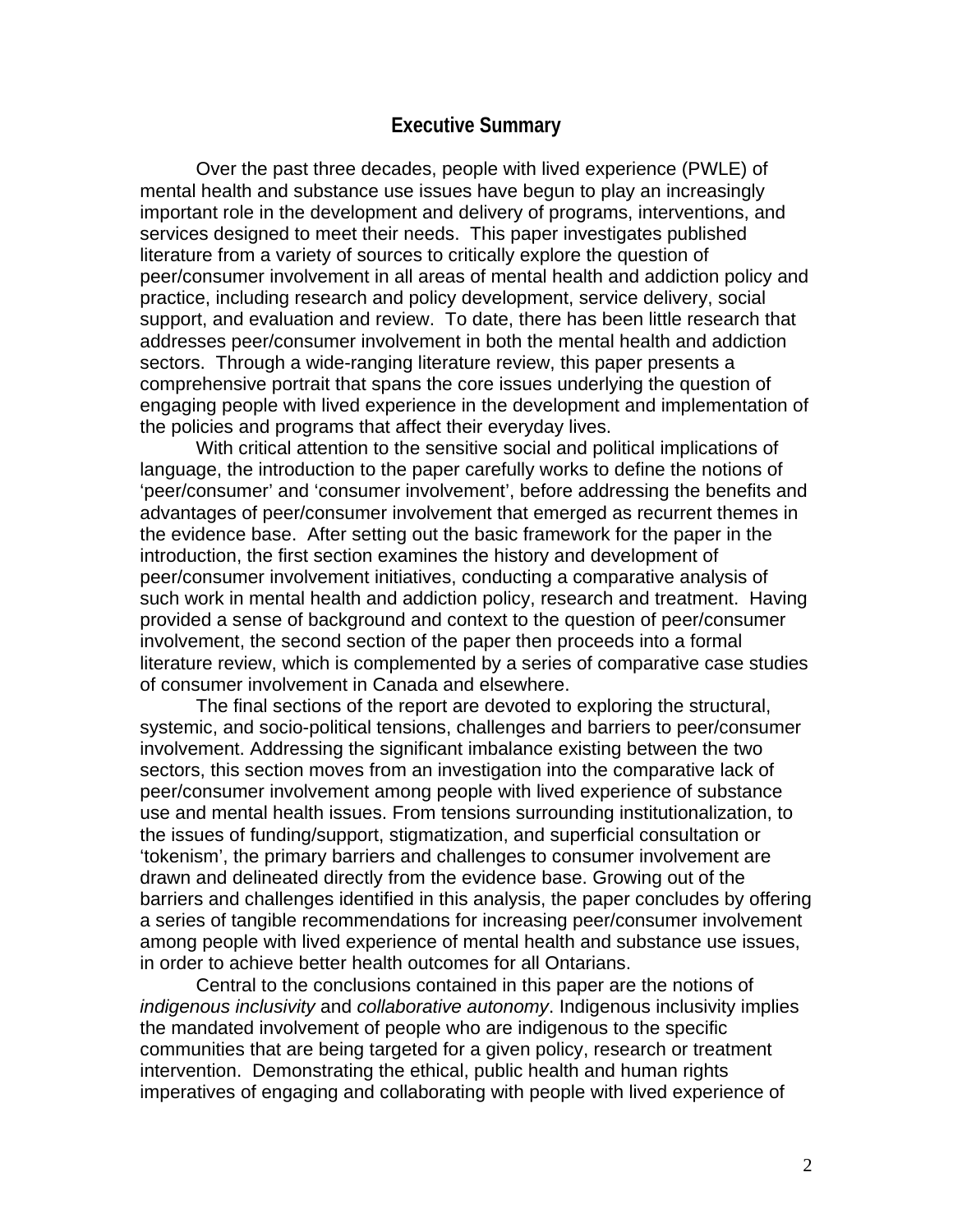## Executive Summary

Over the past three decades, people with lived experience (PWLE) of mental health and substance use issues have begun to play an increasingly important role in the development and delivery of programs, interventions, and services designed to meet their needs. This paper investigates published literature from a variety of sources to critically explore the question of peer/consumer involvement in all areas of mental health and addiction policy and practice, including research and policy development, service delivery, social support, and evaluation and review. To date, there has been little research that addresses peer/consumer involvement in both the mental health and addiction sectors. Through a wide-ranging literature review, this paper presents a comprehensive portrait that spans the core issues underlying the question of engaging people with lived experience in the development and implementation of the policies and programs that affect their everyday lives.

With critical attention to the sensitive social and political implications of language, the introduction to the paper carefully works to define the notions of 'peer/consumer' and 'consumer involvement', before addressing the benefits and advantages of peer/consumer involvement that emerged as recurrent themes in the evidence base. After setting out the basic framework for the paper in the introduction, the first section examines the history and development of peer/consumer involvement initiatives, conducting a comparative analysis of such work in mental health and addiction policy, research and treatment. Having provided a sense of background and context to the question of peer/consumer involvement, the second section of the paper then proceeds into a formal literature review, which is complemented by a series of comparative case studies of consumer involvement in Canada and elsewhere.

The final sections of the report are devoted to exploring the structural, systemic, and socio-political tensions, challenges and barriers to peer/consumer involvement. Addressing the significant imbalance existing between the two sectors, this section moves from an investigation into the comparative lack of peer/consumer involvement among people with lived experience of substance use and mental health issues. From tensions surrounding institutionalization, to the issues of funding/support, stigmatization, and superficial consultation or 'tokenism', the primary barriers and challenges to consumer involvement are drawn and delineated directly from the evidence base. Growing out of the barriers and challenges identified in this analysis, the paper concludes by offering a series of tangible recommendations for increasing peer/consumer involvement among people with lived experience of mental health and substance use issues, in order to achieve better health outcomes for all Ontarians.

Central to the conclusions contained in this paper are the notions of *indigenous inclusivity* and *collaborative autonomy*. Indigenous inclusivity implies the mandated involvement of people who are indigenous to the specific communities that are being targeted for a given policy, research or treatment intervention. Demonstrating the ethical, public health and human rights imperatives of engaging and collaborating with people with lived experience of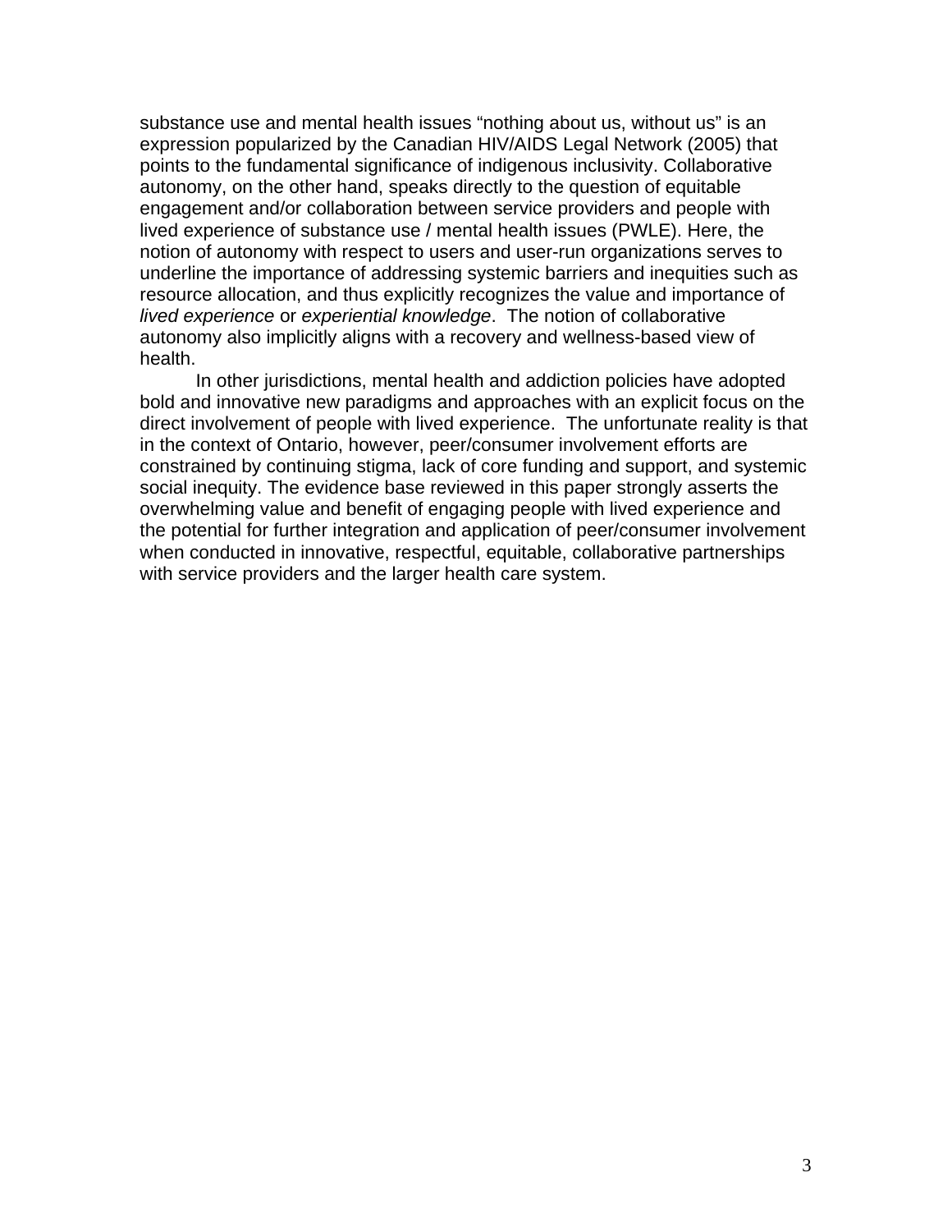substance use and mental health issues "nothing about us, without us" is an expression popularized by the Canadian HIV/AIDS Legal Network (2005) that points to the fundamental significance of indigenous inclusivity. Collaborative autonomy, on the other hand, speaks directly to the question of equitable engagement and/or collaboration between service providers and people with lived experience of substance use / mental health issues (PWLE). Here, the notion of autonomy with respect to users and user-run organizations serves to underline the importance of addressing systemic barriers and inequities such as resource allocation, and thus explicitly recognizes the value and importance of *lived experience* or *experiential knowledge*. The notion of collaborative autonomy also implicitly aligns with a recovery and wellness-based view of health.

In other jurisdictions, mental health and addiction policies have adopted bold and innovative new paradigms and approaches with an explicit focus on the direct involvement of people with lived experience. The unfortunate reality is that in the context of Ontario, however, peer/consumer involvement efforts are constrained by continuing stigma, lack of core funding and support, and systemic social inequity. The evidence base reviewed in this paper strongly asserts the overwhelming value and benefit of engaging people with lived experience and the potential for further integration and application of peer/consumer involvement when conducted in innovative, respectful, equitable, collaborative partnerships with service providers and the larger health care system.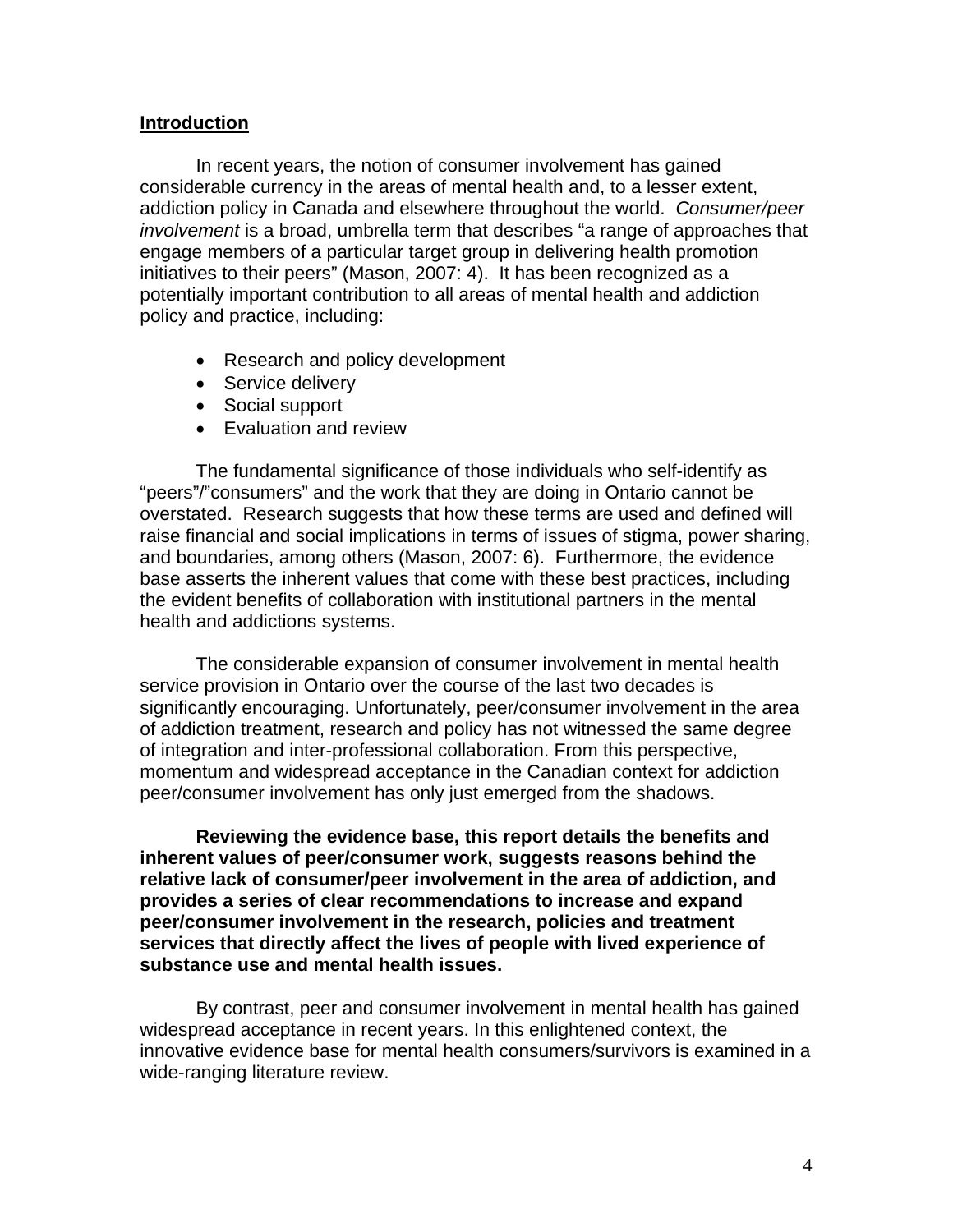## Introduction

In recent years, the notion of consumer involvement has gained considerable currency in the areas of mental health and, to a lesser extent, addiction policy in Canada and elsewhere throughout the world. *Consumer/peer involvement* is a broad, umbrella term that describes "a range of approaches that engage members of a particular target group in delivering health promotion initiatives to their peers" (Mason, 2007: 4). It has been recognized as a potentially important contribution to all areas of mental health and addiction policy and practice, including:

- Research and policy development
- Service delivery
- Social support
- Evaluation and review

The fundamental significance of those individuals who self-identify as "peers"/"consumers" and the work that they are doing in Ontario cannot be overstated. Research suggests that how these terms are used and defined will raise financial and social implications in terms of issues of stigma, power sharing, and boundaries, among others (Mason, 2007: 6). Furthermore, the evidence base asserts the inherent values that come with these best practices, including the evident benefits of collaboration with institutional partners in the mental health and addictions systems.

The considerable expansion of consumer involvement in mental health service provision in Ontario over the course of the last two decades is significantly encouraging. Unfortunately, peer/consumer involvement in the area of addiction treatment, research and policy has not witnessed the same degree of integration and inter-professional collaboration. From this perspective, momentum and widespread acceptance in the Canadian context for addiction peer/consumer involvement has only just emerged from the shadows.

**Reviewing the evidence base, this report details the benefits and inherent values of peer/consumer work, suggests reasons behind the relative lack of consumer/peer involvement in the area of addiction, and provides a series of clear recommendations to increase and expand peer/consumer involvement in the research, policies and treatment services that directly affect the lives of people with lived experience of substance use and mental health issues.**

By contrast, peer and consumer involvement in mental health has gained widespread acceptance in recent years. In this enlightened context, the innovative evidence base for mental health consumers/survivors is examined in a wide-ranging literature review.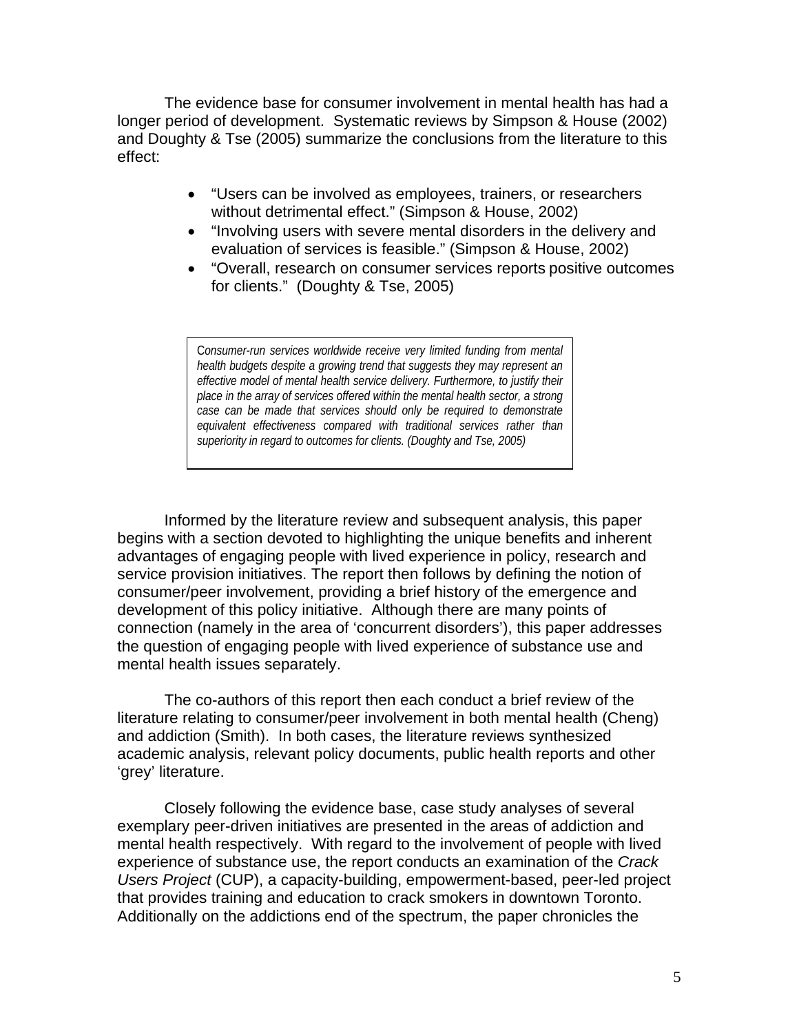The evidence base for consumer involvement in mental health has had a longer period of development. Systematic reviews by Simpson & House (2002) and Doughty & Tse (2005) summarize the conclusions from the literature to this effect:

- "Users can be involved as employees, trainers, or researchers without detrimental effect." (Simpson & House, 2002)
- "Involving users with severe mental disorders in the delivery and evaluation of services is feasible." (Simpson & House, 2002)
- "Overall, research on consumer services reports positive outcomes for clients." (Doughty & Tse, 2005)

> *Consumer-run services worldwide receive very limited funding from mental health budgets despite a growing trend that suggests they may represent an effective model of mental health service delivery. Furthermore, to justify their place in the array of services offered within the mental health sector, a strong case can be made that services should only be required to demonstrate equivalent effectiveness compared with traditional services rather than superiority in regard to outcomes for clients. (Doughty and Tse, 2005)*

Informed by the literature review and subsequent analysis, this paper begins with a section devoted to highlighting the unique benefits and inherent advantages of engaging people with lived experience in policy, research and service provision initiatives. The report then follows by defining the notion of consumer/peer involvement, providing a brief history of the emergence and development of this policy initiative. Although there are many points of connection (namely in the area of 'concurrent disorders'), this paper addresses the question of engaging people with lived experience of substance use and mental health issues separately.

The co-authors of this report then each conduct a brief review of the literature relating to consumer/peer involvement in both mental health (Cheng) and addiction (Smith). In both cases, the literature reviews synthesized academic analysis, relevant policy documents, public health reports and other 'grey' literature.

Closely following the evidence base, case study analyses of several exemplary peer-driven initiatives are presented in the areas of addiction and mental health respectively. With regard to the involvement of people with lived experience of substance use, the report conducts an examination of the *Crack Users Project* (CUP), a capacity-building, empowerment-based, peer-led project that provides training and education to crack smokers in downtown Toronto. Additionally on the addictions end of the spectrum, the paper chronicles the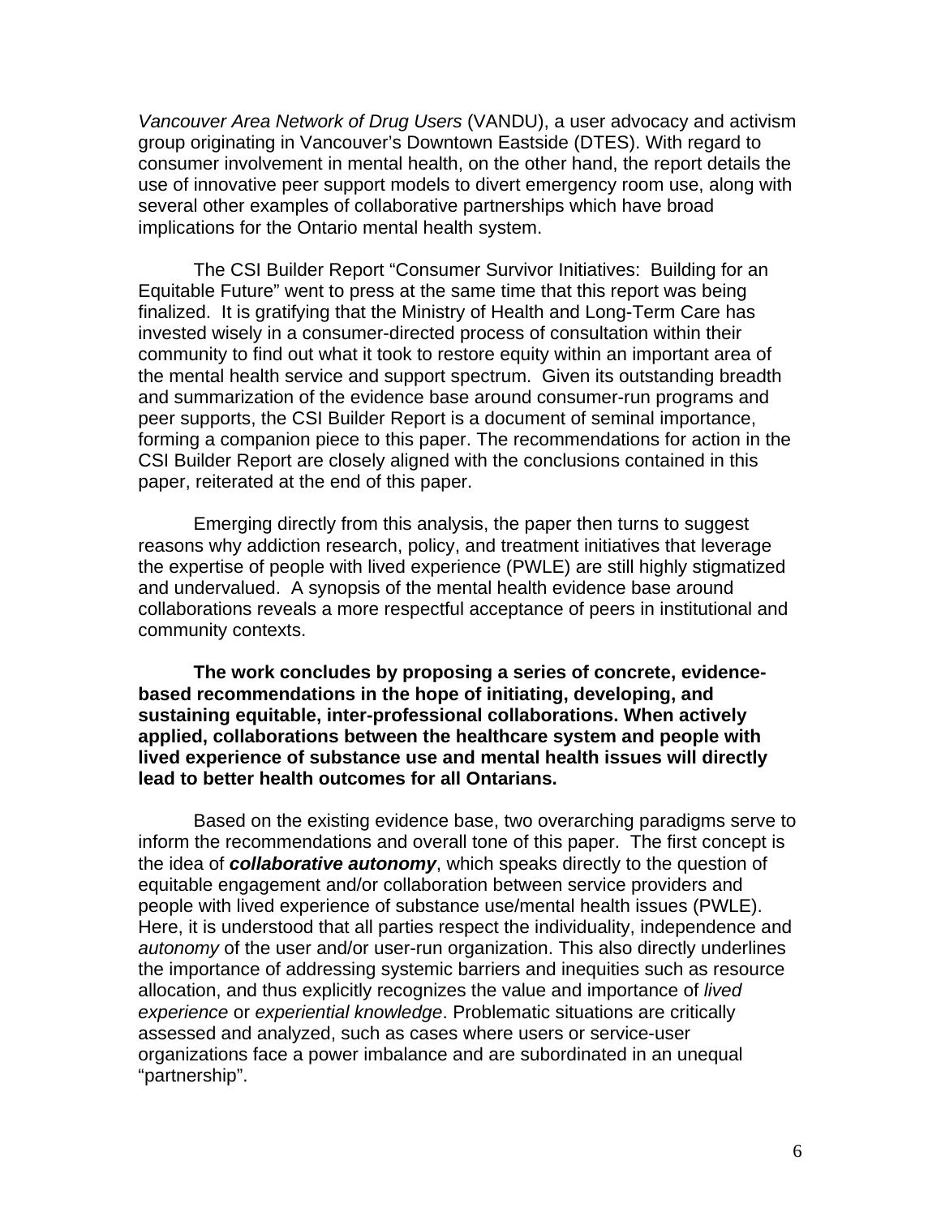*Vancouver Area Network of Drug Users* (VANDU), a user advocacy and activism group originating in Vancouver's Downtown Eastside (DTES). With regard to consumer involvement in mental health, on the other hand, the report details the use of innovative peer support models to divert emergency room use, along with several other examples of collaborative partnerships which have broad implications for the Ontario mental health system.

The CSI Builder Report "Consumer Survivor Initiatives: Building for an Equitable Future" went to press at the same time that this report was being finalized. It is gratifying that the Ministry of Health and Long-Term Care has invested wisely in a consumer-directed process of consultation within their community to find out what it took to restore equity within an important area of the mental health service and support spectrum. Given its outstanding breadth and summarization of the evidence base around consumer-run programs and peer supports, the CSI Builder Report is a document of seminal importance, forming a companion piece to this paper. The recommendations for action in the CSI Builder Report are closely aligned with the conclusions contained in this paper, reiterated at the end of this paper.

Emerging directly from this analysis, the paper then turns to suggest reasons why addiction research, policy, and treatment initiatives that leverage the expertise of people with lived experience (PWLE) are still highly stigmatized and undervalued. A synopsis of the mental health evidence base around collaborations reveals a more respectful acceptance of peers in institutional and community contexts.

**The work concludes by proposing a series of concrete, evidence-based recommendations in the hope of initiating, developing, and sustaining equitable, inter-professional collaborations. When actively applied, collaborations between the healthcare system and people with lived experience of substance use and mental health issues will directly lead to better health outcomes for all Ontarians.**

Based on the existing evidence base, two overarching paradigms serve to inform the recommendations and overall tone of this paper. The first concept is the idea of ***collaborative autonomy***, which speaks directly to the question of equitable engagement and/or collaboration between service providers and people with lived experience of substance use/mental health issues (PWLE). Here, it is understood that all parties respect the individuality, independence and *autonomy* of the user and/or user-run organization. This also directly underlines the importance of addressing systemic barriers and inequities such as resource allocation, and thus explicitly recognizes the value and importance of *lived experience* or *experiential knowledge*. Problematic situations are critically assessed and analyzed, such as cases where users or service-user organizations face a power imbalance and are subordinated in an unequal "partnership".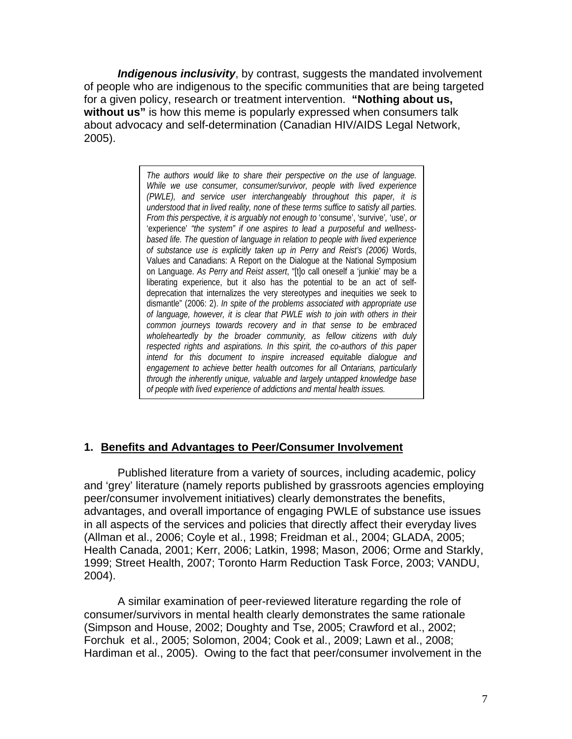***Indigenous inclusivity***, by contrast, suggests the mandated involvement of people who are indigenous to the specific communities that are being targeted for a given policy, research or treatment intervention. **"Nothing about us, without us"** is how this meme is popularly expressed when consumers talk about advocacy and self-determination (Canadian HIV/AIDS Legal Network, 2005).

> *The authors would like to share their perspective on the use of language. While we use consumer, consumer/survivor, people with lived experience (PWLE), and service user interchangeably throughout this paper, it is understood that in lived reality, none of these terms suffice to satisfy all parties. From this perspective, it is arguably not enough to* 'consume', 'survive', 'use', *or* 'experience' *"the system" if one aspires to lead a purposeful and wellness-based life. The question of language in relation to people with lived experience of substance use is explicitly taken up in Perry and Reist's (2006)* Words, Values and Canadians: A Report on the Dialogue at the National Symposium on Language. *As Perry and Reist assert*, "[t]o call oneself a 'junkie' may be a liberating experience, but it also has the potential to be an act of self-deprecation that internalizes the very stereotypes and inequities we seek to dismantle" (2006: 2). *In spite of the problems associated with appropriate use of language, however, it is clear that PWLE wish to join with others in their common journeys towards recovery and in that sense to be embraced wholeheartedly by the broader community, as fellow citizens with duly respected rights and aspirations. In this spirit, the co-authors of this paper intend for this document to inspire increased equitable dialogue and engagement to achieve better health outcomes for all Ontarians, particularly through the inherently unique, valuable and largely untapped knowledge base of people with lived experience of addictions and mental health issues.*

## 1. Benefits and Advantages to Peer/Consumer Involvement

Published literature from a variety of sources, including academic, policy and 'grey' literature (namely reports published by grassroots agencies employing peer/consumer involvement initiatives) clearly demonstrates the benefits, advantages, and overall importance of engaging PWLE of substance use issues in all aspects of the services and policies that directly affect their everyday lives (Allman et al., 2006; Coyle et al., 1998; Freidman et al., 2004; GLADA, 2005; Health Canada, 2001; Kerr, 2006; Latkin, 1998; Mason, 2006; Orme and Starkly, 1999; Street Health, 2007; Toronto Harm Reduction Task Force, 2003; VANDU, 2004).

A similar examination of peer-reviewed literature regarding the role of consumer/survivors in mental health clearly demonstrates the same rationale (Simpson and House, 2002; Doughty and Tse, 2005; Crawford et al., 2002; Forchuk et al., 2005; Solomon, 2004; Cook et al., 2009; Lawn et al., 2008; Hardiman et al., 2005). Owing to the fact that peer/consumer involvement in the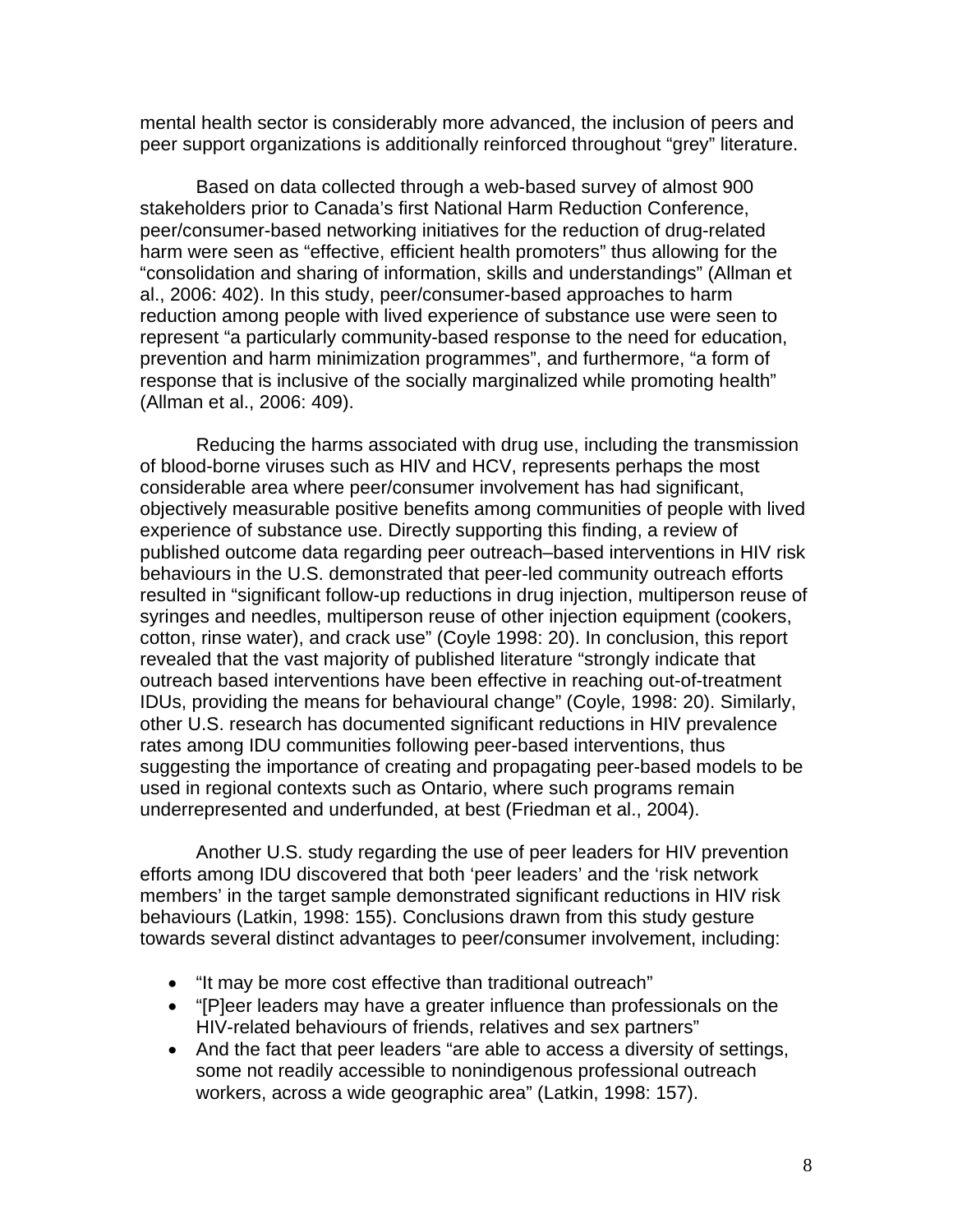mental health sector is considerably more advanced, the inclusion of peers and peer support organizations is additionally reinforced throughout "grey" literature.

Based on data collected through a web-based survey of almost 900 stakeholders prior to Canada's first National Harm Reduction Conference, peer/consumer-based networking initiatives for the reduction of drug-related harm were seen as "effective, efficient health promoters" thus allowing for the "consolidation and sharing of information, skills and understandings" (Allman et al., 2006: 402). In this study, peer/consumer-based approaches to harm reduction among people with lived experience of substance use were seen to represent "a particularly community-based response to the need for education, prevention and harm minimization programmes", and furthermore, "a form of response that is inclusive of the socially marginalized while promoting health" (Allman et al., 2006: 409).

Reducing the harms associated with drug use, including the transmission of blood-borne viruses such as HIV and HCV, represents perhaps the most considerable area where peer/consumer involvement has had significant, objectively measurable positive benefits among communities of people with lived experience of substance use. Directly supporting this finding, a review of published outcome data regarding peer outreach–based interventions in HIV risk behaviours in the U.S. demonstrated that peer-led community outreach efforts resulted in "significant follow-up reductions in drug injection, multiperson reuse of syringes and needles, multiperson reuse of other injection equipment (cookers, cotton, rinse water), and crack use" (Coyle 1998: 20). In conclusion, this report revealed that the vast majority of published literature "strongly indicate that outreach based interventions have been effective in reaching out-of-treatment IDUs, providing the means for behavioural change" (Coyle, 1998: 20). Similarly, other U.S. research has documented significant reductions in HIV prevalence rates among IDU communities following peer-based interventions, thus suggesting the importance of creating and propagating peer-based models to be used in regional contexts such as Ontario, where such programs remain underrepresented and underfunded, at best (Friedman et al., 2004).

Another U.S. study regarding the use of peer leaders for HIV prevention efforts among IDU discovered that both 'peer leaders' and the 'risk network members' in the target sample demonstrated significant reductions in HIV risk behaviours (Latkin, 1998: 155). Conclusions drawn from this study gesture towards several distinct advantages to peer/consumer involvement, including:

- "It may be more cost effective than traditional outreach"
- "[P]eer leaders may have a greater influence than professionals on the HIV-related behaviours of friends, relatives and sex partners"
- And the fact that peer leaders "are able to access a diversity of settings, some not readily accessible to nonindigenous professional outreach workers, across a wide geographic area" (Latkin, 1998: 157).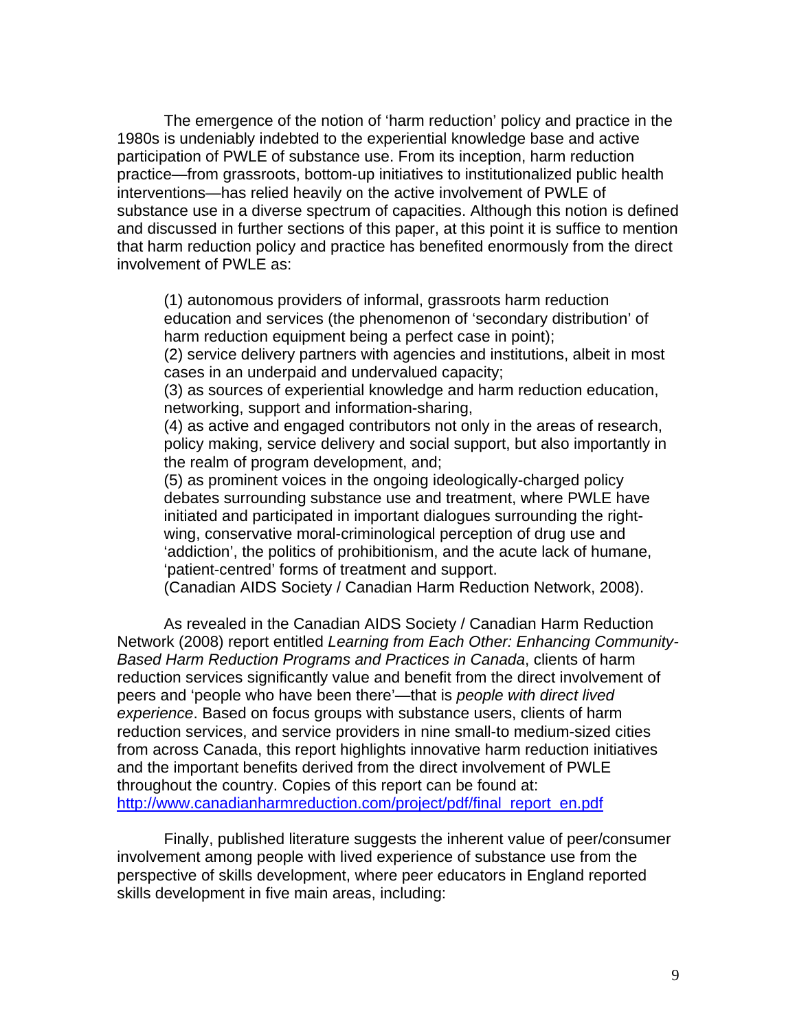The emergence of the notion of 'harm reduction' policy and practice in the 1980s is undeniably indebted to the experiential knowledge base and active participation of PWLE of substance use. From its inception, harm reduction practice—from grassroots, bottom-up initiatives to institutionalized public health interventions—has relied heavily on the active involvement of PWLE of substance use in a diverse spectrum of capacities. Although this notion is defined and discussed in further sections of this paper, at this point it is suffice to mention that harm reduction policy and practice has benefited enormously from the direct involvement of PWLE as:

> (1) autonomous providers of informal, grassroots harm reduction education and services (the phenomenon of 'secondary distribution' of harm reduction equipment being a perfect case in point);
> (2) service delivery partners with agencies and institutions, albeit in most cases in an underpaid and undervalued capacity;
> (3) as sources of experiential knowledge and harm reduction education, networking, support and information-sharing,
> (4) as active and engaged contributors not only in the areas of research, policy making, service delivery and social support, but also importantly in the realm of program development, and;
> (5) as prominent voices in the ongoing ideologically-charged policy debates surrounding substance use and treatment, where PWLE have initiated and participated in important dialogues surrounding the right-wing, conservative moral-criminological perception of drug use and 'addiction', the politics of prohibitionism, and the acute lack of humane, 'patient-centred' forms of treatment and support.
> (Canadian AIDS Society / Canadian Harm Reduction Network, 2008).

As revealed in the Canadian AIDS Society / Canadian Harm Reduction Network (2008) report entitled *Learning from Each Other: Enhancing Community-Based Harm Reduction Programs and Practices in Canada*, clients of harm reduction services significantly value and benefit from the direct involvement of peers and 'people who have been there'—that is *people with direct lived experience*. Based on focus groups with substance users, clients of harm reduction services, and service providers in nine small-to medium-sized cities from across Canada, this report highlights innovative harm reduction initiatives and the important benefits derived from the direct involvement of PWLE throughout the country. Copies of this report can be found at: http://www.canadianharmreduction.com/project/pdf/final_report_en.pdf

Finally, published literature suggests the inherent value of peer/consumer involvement among people with lived experience of substance use from the perspective of skills development, where peer educators in England reported skills development in five main areas, including: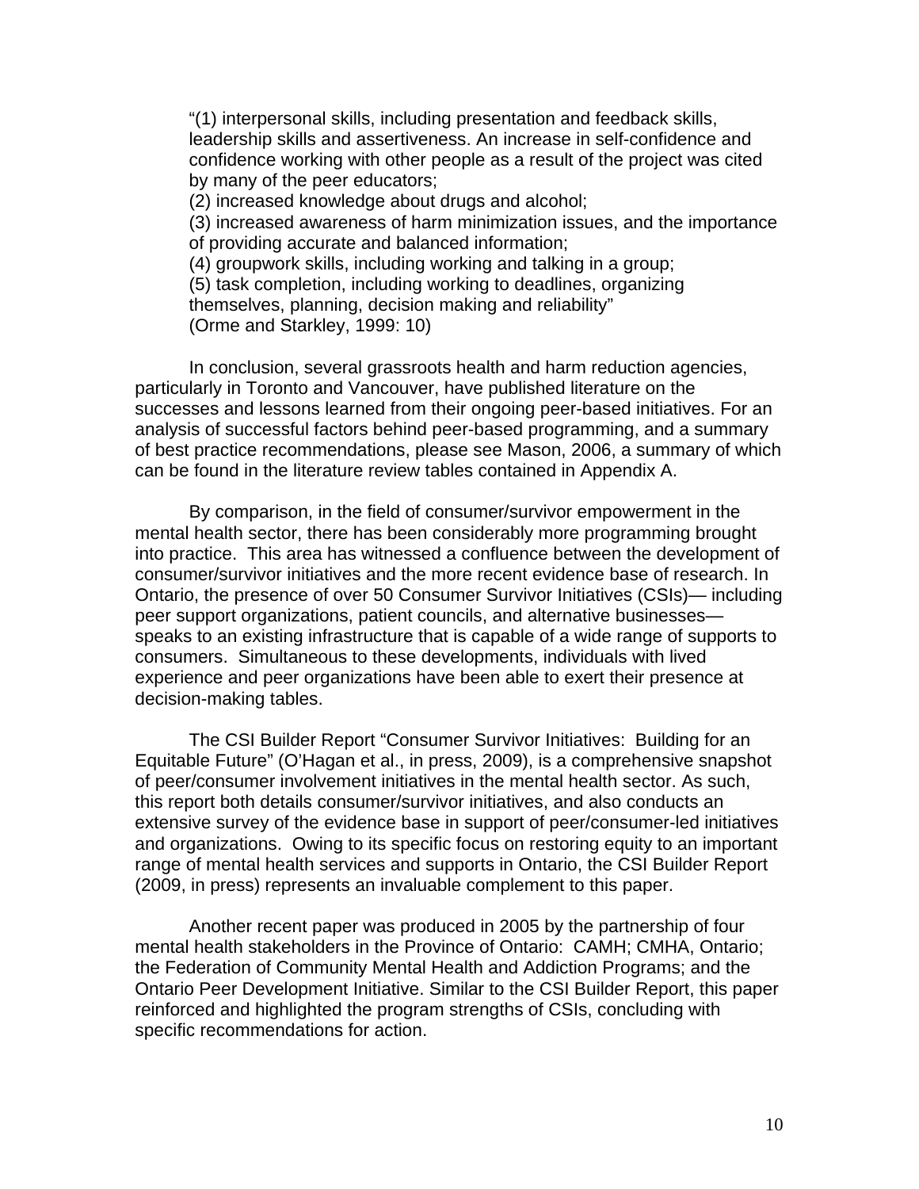"(1) interpersonal skills, including presentation and feedback skills, leadership skills and assertiveness. An increase in self-confidence and confidence working with other people as a result of the project was cited by many of the peer educators;
(2) increased knowledge about drugs and alcohol;
(3) increased awareness of harm minimization issues, and the importance of providing accurate and balanced information;
(4) groupwork skills, including working and talking in a group;
(5) task completion, including working to deadlines, organizing themselves, planning, decision making and reliability"
(Orme and Starkley, 1999: 10)

In conclusion, several grassroots health and harm reduction agencies, particularly in Toronto and Vancouver, have published literature on the successes and lessons learned from their ongoing peer-based initiatives. For an analysis of successful factors behind peer-based programming, and a summary of best practice recommendations, please see Mason, 2006, a summary of which can be found in the literature review tables contained in Appendix A.

By comparison, in the field of consumer/survivor empowerment in the mental health sector, there has been considerably more programming brought into practice. This area has witnessed a confluence between the development of consumer/survivor initiatives and the more recent evidence base of research. In Ontario, the presence of over 50 Consumer Survivor Initiatives (CSIs)— including peer support organizations, patient councils, and alternative businesses— speaks to an existing infrastructure that is capable of a wide range of supports to consumers. Simultaneous to these developments, individuals with lived experience and peer organizations have been able to exert their presence at decision-making tables.

The CSI Builder Report "Consumer Survivor Initiatives: Building for an Equitable Future" (O'Hagan et al., in press, 2009), is a comprehensive snapshot of peer/consumer involvement initiatives in the mental health sector. As such, this report both details consumer/survivor initiatives, and also conducts an extensive survey of the evidence base in support of peer/consumer-led initiatives and organizations. Owing to its specific focus on restoring equity to an important range of mental health services and supports in Ontario, the CSI Builder Report (2009, in press) represents an invaluable complement to this paper.

Another recent paper was produced in 2005 by the partnership of four mental health stakeholders in the Province of Ontario: CAMH; CMHA, Ontario; the Federation of Community Mental Health and Addiction Programs; and the Ontario Peer Development Initiative. Similar to the CSI Builder Report, this paper reinforced and highlighted the program strengths of CSIs, concluding with specific recommendations for action.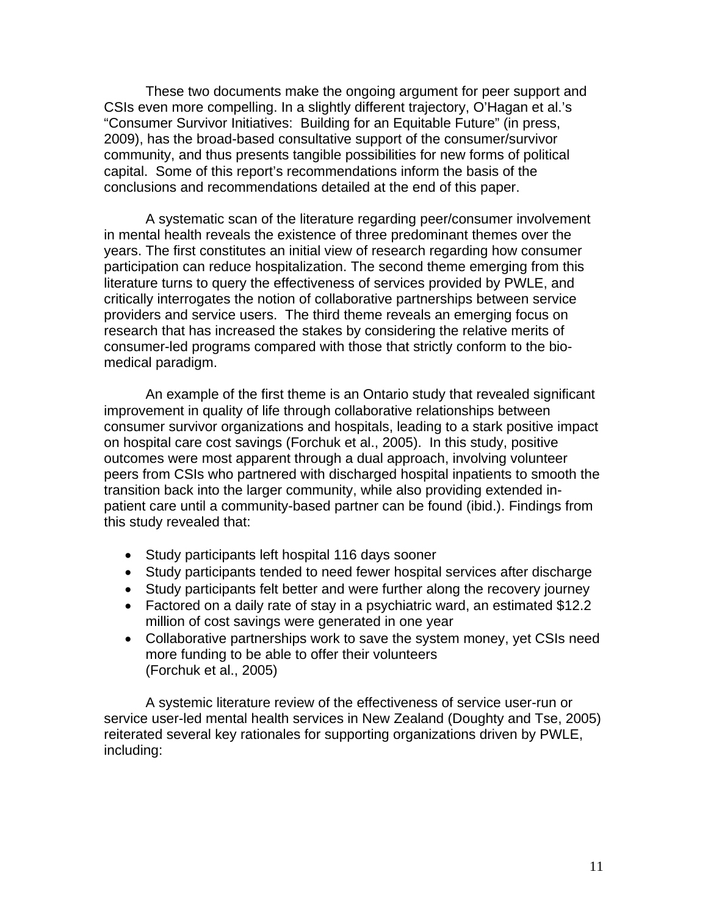These two documents make the ongoing argument for peer support and CSIs even more compelling. In a slightly different trajectory, O'Hagan et al.'s "Consumer Survivor Initiatives: Building for an Equitable Future" (in press, 2009), has the broad-based consultative support of the consumer/survivor community, and thus presents tangible possibilities for new forms of political capital. Some of this report's recommendations inform the basis of the conclusions and recommendations detailed at the end of this paper.

A systematic scan of the literature regarding peer/consumer involvement in mental health reveals the existence of three predominant themes over the years. The first constitutes an initial view of research regarding how consumer participation can reduce hospitalization. The second theme emerging from this literature turns to query the effectiveness of services provided by PWLE, and critically interrogates the notion of collaborative partnerships between service providers and service users. The third theme reveals an emerging focus on research that has increased the stakes by considering the relative merits of consumer-led programs compared with those that strictly conform to the bio-medical paradigm.

An example of the first theme is an Ontario study that revealed significant improvement in quality of life through collaborative relationships between consumer survivor organizations and hospitals, leading to a stark positive impact on hospital care cost savings (Forchuk et al., 2005). In this study, positive outcomes were most apparent through a dual approach, involving volunteer peers from CSIs who partnered with discharged hospital inpatients to smooth the transition back into the larger community, while also providing extended in-patient care until a community-based partner can be found (ibid.). Findings from this study revealed that:

- Study participants left hospital 116 days sooner
- Study participants tended to need fewer hospital services after discharge
- Study participants felt better and were further along the recovery journey
- Factored on a daily rate of stay in a psychiatric ward, an estimated $12.2 million of cost savings were generated in one year
- Collaborative partnerships work to save the system money, yet CSIs need more funding to be able to offer their volunteers (Forchuk et al., 2005)

A systemic literature review of the effectiveness of service user-run or service user-led mental health services in New Zealand (Doughty and Tse, 2005) reiterated several key rationales for supporting organizations driven by PWLE, including: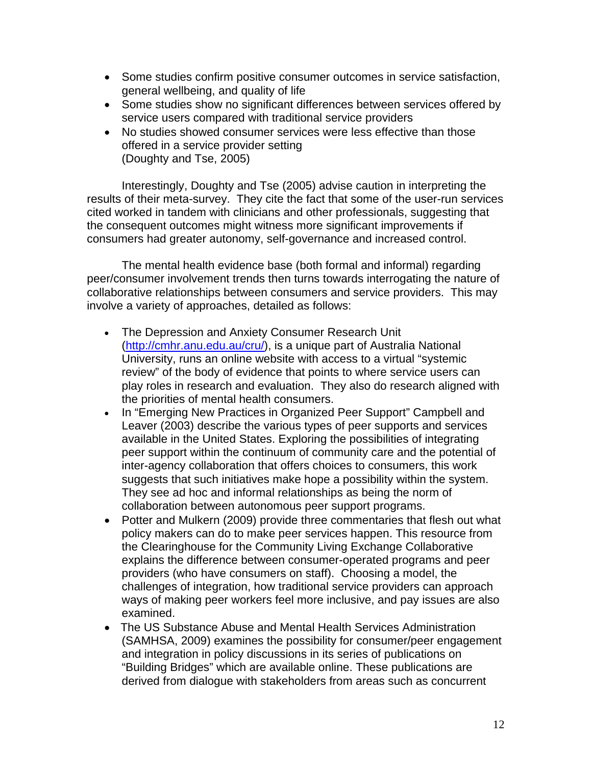- Some studies confirm positive consumer outcomes in service satisfaction, general wellbeing, and quality of life
- Some studies show no significant differences between services offered by service users compared with traditional service providers
- No studies showed consumer services were less effective than those offered in a service provider setting  
  (Doughty and Tse, 2005)

Interestingly, Doughty and Tse (2005) advise caution in interpreting the results of their meta-survey. They cite the fact that some of the user-run services cited worked in tandem with clinicians and other professionals, suggesting that the consequent outcomes might witness more significant improvements if consumers had greater autonomy, self-governance and increased control.

The mental health evidence base (both formal and informal) regarding peer/consumer involvement trends then turns towards interrogating the nature of collaborative relationships between consumers and service providers. This may involve a variety of approaches, detailed as follows:

- The Depression and Anxiety Consumer Research Unit (http://cmhr.anu.edu.au/cru/), is a unique part of Australia National University, runs an online website with access to a virtual "systemic review" of the body of evidence that points to where service users can play roles in research and evaluation. They also do research aligned with the priorities of mental health consumers.
- In "Emerging New Practices in Organized Peer Support" Campbell and Leaver (2003) describe the various types of peer supports and services available in the United States. Exploring the possibilities of integrating peer support within the continuum of community care and the potential of inter-agency collaboration that offers choices to consumers, this work suggests that such initiatives make hope a possibility within the system. They see ad hoc and informal relationships as being the norm of collaboration between autonomous peer support programs.
- Potter and Mulkern (2009) provide three commentaries that flesh out what policy makers can do to make peer services happen. This resource from the Clearinghouse for the Community Living Exchange Collaborative explains the difference between consumer-operated programs and peer providers (who have consumers on staff). Choosing a model, the challenges of integration, how traditional service providers can approach ways of making peer workers feel more inclusive, and pay issues are also examined.
- The US Substance Abuse and Mental Health Services Administration (SAMHSA, 2009) examines the possibility for consumer/peer engagement and integration in policy discussions in its series of publications on "Building Bridges" which are available online. These publications are derived from dialogue with stakeholders from areas such as concurrent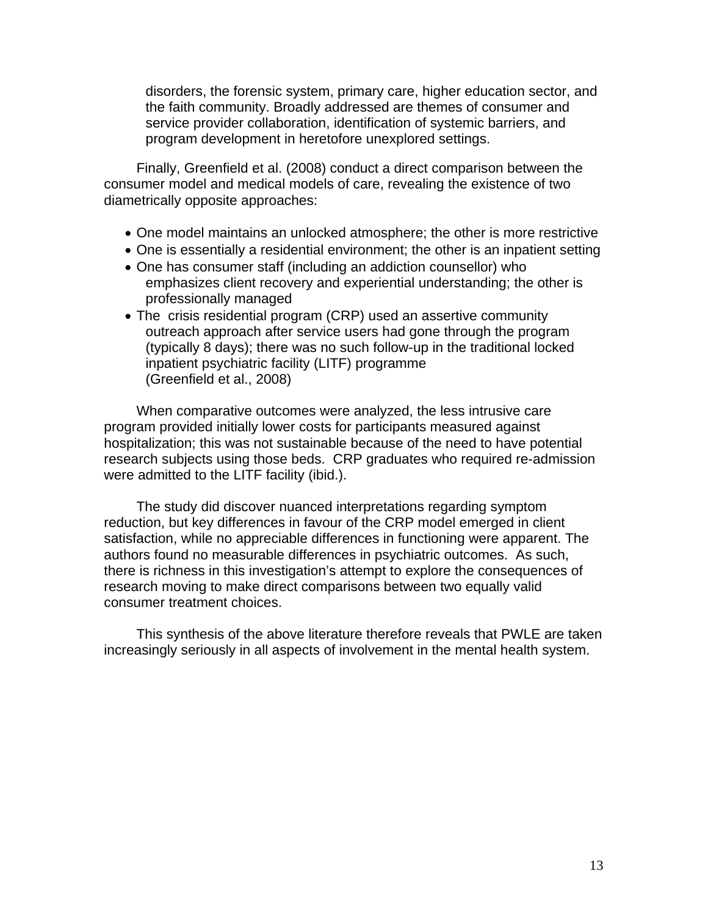disorders, the forensic system, primary care, higher education sector, and the faith community. Broadly addressed are themes of consumer and service provider collaboration, identification of systemic barriers, and program development in heretofore unexplored settings.

Finally, Greenfield et al. (2008) conduct a direct comparison between the consumer model and medical models of care, revealing the existence of two diametrically opposite approaches:

- One model maintains an unlocked atmosphere; the other is more restrictive
- One is essentially a residential environment; the other is an inpatient setting
- One has consumer staff (including an addiction counsellor) who emphasizes client recovery and experiential understanding; the other is professionally managed
- The crisis residential program (CRP) used an assertive community outreach approach after service users had gone through the program (typically 8 days); there was no such follow-up in the traditional locked inpatient psychiatric facility (LITF) programme (Greenfield et al., 2008)

When comparative outcomes were analyzed, the less intrusive care program provided initially lower costs for participants measured against hospitalization; this was not sustainable because of the need to have potential research subjects using those beds. CRP graduates who required re-admission were admitted to the LITF facility (ibid.).

The study did discover nuanced interpretations regarding symptom reduction, but key differences in favour of the CRP model emerged in client satisfaction, while no appreciable differences in functioning were apparent. The authors found no measurable differences in psychiatric outcomes. As such, there is richness in this investigation's attempt to explore the consequences of research moving to make direct comparisons between two equally valid consumer treatment choices.

This synthesis of the above literature therefore reveals that PWLE are taken increasingly seriously in all aspects of involvement in the mental health system.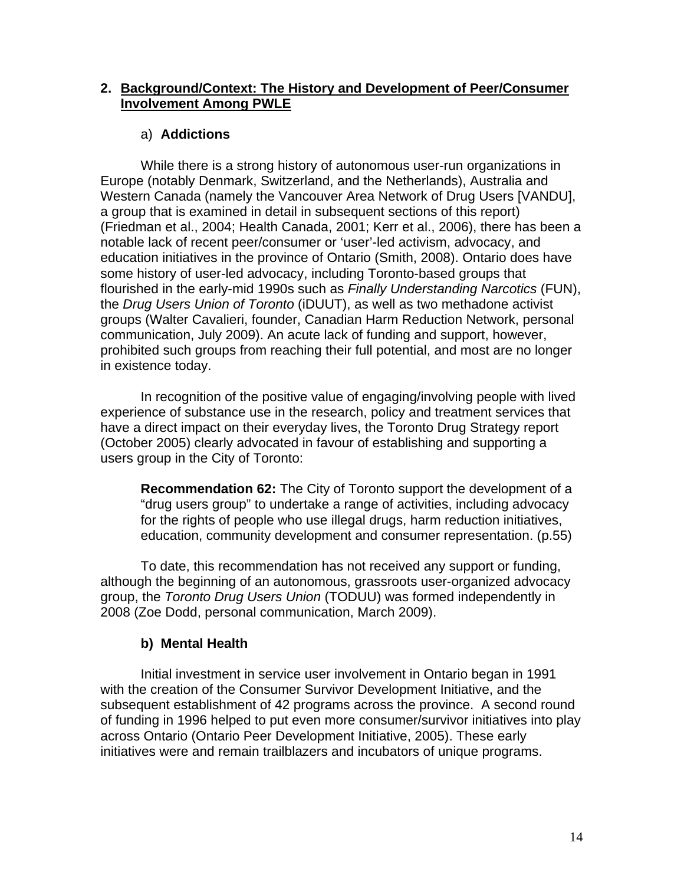## 2. Background/Context: The History and Development of Peer/Consumer Involvement Among PWLE

### a) **Addictions**

While there is a strong history of autonomous user-run organizations in Europe (notably Denmark, Switzerland, and the Netherlands), Australia and Western Canada (namely the Vancouver Area Network of Drug Users [VANDU], a group that is examined in detail in subsequent sections of this report) (Friedman et al., 2004; Health Canada, 2001; Kerr et al., 2006), there has been a notable lack of recent peer/consumer or 'user'-led activism, advocacy, and education initiatives in the province of Ontario (Smith, 2008). Ontario does have some history of user-led advocacy, including Toronto-based groups that flourished in the early-mid 1990s such as *Finally Understanding Narcotics* (FUN), the *Drug Users Union of Toronto* (iDUUT), as well as two methadone activist groups (Walter Cavalieri, founder, Canadian Harm Reduction Network, personal communication, July 2009). An acute lack of funding and support, however, prohibited such groups from reaching their full potential, and most are no longer in existence today.

In recognition of the positive value of engaging/involving people with lived experience of substance use in the research, policy and treatment services that have a direct impact on their everyday lives, the Toronto Drug Strategy report (October 2005) clearly advocated in favour of establishing and supporting a users group in the City of Toronto:

> **Recommendation 62:** The City of Toronto support the development of a "drug users group" to undertake a range of activities, including advocacy for the rights of people who use illegal drugs, harm reduction initiatives, education, community development and consumer representation. (p.55)

To date, this recommendation has not received any support or funding, although the beginning of an autonomous, grassroots user-organized advocacy group, the *Toronto Drug Users Union* (TODUU) was formed independently in 2008 (Zoe Dodd, personal communication, March 2009).

### b) Mental Health

Initial investment in service user involvement in Ontario began in 1991 with the creation of the Consumer Survivor Development Initiative, and the subsequent establishment of 42 programs across the province. A second round of funding in 1996 helped to put even more consumer/survivor initiatives into play across Ontario (Ontario Peer Development Initiative, 2005). These early initiatives were and remain trailblazers and incubators of unique programs.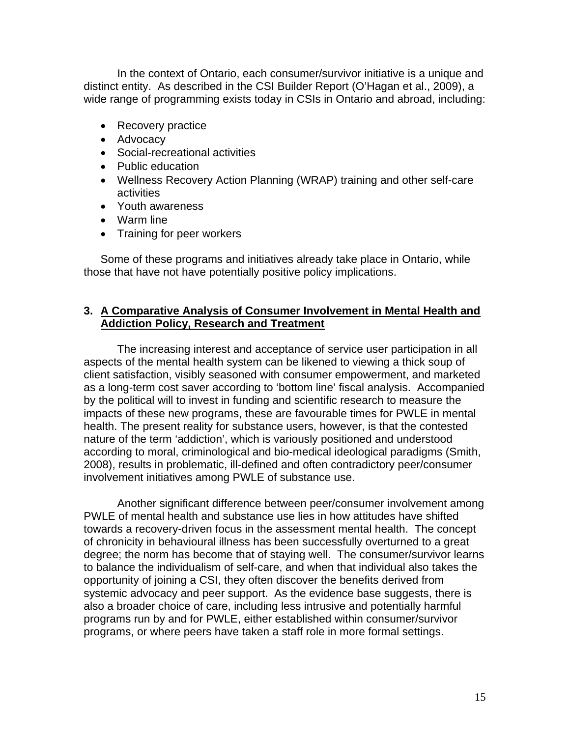In the context of Ontario, each consumer/survivor initiative is a unique and distinct entity. As described in the CSI Builder Report (O'Hagan et al., 2009), a wide range of programming exists today in CSIs in Ontario and abroad, including:

- Recovery practice
- Advocacy
- Social-recreational activities
- Public education
- Wellness Recovery Action Planning (WRAP) training and other self-care activities
- Youth awareness
- Warm line
- Training for peer workers

Some of these programs and initiatives already take place in Ontario, while those that have not have potentially positive policy implications.

## 3. A Comparative Analysis of Consumer Involvement in Mental Health and Addiction Policy, Research and Treatment

The increasing interest and acceptance of service user participation in all aspects of the mental health system can be likened to viewing a thick soup of client satisfaction, visibly seasoned with consumer empowerment, and marketed as a long-term cost saver according to 'bottom line' fiscal analysis. Accompanied by the political will to invest in funding and scientific research to measure the impacts of these new programs, these are favourable times for PWLE in mental health. The present reality for substance users, however, is that the contested nature of the term 'addiction', which is variously positioned and understood according to moral, criminological and bio-medical ideological paradigms (Smith, 2008), results in problematic, ill-defined and often contradictory peer/consumer involvement initiatives among PWLE of substance use.

Another significant difference between peer/consumer involvement among PWLE of mental health and substance use lies in how attitudes have shifted towards a recovery-driven focus in the assessment mental health. The concept of chronicity in behavioural illness has been successfully overturned to a great degree; the norm has become that of staying well. The consumer/survivor learns to balance the individualism of self-care, and when that individual also takes the opportunity of joining a CSI, they often discover the benefits derived from systemic advocacy and peer support. As the evidence base suggests, there is also a broader choice of care, including less intrusive and potentially harmful programs run by and for PWLE, either established within consumer/survivor programs, or where peers have taken a staff role in more formal settings.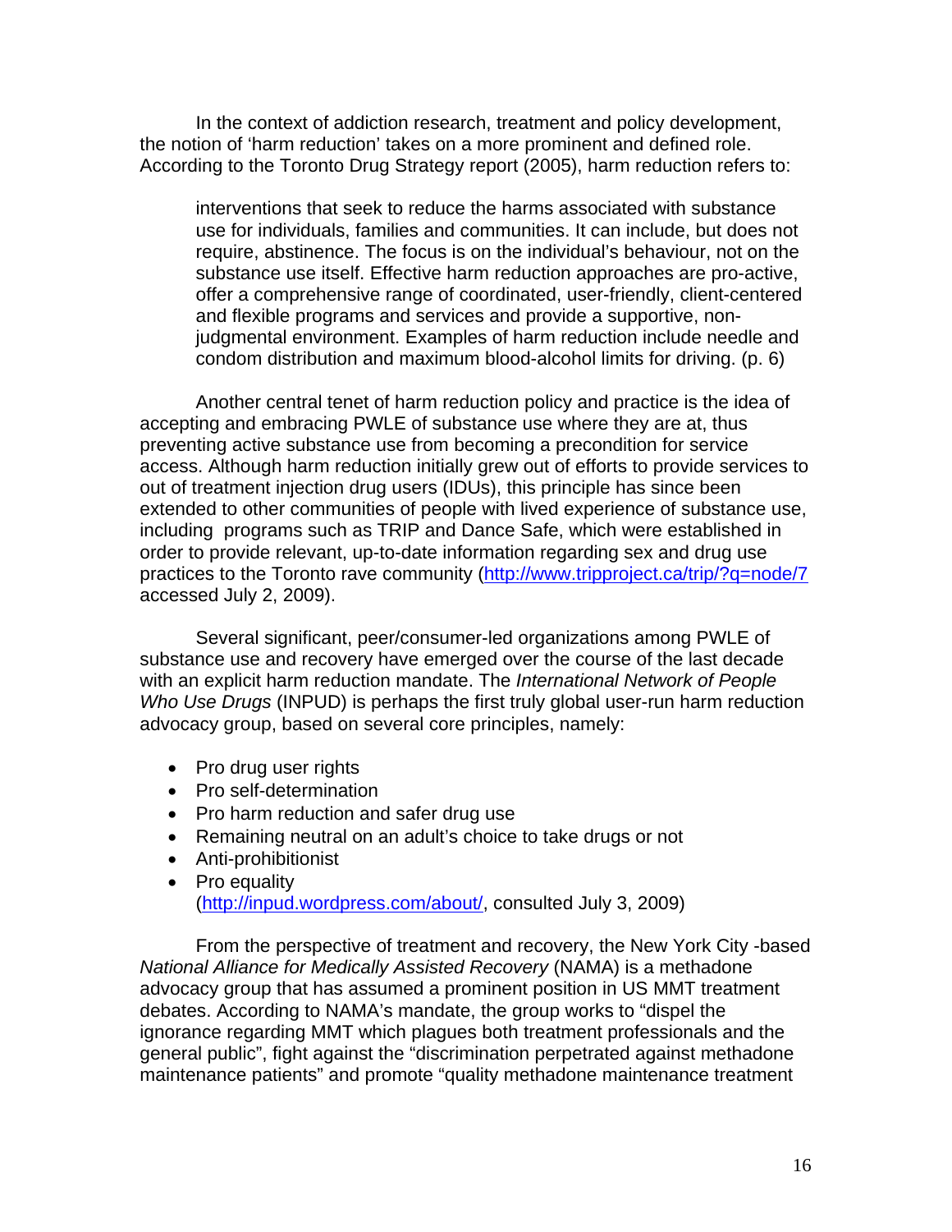In the context of addiction research, treatment and policy development, the notion of 'harm reduction' takes on a more prominent and defined role. According to the Toronto Drug Strategy report (2005), harm reduction refers to:

> interventions that seek to reduce the harms associated with substance use for individuals, families and communities. It can include, but does not require, abstinence. The focus is on the individual's behaviour, not on the substance use itself. Effective harm reduction approaches are pro-active, offer a comprehensive range of coordinated, user-friendly, client-centered and flexible programs and services and provide a supportive, non-judgmental environment. Examples of harm reduction include needle and condom distribution and maximum blood-alcohol limits for driving. (p. 6)

Another central tenet of harm reduction policy and practice is the idea of accepting and embracing PWLE of substance use where they are at, thus preventing active substance use from becoming a precondition for service access. Although harm reduction initially grew out of efforts to provide services to out of treatment injection drug users (IDUs), this principle has since been extended to other communities of people with lived experience of substance use, including programs such as TRIP and Dance Safe, which were established in order to provide relevant, up-to-date information regarding sex and drug use practices to the Toronto rave community (http://www.tripproject.ca/trip/?q=node/7 accessed July 2, 2009).

Several significant, peer/consumer-led organizations among PWLE of substance use and recovery have emerged over the course of the last decade with an explicit harm reduction mandate. The *International Network of People Who Use Drugs* (INPUD) is perhaps the first truly global user-run harm reduction advocacy group, based on several core principles, namely:

- Pro drug user rights
- Pro self-determination
- Pro harm reduction and safer drug use
- Remaining neutral on an adult's choice to take drugs or not
- Anti-prohibitionist
- Pro equality (http://inpud.wordpress.com/about/, consulted July 3, 2009)

From the perspective of treatment and recovery, the New York City -based *National Alliance for Medically Assisted Recovery* (NAMA) is a methadone advocacy group that has assumed a prominent position in US MMT treatment debates. According to NAMA's mandate, the group works to "dispel the ignorance regarding MMT which plagues both treatment professionals and the general public", fight against the "discrimination perpetrated against methadone maintenance patients" and promote "quality methadone maintenance treatment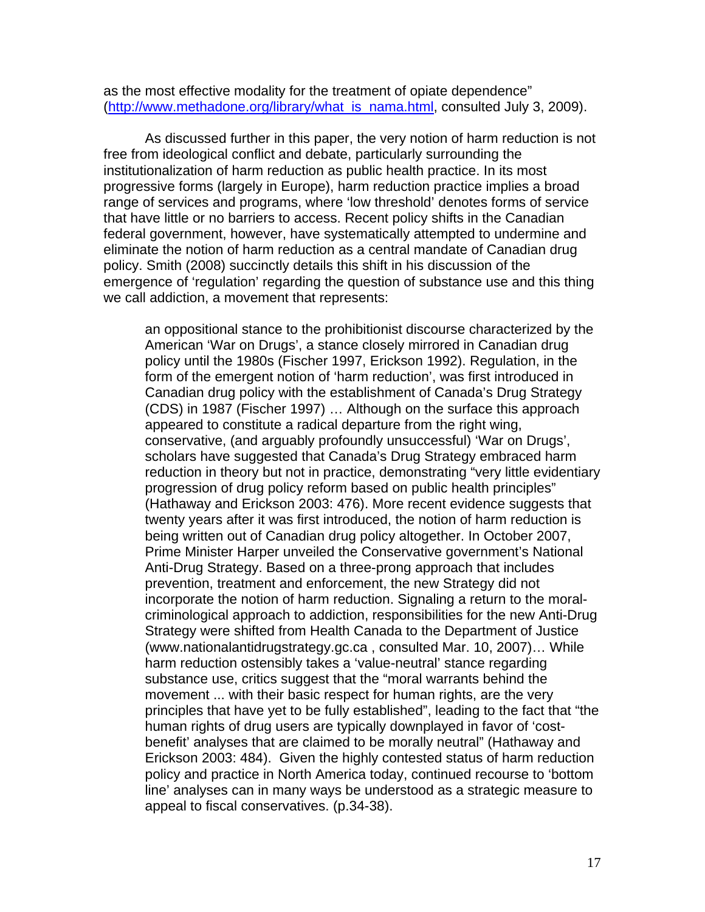as the most effective modality for the treatment of opiate dependence" (http://www.methadone.org/library/what_is_nama.html, consulted July 3, 2009).

As discussed further in this paper, the very notion of harm reduction is not free from ideological conflict and debate, particularly surrounding the institutionalization of harm reduction as public health practice. In its most progressive forms (largely in Europe), harm reduction practice implies a broad range of services and programs, where 'low threshold' denotes forms of service that have little or no barriers to access. Recent policy shifts in the Canadian federal government, however, have systematically attempted to undermine and eliminate the notion of harm reduction as a central mandate of Canadian drug policy. Smith (2008) succinctly details this shift in his discussion of the emergence of 'regulation' regarding the question of substance use and this thing we call addiction, a movement that represents:

> an oppositional stance to the prohibitionist discourse characterized by the American 'War on Drugs', a stance closely mirrored in Canadian drug policy until the 1980s (Fischer 1997, Erickson 1992). Regulation, in the form of the emergent notion of 'harm reduction', was first introduced in Canadian drug policy with the establishment of Canada's Drug Strategy (CDS) in 1987 (Fischer 1997) … Although on the surface this approach appeared to constitute a radical departure from the right wing, conservative, (and arguably profoundly unsuccessful) 'War on Drugs', scholars have suggested that Canada's Drug Strategy embraced harm reduction in theory but not in practice, demonstrating "very little evidentiary progression of drug policy reform based on public health principles" (Hathaway and Erickson 2003: 476). More recent evidence suggests that twenty years after it was first introduced, the notion of harm reduction is being written out of Canadian drug policy altogether. In October 2007, Prime Minister Harper unveiled the Conservative government's National Anti-Drug Strategy. Based on a three-prong approach that includes prevention, treatment and enforcement, the new Strategy did not incorporate the notion of harm reduction. Signaling a return to the moral-criminological approach to addiction, responsibilities for the new Anti-Drug Strategy were shifted from Health Canada to the Department of Justice (www.nationalantidrugstrategy.gc.ca , consulted Mar. 10, 2007)… While harm reduction ostensibly takes a 'value-neutral' stance regarding substance use, critics suggest that the "moral warrants behind the movement ... with their basic respect for human rights, are the very principles that have yet to be fully established", leading to the fact that "the human rights of drug users are typically downplayed in favor of 'cost-benefit' analyses that are claimed to be morally neutral" (Hathaway and Erickson 2003: 484). Given the highly contested status of harm reduction policy and practice in North America today, continued recourse to 'bottom line' analyses can in many ways be understood as a strategic measure to appeal to fiscal conservatives. (p.34-38).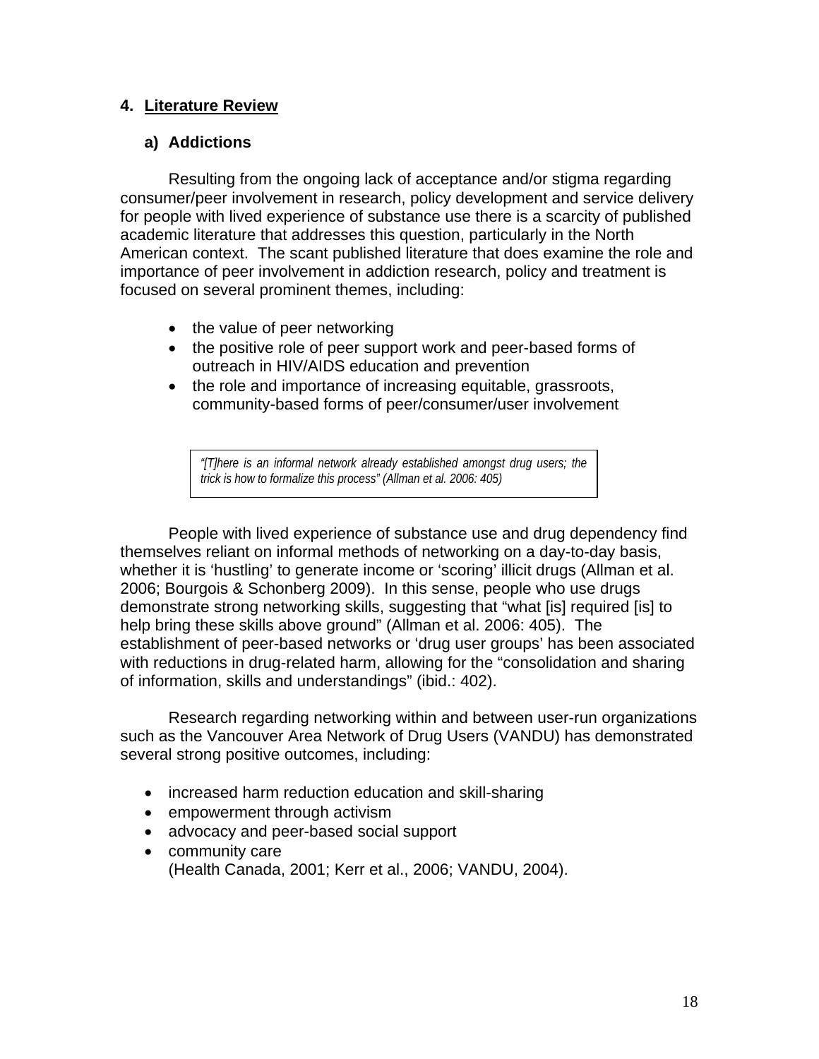## 4. Literature Review

### a) Addictions

Resulting from the ongoing lack of acceptance and/or stigma regarding consumer/peer involvement in research, policy development and service delivery for people with lived experience of substance use there is a scarcity of published academic literature that addresses this question, particularly in the North American context. The scant published literature that does examine the role and importance of peer involvement in addiction research, policy and treatment is focused on several prominent themes, including:

- the value of peer networking
- the positive role of peer support work and peer-based forms of outreach in HIV/AIDS education and prevention
- the role and importance of increasing equitable, grassroots, community-based forms of peer/consumer/user involvement

> *"[T]here is an informal network already established amongst drug users; the trick is how to formalize this process" (Allman et al. 2006: 405)*

People with lived experience of substance use and drug dependency find themselves reliant on informal methods of networking on a day-to-day basis, whether it is 'hustling' to generate income or 'scoring' illicit drugs (Allman et al. 2006; Bourgois & Schonberg 2009). In this sense, people who use drugs demonstrate strong networking skills, suggesting that "what [is] required [is] to help bring these skills above ground" (Allman et al. 2006: 405). The establishment of peer-based networks or 'drug user groups' has been associated with reductions in drug-related harm, allowing for the "consolidation and sharing of information, skills and understandings" (ibid.: 402).

Research regarding networking within and between user-run organizations such as the Vancouver Area Network of Drug Users (VANDU) has demonstrated several strong positive outcomes, including:

- increased harm reduction education and skill-sharing
- empowerment through activism
- advocacy and peer-based social support
- community care
  (Health Canada, 2001; Kerr et al., 2006; VANDU, 2004).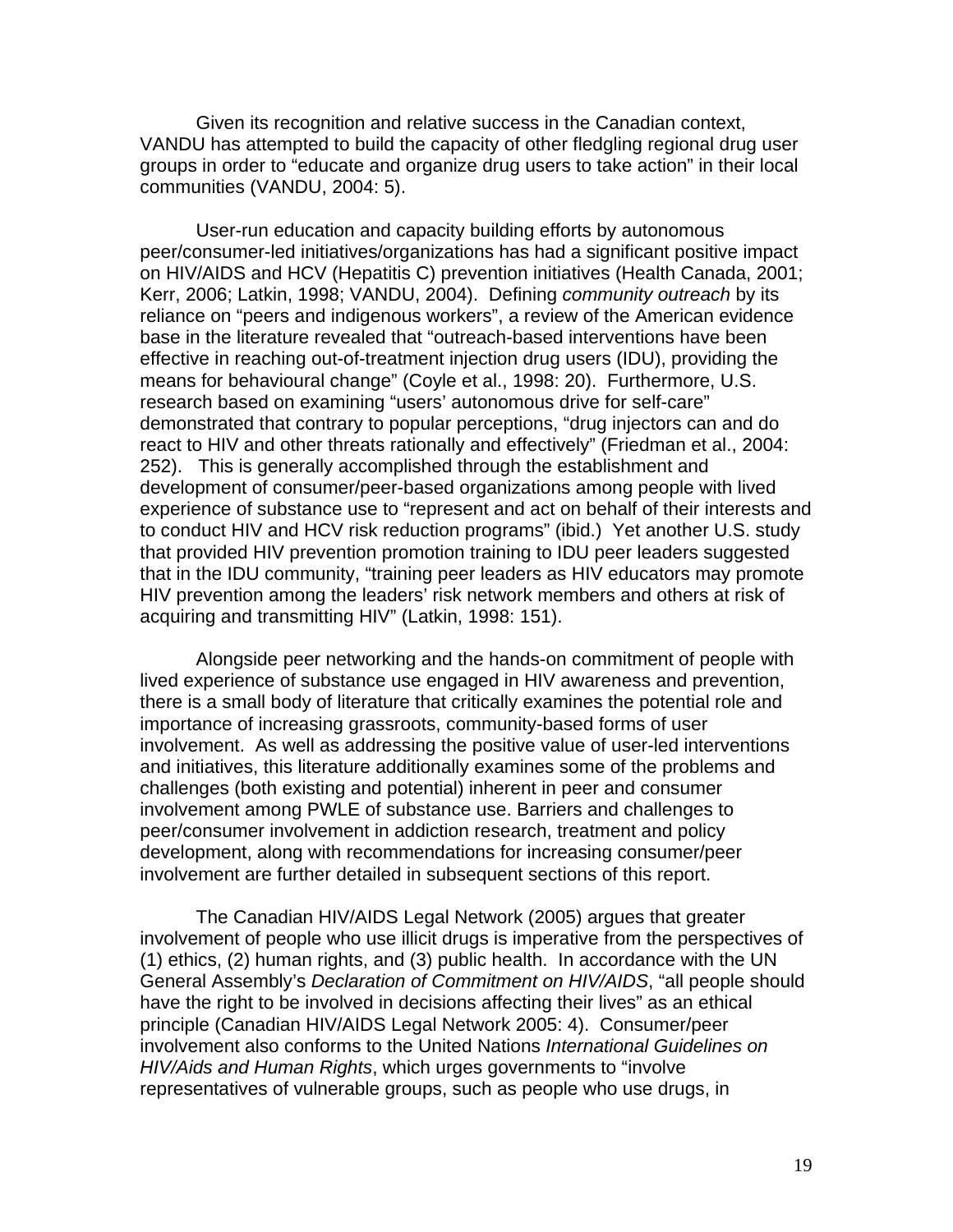Given its recognition and relative success in the Canadian context, VANDU has attempted to build the capacity of other fledgling regional drug user groups in order to "educate and organize drug users to take action" in their local communities (VANDU, 2004: 5).

User-run education and capacity building efforts by autonomous peer/consumer-led initiatives/organizations has had a significant positive impact on HIV/AIDS and HCV (Hepatitis C) prevention initiatives (Health Canada, 2001; Kerr, 2006; Latkin, 1998; VANDU, 2004). Defining *community outreach* by its reliance on "peers and indigenous workers", a review of the American evidence base in the literature revealed that "outreach-based interventions have been effective in reaching out-of-treatment injection drug users (IDU), providing the means for behavioural change" (Coyle et al., 1998: 20). Furthermore, U.S. research based on examining "users' autonomous drive for self-care" demonstrated that contrary to popular perceptions, "drug injectors can and do react to HIV and other threats rationally and effectively" (Friedman et al., 2004: 252). This is generally accomplished through the establishment and development of consumer/peer-based organizations among people with lived experience of substance use to "represent and act on behalf of their interests and to conduct HIV and HCV risk reduction programs" (ibid.) Yet another U.S. study that provided HIV prevention promotion training to IDU peer leaders suggested that in the IDU community, "training peer leaders as HIV educators may promote HIV prevention among the leaders' risk network members and others at risk of acquiring and transmitting HIV" (Latkin, 1998: 151).

Alongside peer networking and the hands-on commitment of people with lived experience of substance use engaged in HIV awareness and prevention, there is a small body of literature that critically examines the potential role and importance of increasing grassroots, community-based forms of user involvement. As well as addressing the positive value of user-led interventions and initiatives, this literature additionally examines some of the problems and challenges (both existing and potential) inherent in peer and consumer involvement among PWLE of substance use. Barriers and challenges to peer/consumer involvement in addiction research, treatment and policy development, along with recommendations for increasing consumer/peer involvement are further detailed in subsequent sections of this report.

The Canadian HIV/AIDS Legal Network (2005) argues that greater involvement of people who use illicit drugs is imperative from the perspectives of (1) ethics, (2) human rights, and (3) public health. In accordance with the UN General Assembly's *Declaration of Commitment on HIV/AIDS*, "all people should have the right to be involved in decisions affecting their lives" as an ethical principle (Canadian HIV/AIDS Legal Network 2005: 4). Consumer/peer involvement also conforms to the United Nations *International Guidelines on HIV/Aids and Human Rights*, which urges governments to "involve representatives of vulnerable groups, such as people who use drugs, in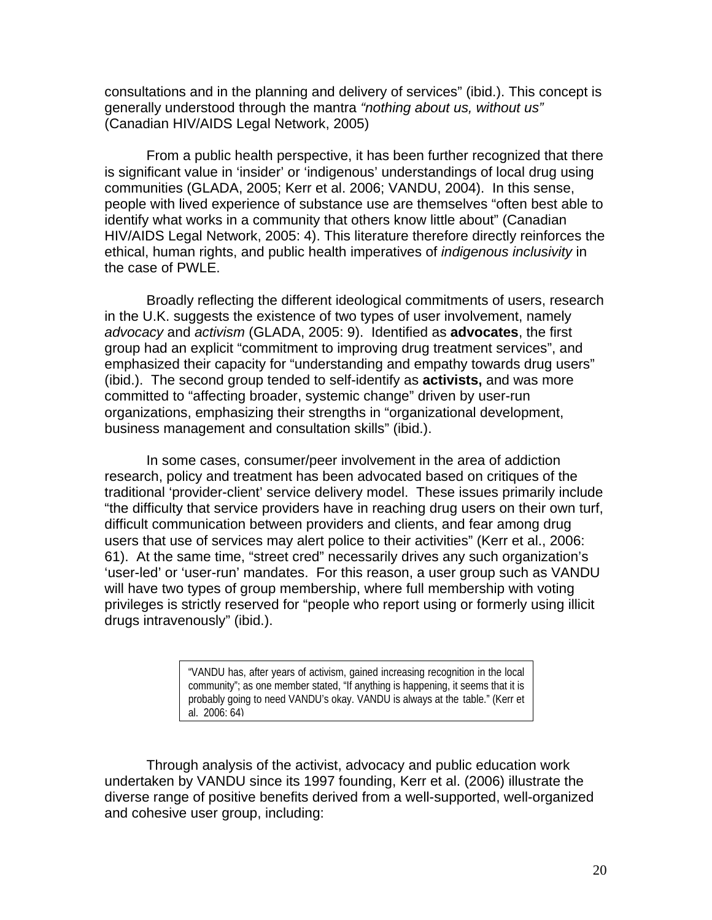consultations and in the planning and delivery of services" (ibid.). This concept is generally understood through the mantra *"nothing about us, without us"* (Canadian HIV/AIDS Legal Network, 2005)

From a public health perspective, it has been further recognized that there is significant value in 'insider' or 'indigenous' understandings of local drug using communities (GLADA, 2005; Kerr et al. 2006; VANDU, 2004). In this sense, people with lived experience of substance use are themselves "often best able to identify what works in a community that others know little about" (Canadian HIV/AIDS Legal Network, 2005: 4). This literature therefore directly reinforces the ethical, human rights, and public health imperatives of *indigenous inclusivity* in the case of PWLE.

Broadly reflecting the different ideological commitments of users, research in the U.K. suggests the existence of two types of user involvement, namely *advocacy* and *activism* (GLADA, 2005: 9). Identified as **advocates**, the first group had an explicit "commitment to improving drug treatment services", and emphasized their capacity for "understanding and empathy towards drug users" (ibid.). The second group tended to self-identify as **activists,** and was more committed to "affecting broader, systemic change" driven by user-run organizations, emphasizing their strengths in "organizational development, business management and consultation skills" (ibid.).

In some cases, consumer/peer involvement in the area of addiction research, policy and treatment has been advocated based on critiques of the traditional 'provider-client' service delivery model. These issues primarily include "the difficulty that service providers have in reaching drug users on their own turf, difficult communication between providers and clients, and fear among drug users that use of services may alert police to their activities" (Kerr et al., 2006: 61). At the same time, "street cred" necessarily drives any such organization's 'user-led' or 'user-run' mandates. For this reason, a user group such as VANDU will have two types of group membership, where full membership with voting privileges is strictly reserved for "people who report using or formerly using illicit drugs intravenously" (ibid.).

> "VANDU has, after years of activism, gained increasing recognition in the local community"; as one member stated, "If anything is happening, it seems that it is probably going to need VANDU's okay. VANDU is always at the table." (Kerr et al. 2006: 64)

Through analysis of the activist, advocacy and public education work undertaken by VANDU since its 1997 founding, Kerr et al. (2006) illustrate the diverse range of positive benefits derived from a well-supported, well-organized and cohesive user group, including: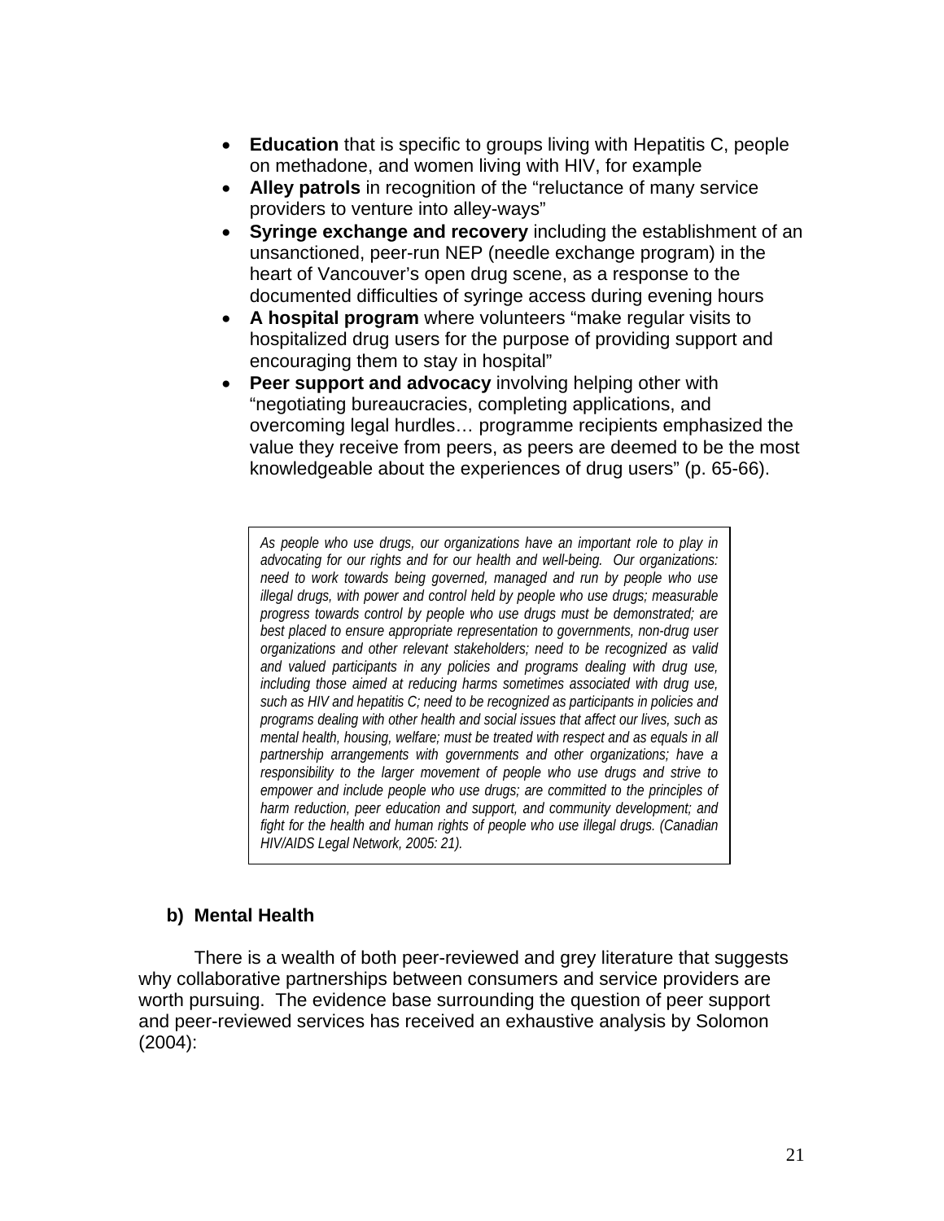- **Education** that is specific to groups living with Hepatitis C, people on methadone, and women living with HIV, for example
- **Alley patrols** in recognition of the "reluctance of many service providers to venture into alley-ways"
- **Syringe exchange and recovery** including the establishment of an unsanctioned, peer-run NEP (needle exchange program) in the heart of Vancouver's open drug scene, as a response to the documented difficulties of syringe access during evening hours
- **A hospital program** where volunteers "make regular visits to hospitalized drug users for the purpose of providing support and encouraging them to stay in hospital"
- **Peer support and advocacy** involving helping other with "negotiating bureaucracies, completing applications, and overcoming legal hurdles… programme recipients emphasized the value they receive from peers, as peers are deemed to be the most knowledgeable about the experiences of drug users" (p. 65-66).

> *As people who use drugs, our organizations have an important role to play in advocating for our rights and for our health and well-being. Our organizations: need to work towards being governed, managed and run by people who use illegal drugs, with power and control held by people who use drugs; measurable progress towards control by people who use drugs must be demonstrated; are best placed to ensure appropriate representation to governments, non-drug user organizations and other relevant stakeholders; need to be recognized as valid and valued participants in any policies and programs dealing with drug use, including those aimed at reducing harms sometimes associated with drug use, such as HIV and hepatitis C; need to be recognized as participants in policies and programs dealing with other health and social issues that affect our lives, such as mental health, housing, welfare; must be treated with respect and as equals in all partnership arrangements with governments and other organizations; have a responsibility to the larger movement of people who use drugs and strive to empower and include people who use drugs; are committed to the principles of harm reduction, peer education and support, and community development; and fight for the health and human rights of people who use illegal drugs. (Canadian HIV/AIDS Legal Network, 2005: 21).*

### b) Mental Health

There is a wealth of both peer-reviewed and grey literature that suggests why collaborative partnerships between consumers and service providers are worth pursuing. The evidence base surrounding the question of peer support and peer-reviewed services has received an exhaustive analysis by Solomon (2004):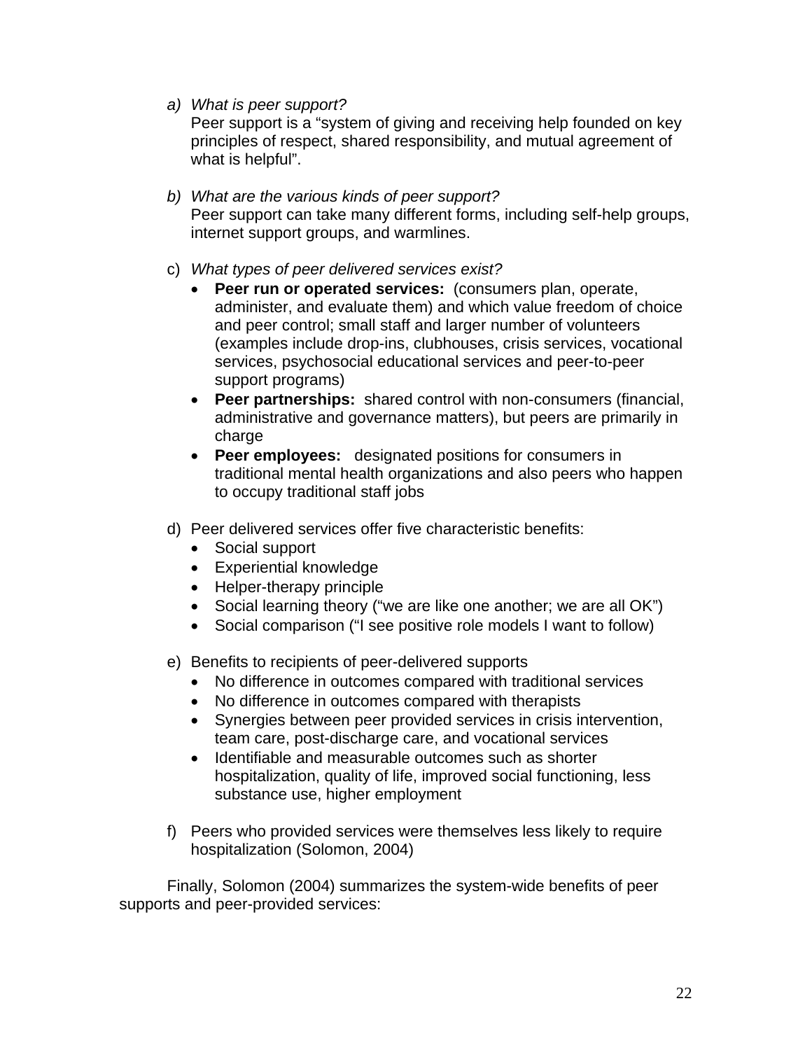a) *What is peer support?*
   Peer support is a "system of giving and receiving help founded on key principles of respect, shared responsibility, and mutual agreement of what is helpful".

b) *What are the various kinds of peer support?*
   Peer support can take many different forms, including self-help groups, internet support groups, and warmlines.

c) *What types of peer delivered services exist?*
   - **Peer run or operated services:** (consumers plan, operate, administer, and evaluate them) and which value freedom of choice and peer control; small staff and larger number of volunteers (examples include drop-ins, clubhouses, crisis services, vocational services, psychosocial educational services and peer-to-peer support programs)
   - **Peer partnerships:** shared control with non-consumers (financial, administrative and governance matters), but peers are primarily in charge
   - **Peer employees:** designated positions for consumers in traditional mental health organizations and also peers who happen to occupy traditional staff jobs

d) Peer delivered services offer five characteristic benefits:
   - Social support
   - Experiential knowledge
   - Helper-therapy principle
   - Social learning theory ("we are like one another; we are all OK")
   - Social comparison ("I see positive role models I want to follow)

e) Benefits to recipients of peer-delivered supports
   - No difference in outcomes compared with traditional services
   - No difference in outcomes compared with therapists
   - Synergies between peer provided services in crisis intervention, team care, post-discharge care, and vocational services
   - Identifiable and measurable outcomes such as shorter hospitalization, quality of life, improved social functioning, less substance use, higher employment

f) Peers who provided services were themselves less likely to require hospitalization (Solomon, 2004)

Finally, Solomon (2004) summarizes the system-wide benefits of peer supports and peer-provided services: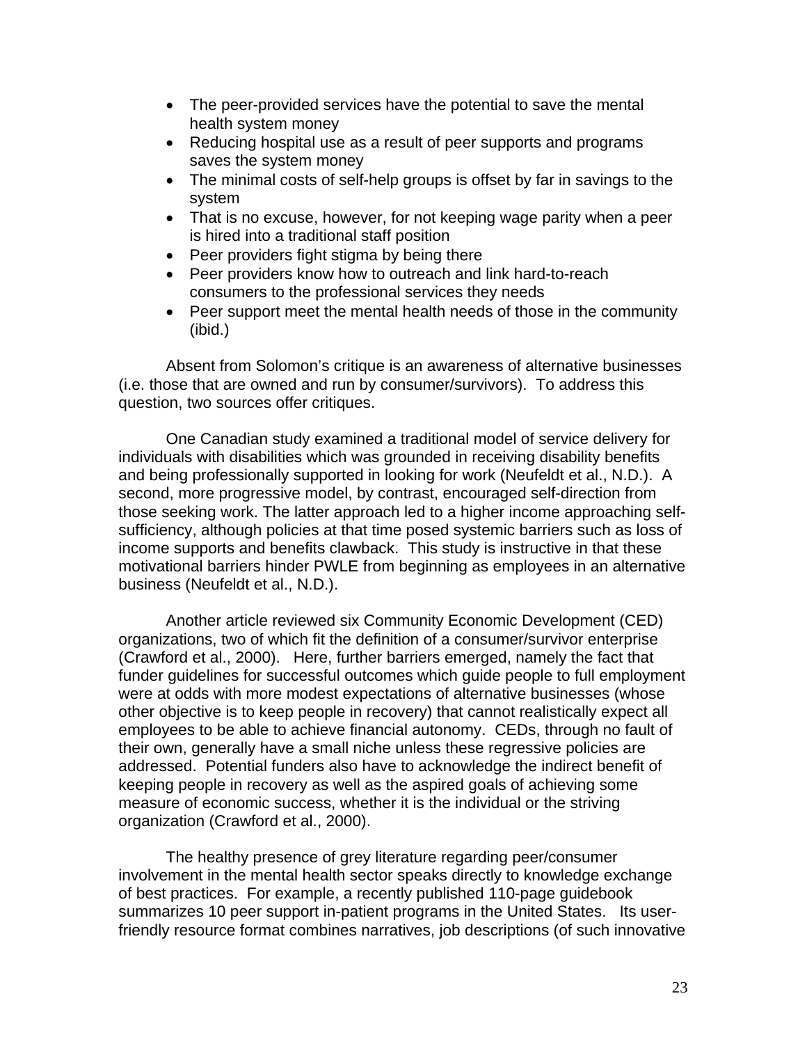- The peer-provided services have the potential to save the mental health system money
- Reducing hospital use as a result of peer supports and programs saves the system money
- The minimal costs of self-help groups is offset by far in savings to the system
- That is no excuse, however, for not keeping wage parity when a peer is hired into a traditional staff position
- Peer providers fight stigma by being there
- Peer providers know how to outreach and link hard-to-reach consumers to the professional services they needs
- Peer support meet the mental health needs of those in the community (ibid.)

Absent from Solomon's critique is an awareness of alternative businesses (i.e. those that are owned and run by consumer/survivors). To address this question, two sources offer critiques.

One Canadian study examined a traditional model of service delivery for individuals with disabilities which was grounded in receiving disability benefits and being professionally supported in looking for work (Neufeldt et al., N.D.). A second, more progressive model, by contrast, encouraged self-direction from those seeking work. The latter approach led to a higher income approaching self-sufficiency, although policies at that time posed systemic barriers such as loss of income supports and benefits clawback. This study is instructive in that these motivational barriers hinder PWLE from beginning as employees in an alternative business (Neufeldt et al., N.D.).

Another article reviewed six Community Economic Development (CED) organizations, two of which fit the definition of a consumer/survivor enterprise (Crawford et al., 2000). Here, further barriers emerged, namely the fact that funder guidelines for successful outcomes which guide people to full employment were at odds with more modest expectations of alternative businesses (whose other objective is to keep people in recovery) that cannot realistically expect all employees to be able to achieve financial autonomy. CEDs, through no fault of their own, generally have a small niche unless these regressive policies are addressed. Potential funders also have to acknowledge the indirect benefit of keeping people in recovery as well as the aspired goals of achieving some measure of economic success, whether it is the individual or the striving organization (Crawford et al., 2000).

The healthy presence of grey literature regarding peer/consumer involvement in the mental health sector speaks directly to knowledge exchange of best practices. For example, a recently published 110-page guidebook summarizes 10 peer support in-patient programs in the United States. Its user-friendly resource format combines narratives, job descriptions (of such innovative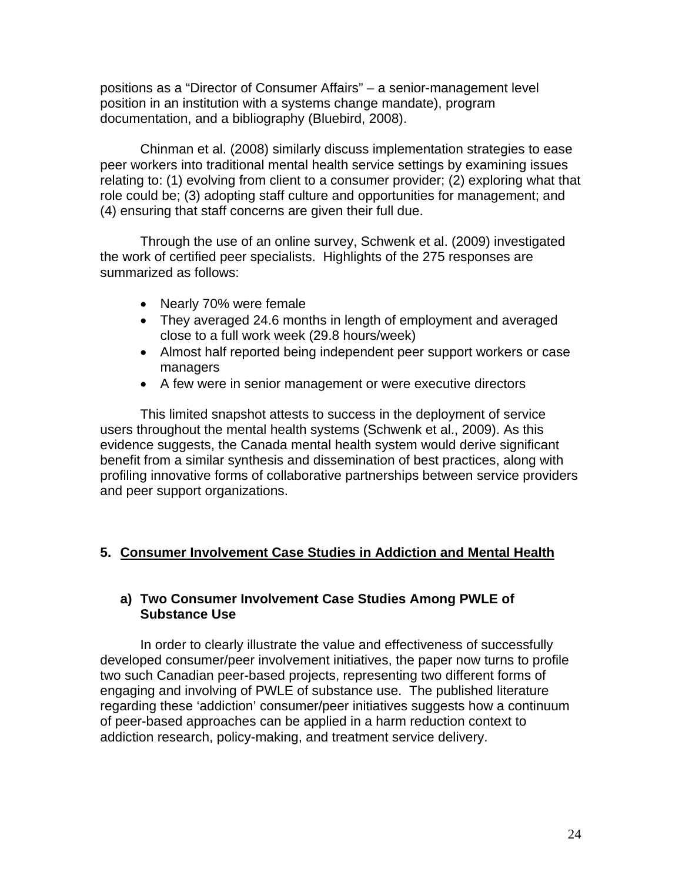positions as a "Director of Consumer Affairs" – a senior-management level position in an institution with a systems change mandate), program documentation, and a bibliography (Bluebird, 2008).

Chinman et al. (2008) similarly discuss implementation strategies to ease peer workers into traditional mental health service settings by examining issues relating to: (1) evolving from client to a consumer provider; (2) exploring what that role could be; (3) adopting staff culture and opportunities for management; and (4) ensuring that staff concerns are given their full due.

Through the use of an online survey, Schwenk et al. (2009) investigated the work of certified peer specialists. Highlights of the 275 responses are summarized as follows:

- Nearly 70% were female
- They averaged 24.6 months in length of employment and averaged close to a full work week (29.8 hours/week)
- Almost half reported being independent peer support workers or case managers
- A few were in senior management or were executive directors

This limited snapshot attests to success in the deployment of service users throughout the mental health systems (Schwenk et al., 2009). As this evidence suggests, the Canada mental health system would derive significant benefit from a similar synthesis and dissemination of best practices, along with profiling innovative forms of collaborative partnerships between service providers and peer support organizations.

## 5. Consumer Involvement Case Studies in Addiction and Mental Health

### a) Two Consumer Involvement Case Studies Among PWLE of Substance Use

In order to clearly illustrate the value and effectiveness of successfully developed consumer/peer involvement initiatives, the paper now turns to profile two such Canadian peer-based projects, representing two different forms of engaging and involving of PWLE of substance use. The published literature regarding these 'addiction' consumer/peer initiatives suggests how a continuum of peer-based approaches can be applied in a harm reduction context to addiction research, policy-making, and treatment service delivery.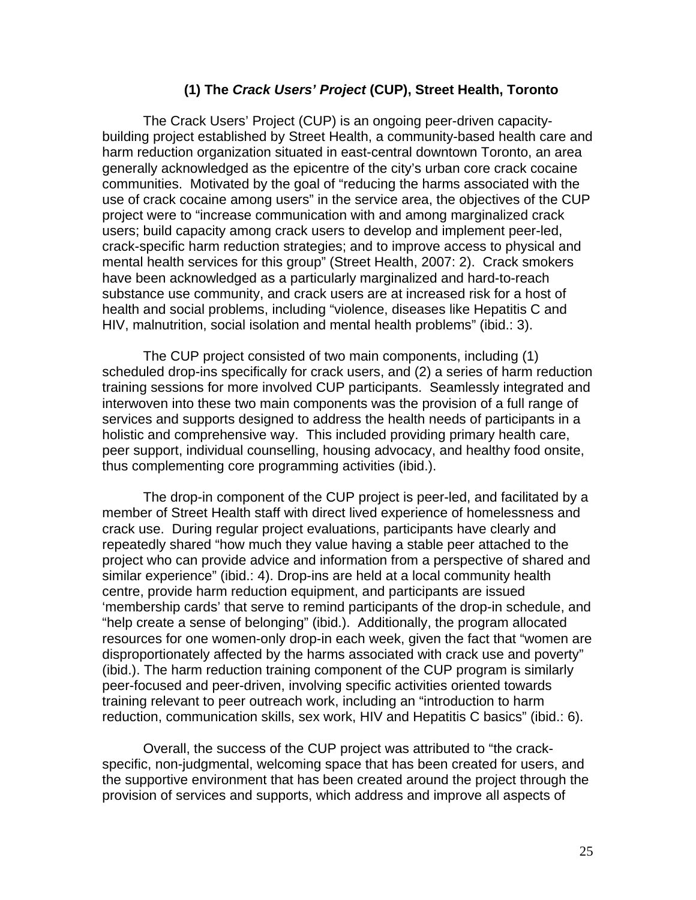### (1) The *Crack Users' Project* (CUP), Street Health, Toronto

The Crack Users' Project (CUP) is an ongoing peer-driven capacity-building project established by Street Health, a community-based health care and harm reduction organization situated in east-central downtown Toronto, an area generally acknowledged as the epicentre of the city's urban core crack cocaine communities. Motivated by the goal of "reducing the harms associated with the use of crack cocaine among users" in the service area, the objectives of the CUP project were to "increase communication with and among marginalized crack users; build capacity among crack users to develop and implement peer-led, crack-specific harm reduction strategies; and to improve access to physical and mental health services for this group" (Street Health, 2007: 2). Crack smokers have been acknowledged as a particularly marginalized and hard-to-reach substance use community, and crack users are at increased risk for a host of health and social problems, including "violence, diseases like Hepatitis C and HIV, malnutrition, social isolation and mental health problems" (ibid.: 3).

The CUP project consisted of two main components, including (1) scheduled drop-ins specifically for crack users, and (2) a series of harm reduction training sessions for more involved CUP participants. Seamlessly integrated and interwoven into these two main components was the provision of a full range of services and supports designed to address the health needs of participants in a holistic and comprehensive way. This included providing primary health care, peer support, individual counselling, housing advocacy, and healthy food onsite, thus complementing core programming activities (ibid.).

The drop-in component of the CUP project is peer-led, and facilitated by a member of Street Health staff with direct lived experience of homelessness and crack use. During regular project evaluations, participants have clearly and repeatedly shared "how much they value having a stable peer attached to the project who can provide advice and information from a perspective of shared and similar experience" (ibid.: 4). Drop-ins are held at a local community health centre, provide harm reduction equipment, and participants are issued 'membership cards' that serve to remind participants of the drop-in schedule, and "help create a sense of belonging" (ibid.). Additionally, the program allocated resources for one women-only drop-in each week, given the fact that "women are disproportionately affected by the harms associated with crack use and poverty" (ibid.). The harm reduction training component of the CUP program is similarly peer-focused and peer-driven, involving specific activities oriented towards training relevant to peer outreach work, including an "introduction to harm reduction, communication skills, sex work, HIV and Hepatitis C basics" (ibid.: 6).

Overall, the success of the CUP project was attributed to "the crack-specific, non-judgmental, welcoming space that has been created for users, and the supportive environment that has been created around the project through the provision of services and supports, which address and improve all aspects of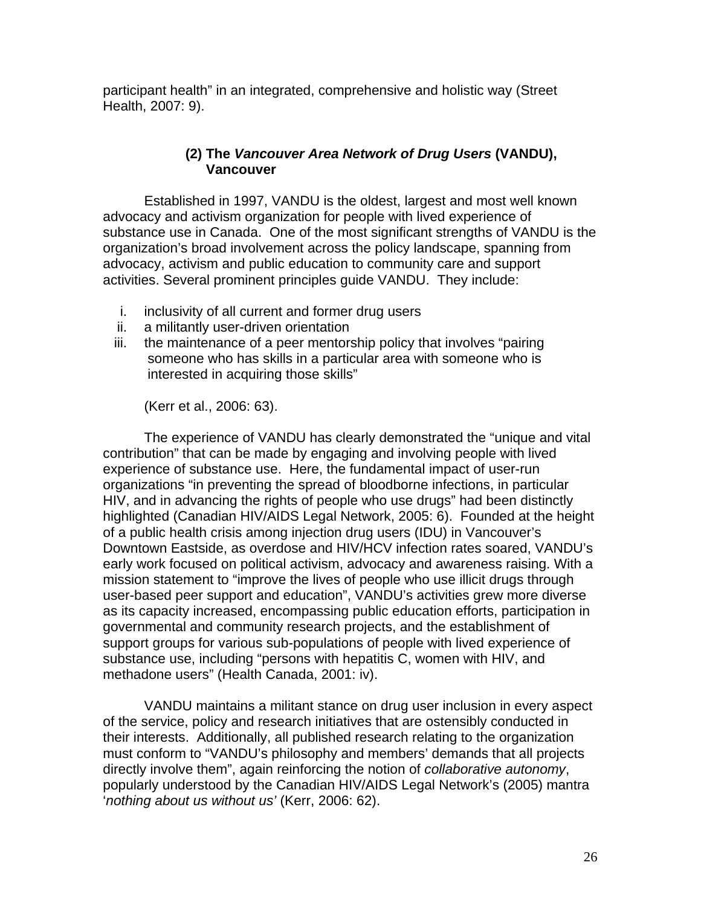participant health" in an integrated, comprehensive and holistic way (Street Health, 2007: 9).

### (2) The *Vancouver Area Network of Drug Users* (VANDU), Vancouver

Established in 1997, VANDU is the oldest, largest and most well known advocacy and activism organization for people with lived experience of substance use in Canada. One of the most significant strengths of VANDU is the organization's broad involvement across the policy landscape, spanning from advocacy, activism and public education to community care and support activities. Several prominent principles guide VANDU. They include:

i. inclusivity of all current and former drug users
ii. a militantly user-driven orientation
iii. the maintenance of a peer mentorship policy that involves "pairing someone who has skills in a particular area with someone who is interested in acquiring those skills"

(Kerr et al., 2006: 63).

The experience of VANDU has clearly demonstrated the "unique and vital contribution" that can be made by engaging and involving people with lived experience of substance use. Here, the fundamental impact of user-run organizations "in preventing the spread of bloodborne infections, in particular HIV, and in advancing the rights of people who use drugs" had been distinctly highlighted (Canadian HIV/AIDS Legal Network, 2005: 6). Founded at the height of a public health crisis among injection drug users (IDU) in Vancouver's Downtown Eastside, as overdose and HIV/HCV infection rates soared, VANDU's early work focused on political activism, advocacy and awareness raising. With a mission statement to "improve the lives of people who use illicit drugs through user-based peer support and education", VANDU's activities grew more diverse as its capacity increased, encompassing public education efforts, participation in governmental and community research projects, and the establishment of support groups for various sub-populations of people with lived experience of substance use, including "persons with hepatitis C, women with HIV, and methadone users" (Health Canada, 2001: iv).

VANDU maintains a militant stance on drug user inclusion in every aspect of the service, policy and research initiatives that are ostensibly conducted in their interests. Additionally, all published research relating to the organization must conform to "VANDU's philosophy and members' demands that all projects directly involve them", again reinforcing the notion of *collaborative autonomy*, popularly understood by the Canadian HIV/AIDS Legal Network's (2005) mantra '*nothing about us without us'* (Kerr, 2006: 62).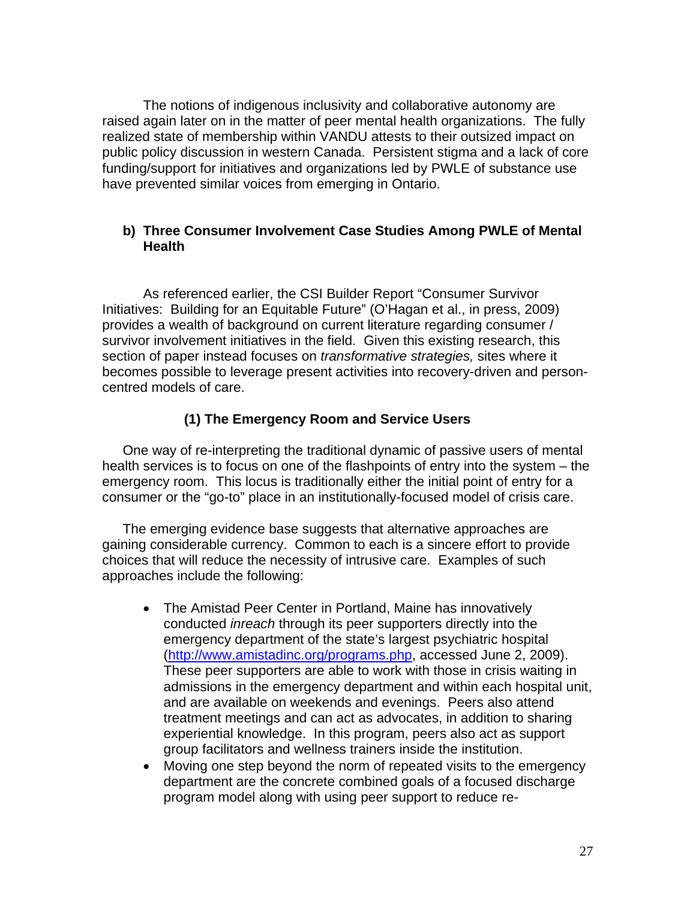The notions of indigenous inclusivity and collaborative autonomy are raised again later on in the matter of peer mental health organizations. The fully realized state of membership within VANDU attests to their outsized impact on public policy discussion in western Canada. Persistent stigma and a lack of core funding/support for initiatives and organizations led by PWLE of substance use have prevented similar voices from emerging in Ontario.

### b) Three Consumer Involvement Case Studies Among PWLE of Mental Health

As referenced earlier, the CSI Builder Report "Consumer Survivor Initiatives: Building for an Equitable Future" (O'Hagan et al., in press, 2009) provides a wealth of background on current literature regarding consumer / survivor involvement initiatives in the field. Given this existing research, this section of paper instead focuses on *transformative strategies,* sites where it becomes possible to leverage present activities into recovery-driven and person-centred models of care.

#### (1) The Emergency Room and Service Users

One way of re-interpreting the traditional dynamic of passive users of mental health services is to focus on one of the flashpoints of entry into the system – the emergency room. This locus is traditionally either the initial point of entry for a consumer or the "go-to" place in an institutionally-focused model of crisis care.

The emerging evidence base suggests that alternative approaches are gaining considerable currency. Common to each is a sincere effort to provide choices that will reduce the necessity of intrusive care. Examples of such approaches include the following:

- The Amistad Peer Center in Portland, Maine has innovatively conducted *inreach* through its peer supporters directly into the emergency department of the state's largest psychiatric hospital (http://www.amistadinc.org/programs.php, accessed June 2, 2009). These peer supporters are able to work with those in crisis waiting in admissions in the emergency department and within each hospital unit, and are available on weekends and evenings. Peers also attend treatment meetings and can act as advocates, in addition to sharing experiential knowledge. In this program, peers also act as support group facilitators and wellness trainers inside the institution.
- Moving one step beyond the norm of repeated visits to the emergency department are the concrete combined goals of a focused discharge program model along with using peer support to reduce re-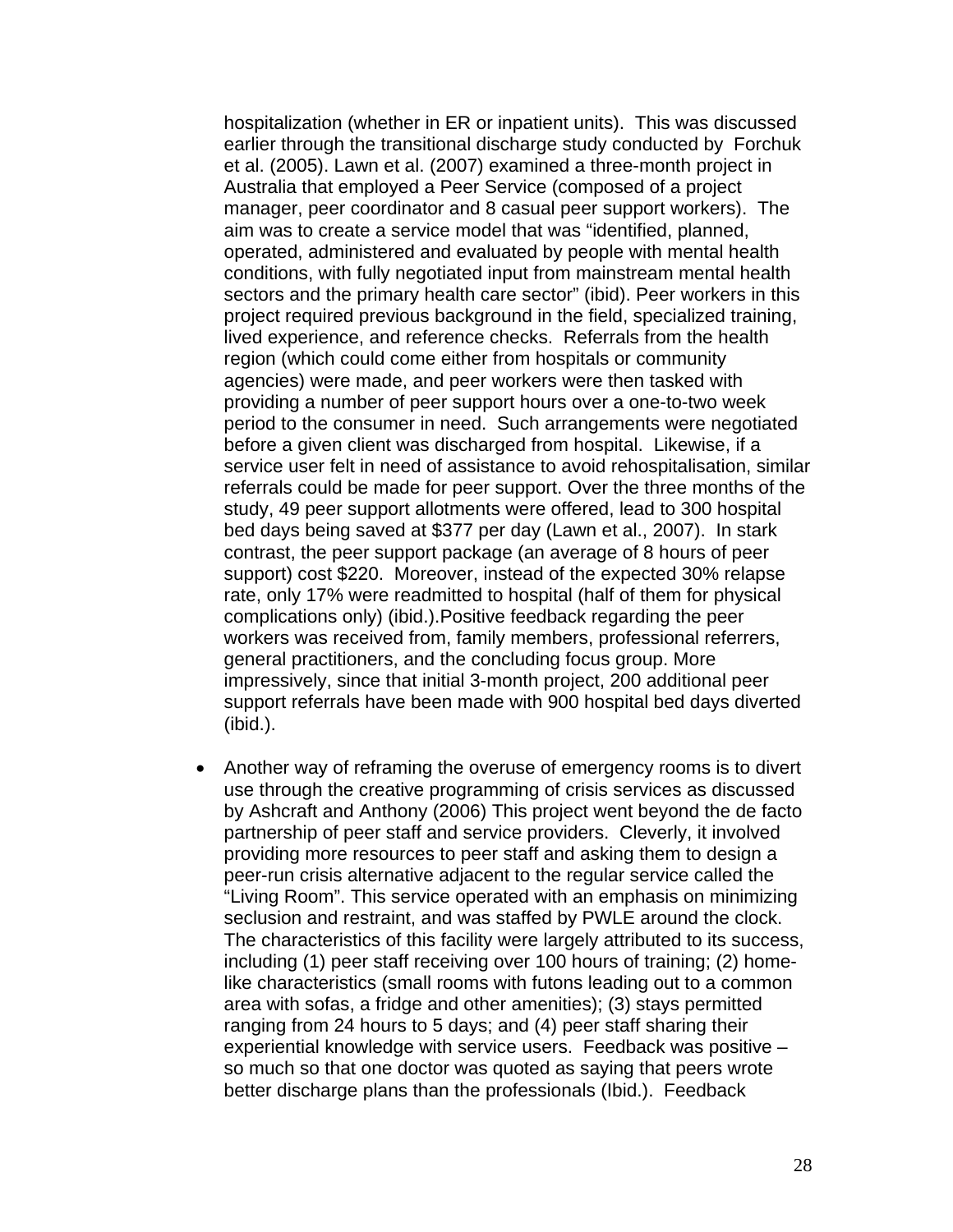hospitalization (whether in ER or inpatient units). This was discussed earlier through the transitional discharge study conducted by Forchuk et al. (2005). Lawn et al. (2007) examined a three-month project in Australia that employed a Peer Service (composed of a project manager, peer coordinator and 8 casual peer support workers). The aim was to create a service model that was "identified, planned, operated, administered and evaluated by people with mental health conditions, with fully negotiated input from mainstream mental health sectors and the primary health care sector" (ibid). Peer workers in this project required previous background in the field, specialized training, lived experience, and reference checks. Referrals from the health region (which could come either from hospitals or community agencies) were made, and peer workers were then tasked with providing a number of peer support hours over a one-to-two week period to the consumer in need. Such arrangements were negotiated before a given client was discharged from hospital. Likewise, if a service user felt in need of assistance to avoid rehospitalisation, similar referrals could be made for peer support. Over the three months of the study, 49 peer support allotments were offered, lead to 300 hospital bed days being saved at $377 per day (Lawn et al., 2007). In stark contrast, the peer support package (an average of 8 hours of peer support) cost $220. Moreover, instead of the expected 30% relapse rate, only 17% were readmitted to hospital (half of them for physical complications only) (ibid.).Positive feedback regarding the peer workers was received from, family members, professional referrers, general practitioners, and the concluding focus group. More impressively, since that initial 3-month project, 200 additional peer support referrals have been made with 900 hospital bed days diverted (ibid.).

- Another way of reframing the overuse of emergency rooms is to divert use through the creative programming of crisis services as discussed by Ashcraft and Anthony (2006) This project went beyond the de facto partnership of peer staff and service providers. Cleverly, it involved providing more resources to peer staff and asking them to design a peer-run crisis alternative adjacent to the regular service called the "Living Room". This service operated with an emphasis on minimizing seclusion and restraint, and was staffed by PWLE around the clock. The characteristics of this facility were largely attributed to its success, including (1) peer staff receiving over 100 hours of training; (2) home-like characteristics (small rooms with futons leading out to a common area with sofas, a fridge and other amenities); (3) stays permitted ranging from 24 hours to 5 days; and (4) peer staff sharing their experiential knowledge with service users. Feedback was positive – so much so that one doctor was quoted as saying that peers wrote better discharge plans than the professionals (Ibid.). Feedback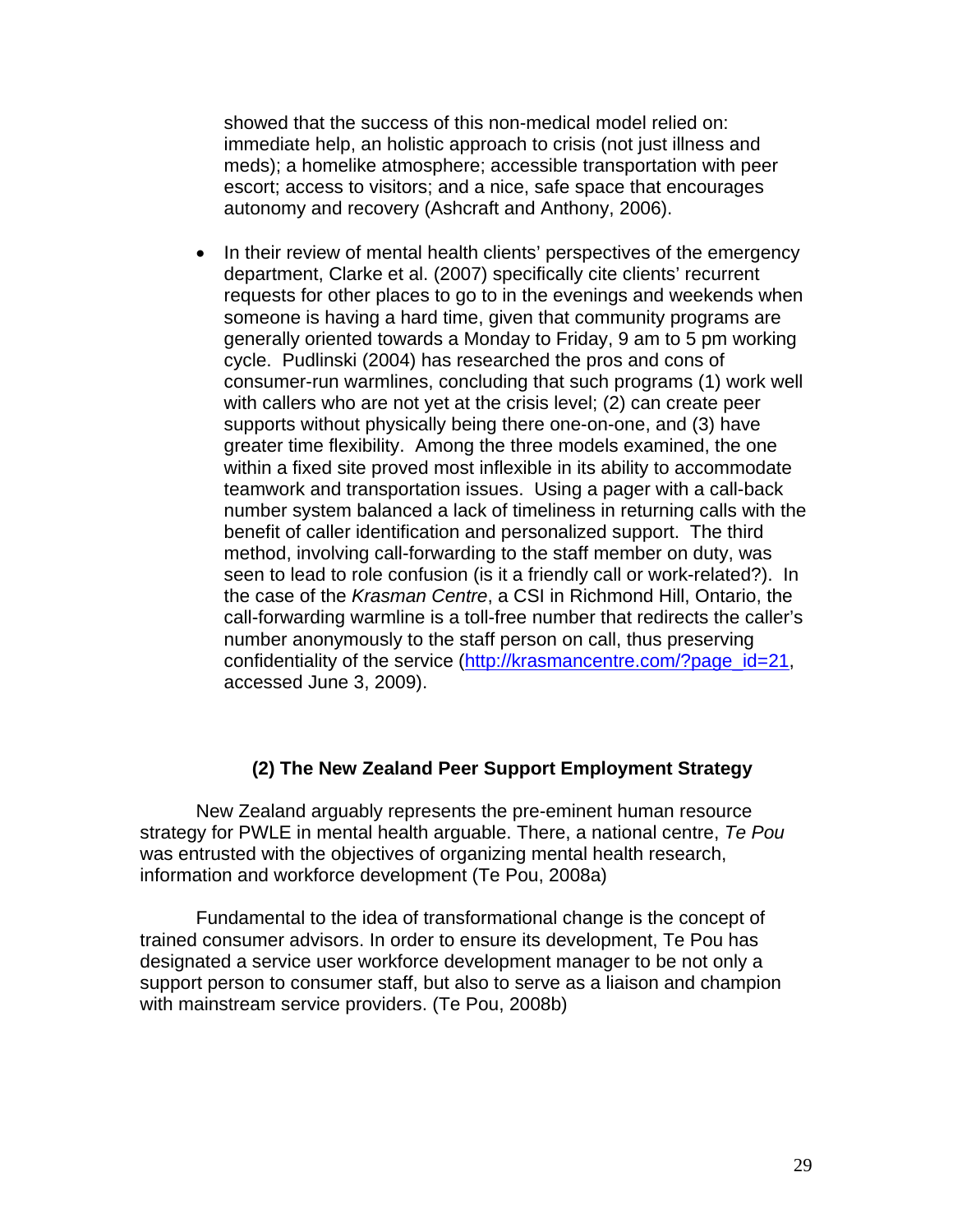showed that the success of this non-medical model relied on: immediate help, an holistic approach to crisis (not just illness and meds); a homelike atmosphere; accessible transportation with peer escort; access to visitors; and a nice, safe space that encourages autonomy and recovery (Ashcraft and Anthony, 2006).

- In their review of mental health clients' perspectives of the emergency department, Clarke et al. (2007) specifically cite clients' recurrent requests for other places to go to in the evenings and weekends when someone is having a hard time, given that community programs are generally oriented towards a Monday to Friday, 9 am to 5 pm working cycle. Pudlinski (2004) has researched the pros and cons of consumer-run warmlines, concluding that such programs (1) work well with callers who are not yet at the crisis level; (2) can create peer supports without physically being there one-on-one, and (3) have greater time flexibility. Among the three models examined, the one within a fixed site proved most inflexible in its ability to accommodate teamwork and transportation issues. Using a pager with a call-back number system balanced a lack of timeliness in returning calls with the benefit of caller identification and personalized support. The third method, involving call-forwarding to the staff member on duty, was seen to lead to role confusion (is it a friendly call or work-related?). In the case of the *Krasman Centre*, a CSI in Richmond Hill, Ontario, the call-forwarding warmline is a toll-free number that redirects the caller's number anonymously to the staff person on call, thus preserving confidentiality of the service (http://krasmancentre.com/?page_id=21, accessed June 3, 2009).

### (2) The New Zealand Peer Support Employment Strategy

New Zealand arguably represents the pre-eminent human resource strategy for PWLE in mental health arguable. There, a national centre, *Te Pou* was entrusted with the objectives of organizing mental health research, information and workforce development (Te Pou, 2008a)

Fundamental to the idea of transformational change is the concept of trained consumer advisors. In order to ensure its development, Te Pou has designated a service user workforce development manager to be not only a support person to consumer staff, but also to serve as a liaison and champion with mainstream service providers. (Te Pou, 2008b)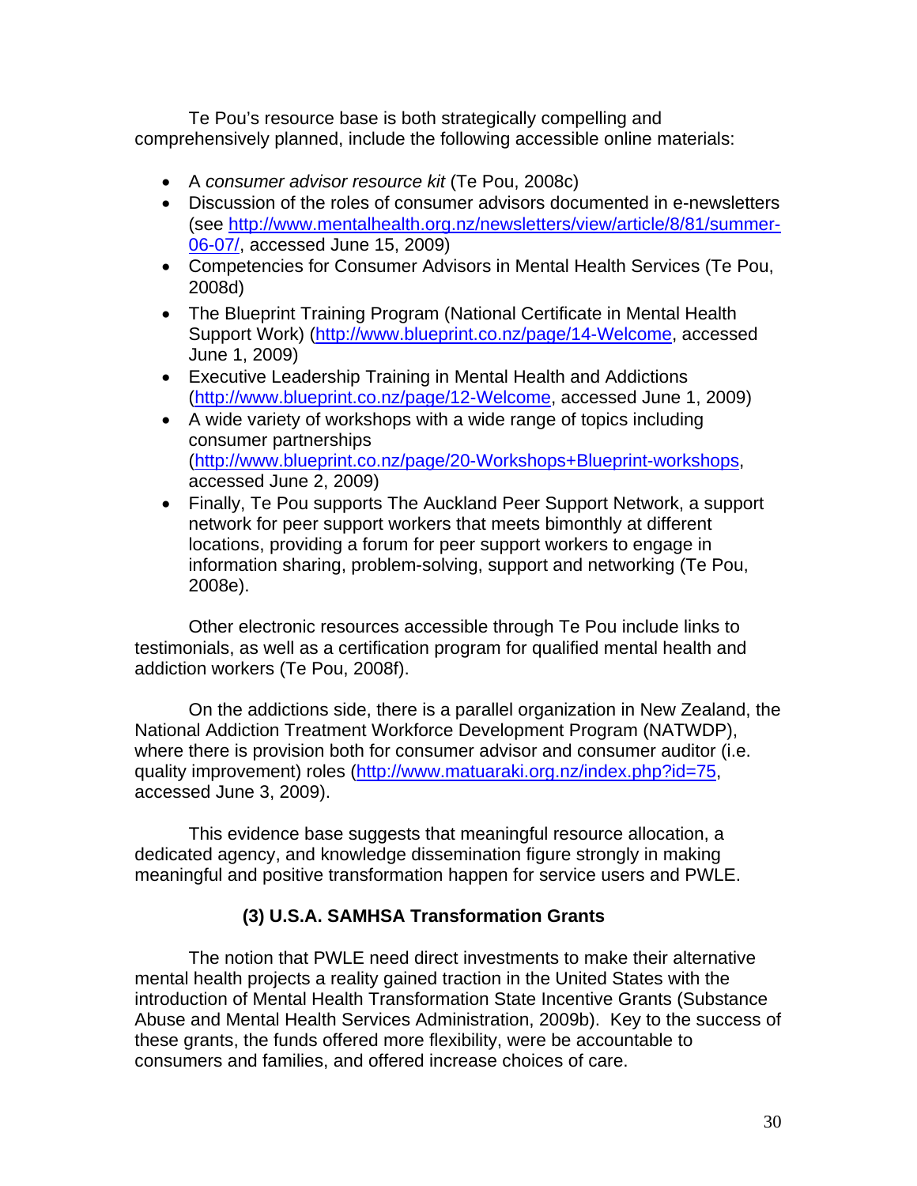Te Pou's resource base is both strategically compelling and comprehensively planned, include the following accessible online materials:

- A *consumer advisor resource kit* (Te Pou, 2008c)
- Discussion of the roles of consumer advisors documented in e-newsletters (see http://www.mentalhealth.org.nz/newsletters/view/article/8/81/summer-06-07/, accessed June 15, 2009)
- Competencies for Consumer Advisors in Mental Health Services (Te Pou, 2008d)
- The Blueprint Training Program (National Certificate in Mental Health Support Work) (http://www.blueprint.co.nz/page/14-Welcome, accessed June 1, 2009)
- Executive Leadership Training in Mental Health and Addictions (http://www.blueprint.co.nz/page/12-Welcome, accessed June 1, 2009)
- A wide variety of workshops with a wide range of topics including consumer partnerships (http://www.blueprint.co.nz/page/20-Workshops+Blueprint-workshops, accessed June 2, 2009)
- Finally, Te Pou supports The Auckland Peer Support Network, a support network for peer support workers that meets bimonthly at different locations, providing a forum for peer support workers to engage in information sharing, problem-solving, support and networking (Te Pou, 2008e).

Other electronic resources accessible through Te Pou include links to testimonials, as well as a certification program for qualified mental health and addiction workers (Te Pou, 2008f).

On the addictions side, there is a parallel organization in New Zealand, the National Addiction Treatment Workforce Development Program (NATWDP), where there is provision both for consumer advisor and consumer auditor (i.e. quality improvement) roles (http://www.matuaraki.org.nz/index.php?id=75, accessed June 3, 2009).

This evidence base suggests that meaningful resource allocation, a dedicated agency, and knowledge dissemination figure strongly in making meaningful and positive transformation happen for service users and PWLE.

### (3) U.S.A. SAMHSA Transformation Grants

The notion that PWLE need direct investments to make their alternative mental health projects a reality gained traction in the United States with the introduction of Mental Health Transformation State Incentive Grants (Substance Abuse and Mental Health Services Administration, 2009b). Key to the success of these grants, the funds offered more flexibility, were be accountable to consumers and families, and offered increase choices of care.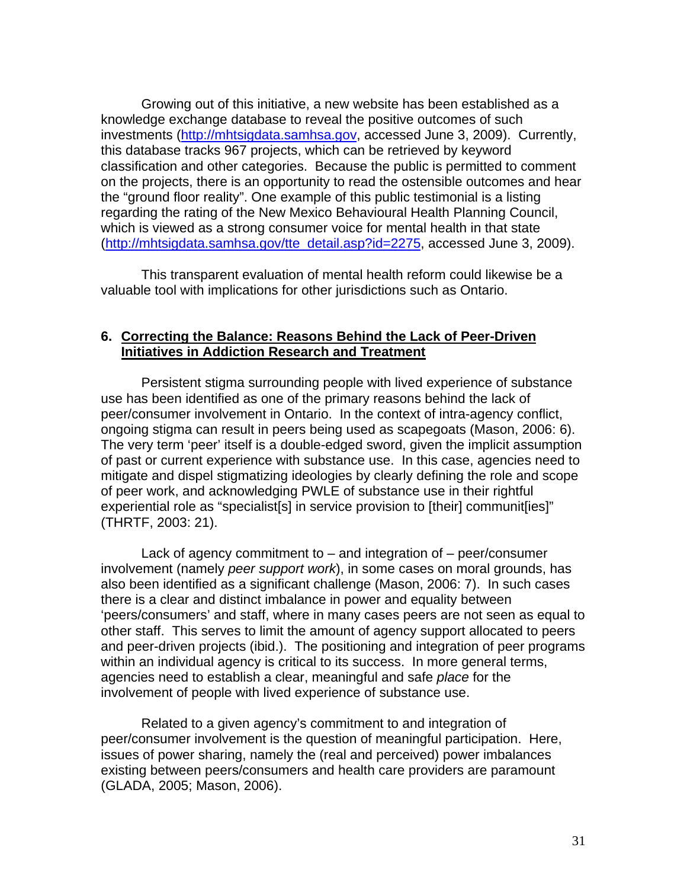Growing out of this initiative, a new website has been established as a knowledge exchange database to reveal the positive outcomes of such investments (http://mhtsigdata.samhsa.gov, accessed June 3, 2009). Currently, this database tracks 967 projects, which can be retrieved by keyword classification and other categories. Because the public is permitted to comment on the projects, there is an opportunity to read the ostensible outcomes and hear the "ground floor reality". One example of this public testimonial is a listing regarding the rating of the New Mexico Behavioural Health Planning Council, which is viewed as a strong consumer voice for mental health in that state (http://mhtsigdata.samhsa.gov/tte_detail.asp?id=2275, accessed June 3, 2009).

This transparent evaluation of mental health reform could likewise be a valuable tool with implications for other jurisdictions such as Ontario.

## 6. Correcting the Balance: Reasons Behind the Lack of Peer-Driven Initiatives in Addiction Research and Treatment

Persistent stigma surrounding people with lived experience of substance use has been identified as one of the primary reasons behind the lack of peer/consumer involvement in Ontario. In the context of intra-agency conflict, ongoing stigma can result in peers being used as scapegoats (Mason, 2006: 6). The very term 'peer' itself is a double-edged sword, given the implicit assumption of past or current experience with substance use. In this case, agencies need to mitigate and dispel stigmatizing ideologies by clearly defining the role and scope of peer work, and acknowledging PWLE of substance use in their rightful experiential role as "specialist[s] in service provision to [their] communit[ies]" (THRTF, 2003: 21).

Lack of agency commitment to – and integration of – peer/consumer involvement (namely *peer support work*), in some cases on moral grounds, has also been identified as a significant challenge (Mason, 2006: 7). In such cases there is a clear and distinct imbalance in power and equality between 'peers/consumers' and staff, where in many cases peers are not seen as equal to other staff. This serves to limit the amount of agency support allocated to peers and peer-driven projects (ibid.). The positioning and integration of peer programs within an individual agency is critical to its success. In more general terms, agencies need to establish a clear, meaningful and safe *place* for the involvement of people with lived experience of substance use.

Related to a given agency's commitment to and integration of peer/consumer involvement is the question of meaningful participation. Here, issues of power sharing, namely the (real and perceived) power imbalances existing between peers/consumers and health care providers are paramount (GLADA, 2005; Mason, 2006).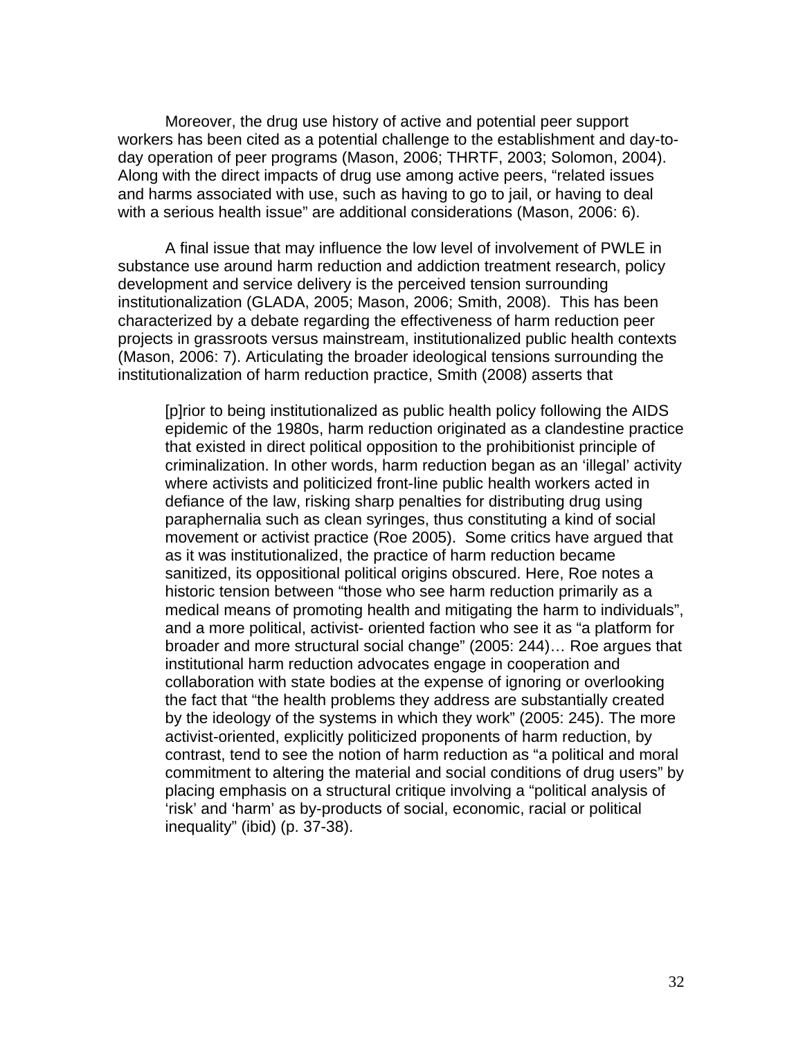Moreover, the drug use history of active and potential peer support workers has been cited as a potential challenge to the establishment and day-to-day operation of peer programs (Mason, 2006; THRTF, 2003; Solomon, 2004). Along with the direct impacts of drug use among active peers, "related issues and harms associated with use, such as having to go to jail, or having to deal with a serious health issue" are additional considerations (Mason, 2006: 6).

A final issue that may influence the low level of involvement of PWLE in substance use around harm reduction and addiction treatment research, policy development and service delivery is the perceived tension surrounding institutionalization (GLADA, 2005; Mason, 2006; Smith, 2008). This has been characterized by a debate regarding the effectiveness of harm reduction peer projects in grassroots versus mainstream, institutionalized public health contexts (Mason, 2006: 7). Articulating the broader ideological tensions surrounding the institutionalization of harm reduction practice, Smith (2008) asserts that

> [p]rior to being institutionalized as public health policy following the AIDS epidemic of the 1980s, harm reduction originated as a clandestine practice that existed in direct political opposition to the prohibitionist principle of criminalization. In other words, harm reduction began as an 'illegal' activity where activists and politicized front-line public health workers acted in defiance of the law, risking sharp penalties for distributing drug using paraphernalia such as clean syringes, thus constituting a kind of social movement or activist practice (Roe 2005). Some critics have argued that as it was institutionalized, the practice of harm reduction became sanitized, its oppositional political origins obscured. Here, Roe notes a historic tension between "those who see harm reduction primarily as a medical means of promoting health and mitigating the harm to individuals", and a more political, activist- oriented faction who see it as "a platform for broader and more structural social change" (2005: 244)… Roe argues that institutional harm reduction advocates engage in cooperation and collaboration with state bodies at the expense of ignoring or overlooking the fact that "the health problems they address are substantially created by the ideology of the systems in which they work" (2005: 245). The more activist-oriented, explicitly politicized proponents of harm reduction, by contrast, tend to see the notion of harm reduction as "a political and moral commitment to altering the material and social conditions of drug users" by placing emphasis on a structural critique involving a "political analysis of 'risk' and 'harm' as by-products of social, economic, racial or political inequality" (ibid) (p. 37-38).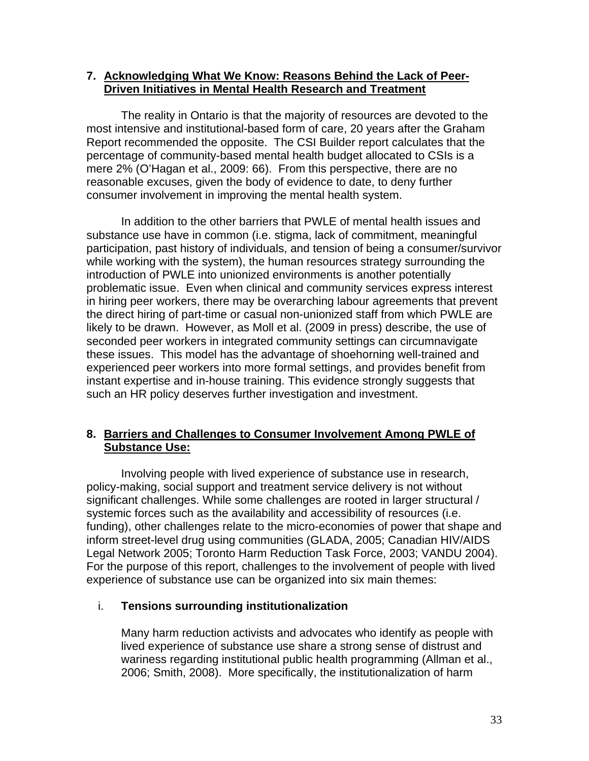## 7. Acknowledging What We Know: Reasons Behind the Lack of Peer-Driven Initiatives in Mental Health Research and Treatment

The reality in Ontario is that the majority of resources are devoted to the most intensive and institutional-based form of care, 20 years after the Graham Report recommended the opposite. The CSI Builder report calculates that the percentage of community-based mental health budget allocated to CSIs is a mere 2% (O'Hagan et al., 2009: 66). From this perspective, there are no reasonable excuses, given the body of evidence to date, to deny further consumer involvement in improving the mental health system.

In addition to the other barriers that PWLE of mental health issues and substance use have in common (i.e. stigma, lack of commitment, meaningful participation, past history of individuals, and tension of being a consumer/survivor while working with the system), the human resources strategy surrounding the introduction of PWLE into unionized environments is another potentially problematic issue. Even when clinical and community services express interest in hiring peer workers, there may be overarching labour agreements that prevent the direct hiring of part-time or casual non-unionized staff from which PWLE are likely to be drawn. However, as Moll et al. (2009 in press) describe, the use of seconded peer workers in integrated community settings can circumnavigate these issues. This model has the advantage of shoehorning well-trained and experienced peer workers into more formal settings, and provides benefit from instant expertise and in-house training. This evidence strongly suggests that such an HR policy deserves further investigation and investment.

## 8. Barriers and Challenges to Consumer Involvement Among PWLE of Substance Use:

Involving people with lived experience of substance use in research, policy-making, social support and treatment service delivery is not without significant challenges. While some challenges are rooted in larger structural / systemic forces such as the availability and accessibility of resources (i.e. funding), other challenges relate to the micro-economies of power that shape and inform street-level drug using communities (GLADA, 2005; Canadian HIV/AIDS Legal Network 2005; Toronto Harm Reduction Task Force, 2003; VANDU 2004). For the purpose of this report, challenges to the involvement of people with lived experience of substance use can be organized into six main themes:

i. **Tensions surrounding institutionalization**

Many harm reduction activists and advocates who identify as people with lived experience of substance use share a strong sense of distrust and wariness regarding institutional public health programming (Allman et al., 2006; Smith, 2008). More specifically, the institutionalization of harm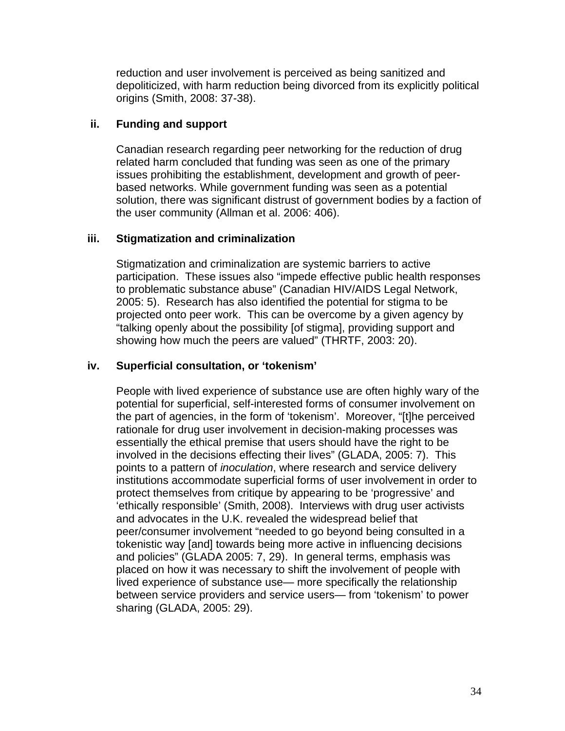reduction and user involvement is perceived as being sanitized and depoliticized, with harm reduction being divorced from its explicitly political origins (Smith, 2008: 37-38).

### ii. Funding and support

Canadian research regarding peer networking for the reduction of drug related harm concluded that funding was seen as one of the primary issues prohibiting the establishment, development and growth of peer-based networks. While government funding was seen as a potential solution, there was significant distrust of government bodies by a faction of the user community (Allman et al. 2006: 406).

### iii. Stigmatization and criminalization

Stigmatization and criminalization are systemic barriers to active participation. These issues also "impede effective public health responses to problematic substance abuse" (Canadian HIV/AIDS Legal Network, 2005: 5). Research has also identified the potential for stigma to be projected onto peer work. This can be overcome by a given agency by "talking openly about the possibility [of stigma], providing support and showing how much the peers are valued" (THRTF, 2003: 20).

### iv. Superficial consultation, or 'tokenism'

People with lived experience of substance use are often highly wary of the potential for superficial, self-interested forms of consumer involvement on the part of agencies, in the form of 'tokenism'. Moreover, "[t]he perceived rationale for drug user involvement in decision-making processes was essentially the ethical premise that users should have the right to be involved in the decisions effecting their lives" (GLADA, 2005: 7). This points to a pattern of *inoculation*, where research and service delivery institutions accommodate superficial forms of user involvement in order to protect themselves from critique by appearing to be 'progressive' and 'ethically responsible' (Smith, 2008). Interviews with drug user activists and advocates in the U.K. revealed the widespread belief that peer/consumer involvement "needed to go beyond being consulted in a tokenistic way [and] towards being more active in influencing decisions and policies" (GLADA 2005: 7, 29). In general terms, emphasis was placed on how it was necessary to shift the involvement of people with lived experience of substance use— more specifically the relationship between service providers and service users— from 'tokenism' to power sharing (GLADA, 2005: 29).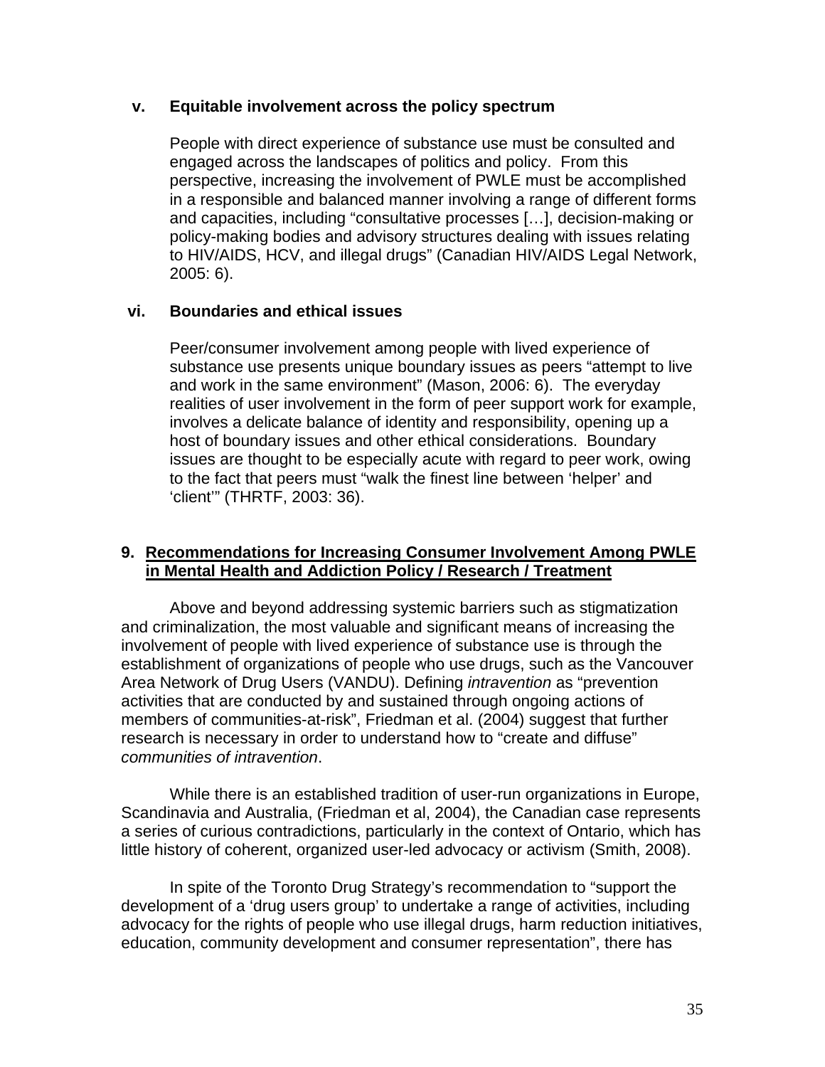### v. Equitable involvement across the policy spectrum

People with direct experience of substance use must be consulted and engaged across the landscapes of politics and policy. From this perspective, increasing the involvement of PWLE must be accomplished in a responsible and balanced manner involving a range of different forms and capacities, including "consultative processes […], decision-making or policy-making bodies and advisory structures dealing with issues relating to HIV/AIDS, HCV, and illegal drugs" (Canadian HIV/AIDS Legal Network, 2005: 6).

### vi. Boundaries and ethical issues

Peer/consumer involvement among people with lived experience of substance use presents unique boundary issues as peers "attempt to live and work in the same environment" (Mason, 2006: 6). The everyday realities of user involvement in the form of peer support work for example, involves a delicate balance of identity and responsibility, opening up a host of boundary issues and other ethical considerations. Boundary issues are thought to be especially acute with regard to peer work, owing to the fact that peers must "walk the finest line between 'helper' and 'client'" (THRTF, 2003: 36).

## 9. Recommendations for Increasing Consumer Involvement Among PWLE in Mental Health and Addiction Policy / Research / Treatment

Above and beyond addressing systemic barriers such as stigmatization and criminalization, the most valuable and significant means of increasing the involvement of people with lived experience of substance use is through the establishment of organizations of people who use drugs, such as the Vancouver Area Network of Drug Users (VANDU). Defining *intravention* as "prevention activities that are conducted by and sustained through ongoing actions of members of communities-at-risk", Friedman et al. (2004) suggest that further research is necessary in order to understand how to "create and diffuse" *communities of intravention*.

While there is an established tradition of user-run organizations in Europe, Scandinavia and Australia, (Friedman et al, 2004), the Canadian case represents a series of curious contradictions, particularly in the context of Ontario, which has little history of coherent, organized user-led advocacy or activism (Smith, 2008).

In spite of the Toronto Drug Strategy's recommendation to "support the development of a 'drug users group' to undertake a range of activities, including advocacy for the rights of people who use illegal drugs, harm reduction initiatives, education, community development and consumer representation", there has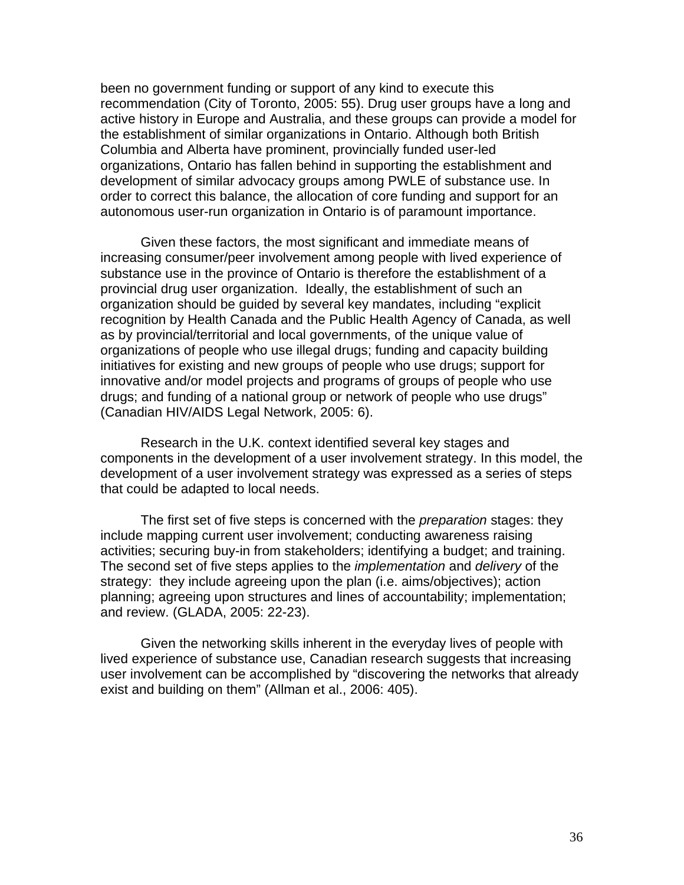been no government funding or support of any kind to execute this recommendation (City of Toronto, 2005: 55). Drug user groups have a long and active history in Europe and Australia, and these groups can provide a model for the establishment of similar organizations in Ontario. Although both British Columbia and Alberta have prominent, provincially funded user-led organizations, Ontario has fallen behind in supporting the establishment and development of similar advocacy groups among PWLE of substance use. In order to correct this balance, the allocation of core funding and support for an autonomous user-run organization in Ontario is of paramount importance.

Given these factors, the most significant and immediate means of increasing consumer/peer involvement among people with lived experience of substance use in the province of Ontario is therefore the establishment of a provincial drug user organization. Ideally, the establishment of such an organization should be guided by several key mandates, including "explicit recognition by Health Canada and the Public Health Agency of Canada, as well as by provincial/territorial and local governments, of the unique value of organizations of people who use illegal drugs; funding and capacity building initiatives for existing and new groups of people who use drugs; support for innovative and/or model projects and programs of groups of people who use drugs; and funding of a national group or network of people who use drugs" (Canadian HIV/AIDS Legal Network, 2005: 6).

Research in the U.K. context identified several key stages and components in the development of a user involvement strategy. In this model, the development of a user involvement strategy was expressed as a series of steps that could be adapted to local needs.

The first set of five steps is concerned with the *preparation* stages: they include mapping current user involvement; conducting awareness raising activities; securing buy-in from stakeholders; identifying a budget; and training. The second set of five steps applies to the *implementation* and *delivery* of the strategy: they include agreeing upon the plan (i.e. aims/objectives); action planning; agreeing upon structures and lines of accountability; implementation; and review. (GLADA, 2005: 22-23).

Given the networking skills inherent in the everyday lives of people with lived experience of substance use, Canadian research suggests that increasing user involvement can be accomplished by "discovering the networks that already exist and building on them" (Allman et al., 2006: 405).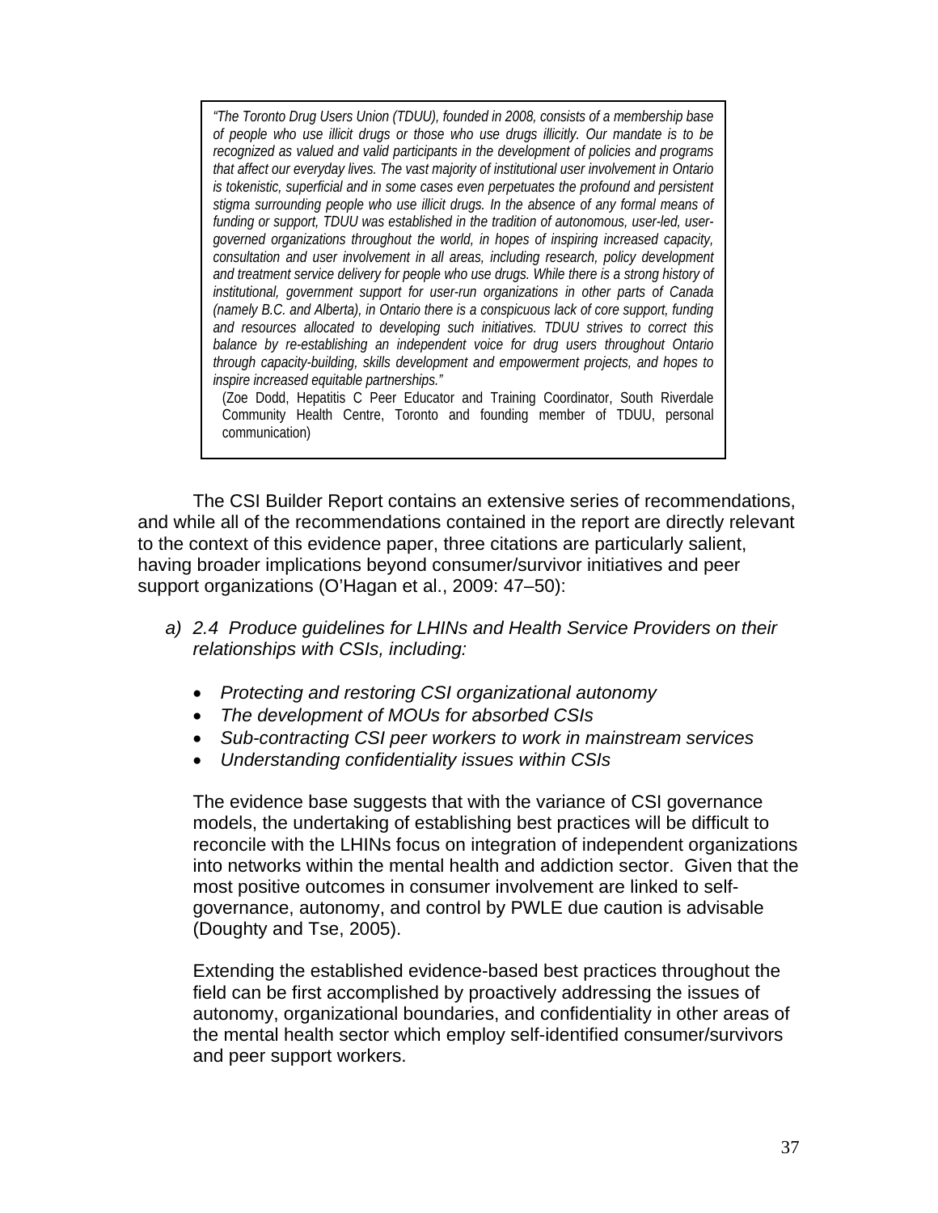> *"The Toronto Drug Users Union (TDUU), founded in 2008, consists of a membership base of people who use illicit drugs or those who use drugs illicitly. Our mandate is to be recognized as valued and valid participants in the development of policies and programs that affect our everyday lives. The vast majority of institutional user involvement in Ontario is tokenistic, superficial and in some cases even perpetuates the profound and persistent stigma surrounding people who use illicit drugs. In the absence of any formal means of funding or support, TDUU was established in the tradition of autonomous, user-led, user-governed organizations throughout the world, in hopes of inspiring increased capacity, consultation and user involvement in all areas, including research, policy development and treatment service delivery for people who use drugs. While there is a strong history of institutional, government support for user-run organizations in other parts of Canada (namely B.C. and Alberta), in Ontario there is a conspicuous lack of core support, funding and resources allocated to developing such initiatives. TDUU strives to correct this balance by re-establishing an independent voice for drug users throughout Ontario through capacity-building, skills development and empowerment projects, and hopes to inspire increased equitable partnerships."*
>
> (Zoe Dodd, Hepatitis C Peer Educator and Training Coordinator, South Riverdale Community Health Centre, Toronto and founding member of TDUU, personal communication)

The CSI Builder Report contains an extensive series of recommendations, and while all of the recommendations contained in the report are directly relevant to the context of this evidence paper, three citations are particularly salient, having broader implications beyond consumer/survivor initiatives and peer support organizations (O'Hagan et al., 2009: 47–50):

a) *2.4 Produce guidelines for LHINs and Health Service Providers on their relationships with CSIs, including:*

- *Protecting and restoring CSI organizational autonomy*
- *The development of MOUs for absorbed CSIs*
- *Sub-contracting CSI peer workers to work in mainstream services*
- *Understanding confidentiality issues within CSIs*

The evidence base suggests that with the variance of CSI governance models, the undertaking of establishing best practices will be difficult to reconcile with the LHINs focus on integration of independent organizations into networks within the mental health and addiction sector. Given that the most positive outcomes in consumer involvement are linked to self-governance, autonomy, and control by PWLE due caution is advisable (Doughty and Tse, 2005).

Extending the established evidence-based best practices throughout the field can be first accomplished by proactively addressing the issues of autonomy, organizational boundaries, and confidentiality in other areas of the mental health sector which employ self-identified consumer/survivors and peer support workers.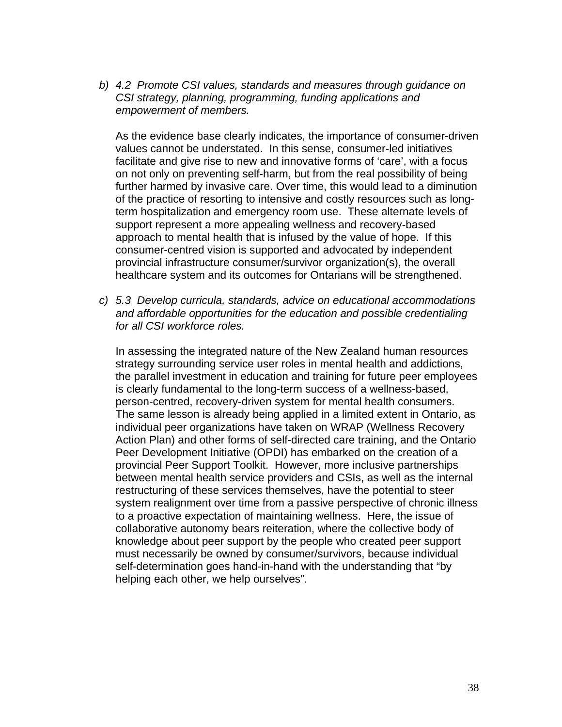b) *4.2 Promote CSI values, standards and measures through guidance on CSI strategy, planning, programming, funding applications and empowerment of members.*

   As the evidence base clearly indicates, the importance of consumer-driven values cannot be understated. In this sense, consumer-led initiatives facilitate and give rise to new and innovative forms of 'care', with a focus on not only on preventing self-harm, but from the real possibility of being further harmed by invasive care. Over time, this would lead to a diminution of the practice of resorting to intensive and costly resources such as long-term hospitalization and emergency room use. These alternate levels of support represent a more appealing wellness and recovery-based approach to mental health that is infused by the value of hope. If this consumer-centred vision is supported and advocated by independent provincial infrastructure consumer/survivor organization(s), the overall healthcare system and its outcomes for Ontarians will be strengthened.

c) *5.3 Develop curricula, standards, advice on educational accommodations and affordable opportunities for the education and possible credentialing for all CSI workforce roles.*

   In assessing the integrated nature of the New Zealand human resources strategy surrounding service user roles in mental health and addictions, the parallel investment in education and training for future peer employees is clearly fundamental to the long-term success of a wellness-based, person-centred, recovery-driven system for mental health consumers. The same lesson is already being applied in a limited extent in Ontario, as individual peer organizations have taken on WRAP (Wellness Recovery Action Plan) and other forms of self-directed care training, and the Ontario Peer Development Initiative (OPDI) has embarked on the creation of a provincial Peer Support Toolkit. However, more inclusive partnerships between mental health service providers and CSIs, as well as the internal restructuring of these services themselves, have the potential to steer system realignment over time from a passive perspective of chronic illness to a proactive expectation of maintaining wellness. Here, the issue of collaborative autonomy bears reiteration, where the collective body of knowledge about peer support by the people who created peer support must necessarily be owned by consumer/survivors, because individual self-determination goes hand-in-hand with the understanding that "by helping each other, we help ourselves".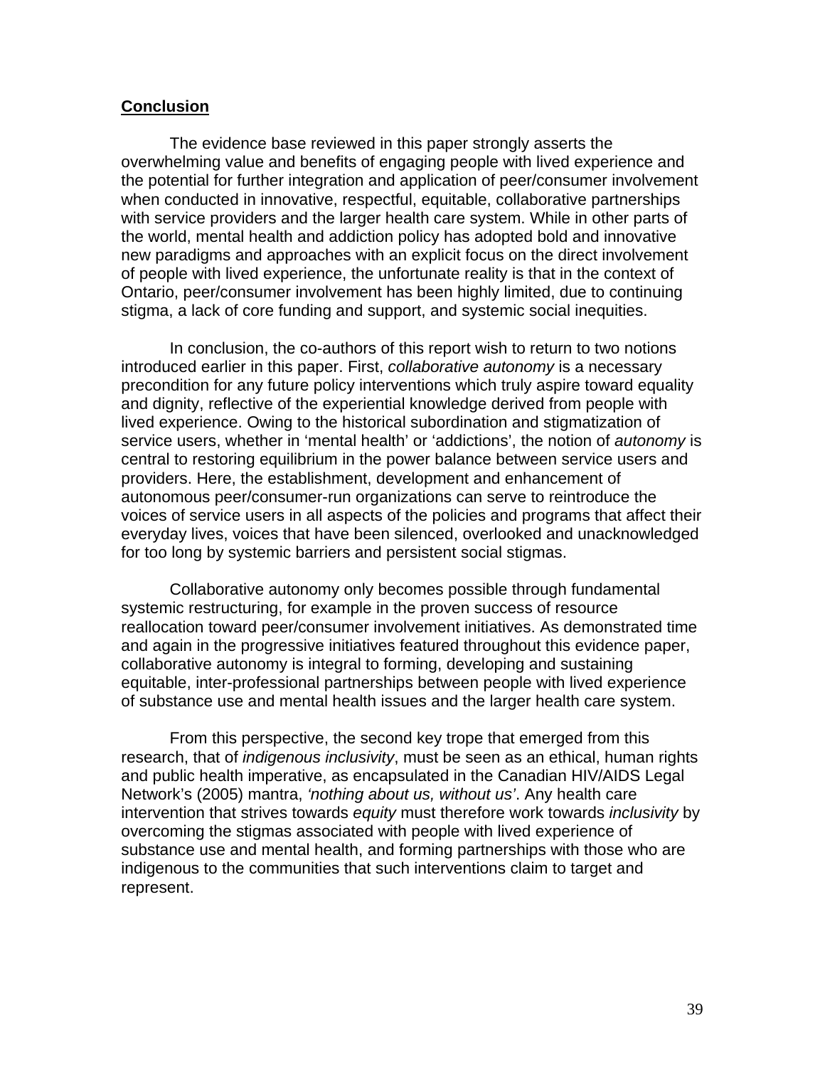## Conclusion

The evidence base reviewed in this paper strongly asserts the overwhelming value and benefits of engaging people with lived experience and the potential for further integration and application of peer/consumer involvement when conducted in innovative, respectful, equitable, collaborative partnerships with service providers and the larger health care system. While in other parts of the world, mental health and addiction policy has adopted bold and innovative new paradigms and approaches with an explicit focus on the direct involvement of people with lived experience, the unfortunate reality is that in the context of Ontario, peer/consumer involvement has been highly limited, due to continuing stigma, a lack of core funding and support, and systemic social inequities.

In conclusion, the co-authors of this report wish to return to two notions introduced earlier in this paper. First, *collaborative autonomy* is a necessary precondition for any future policy interventions which truly aspire toward equality and dignity, reflective of the experiential knowledge derived from people with lived experience. Owing to the historical subordination and stigmatization of service users, whether in 'mental health' or 'addictions', the notion of *autonomy* is central to restoring equilibrium in the power balance between service users and providers. Here, the establishment, development and enhancement of autonomous peer/consumer-run organizations can serve to reintroduce the voices of service users in all aspects of the policies and programs that affect their everyday lives, voices that have been silenced, overlooked and unacknowledged for too long by systemic barriers and persistent social stigmas.

Collaborative autonomy only becomes possible through fundamental systemic restructuring, for example in the proven success of resource reallocation toward peer/consumer involvement initiatives. As demonstrated time and again in the progressive initiatives featured throughout this evidence paper, collaborative autonomy is integral to forming, developing and sustaining equitable, inter-professional partnerships between people with lived experience of substance use and mental health issues and the larger health care system.

From this perspective, the second key trope that emerged from this research, that of *indigenous inclusivity*, must be seen as an ethical, human rights and public health imperative, as encapsulated in the Canadian HIV/AIDS Legal Network's (2005) mantra, *'nothing about us, without us'*. Any health care intervention that strives towards *equity* must therefore work towards *inclusivity* by overcoming the stigmas associated with people with lived experience of substance use and mental health, and forming partnerships with those who are indigenous to the communities that such interventions claim to target and represent.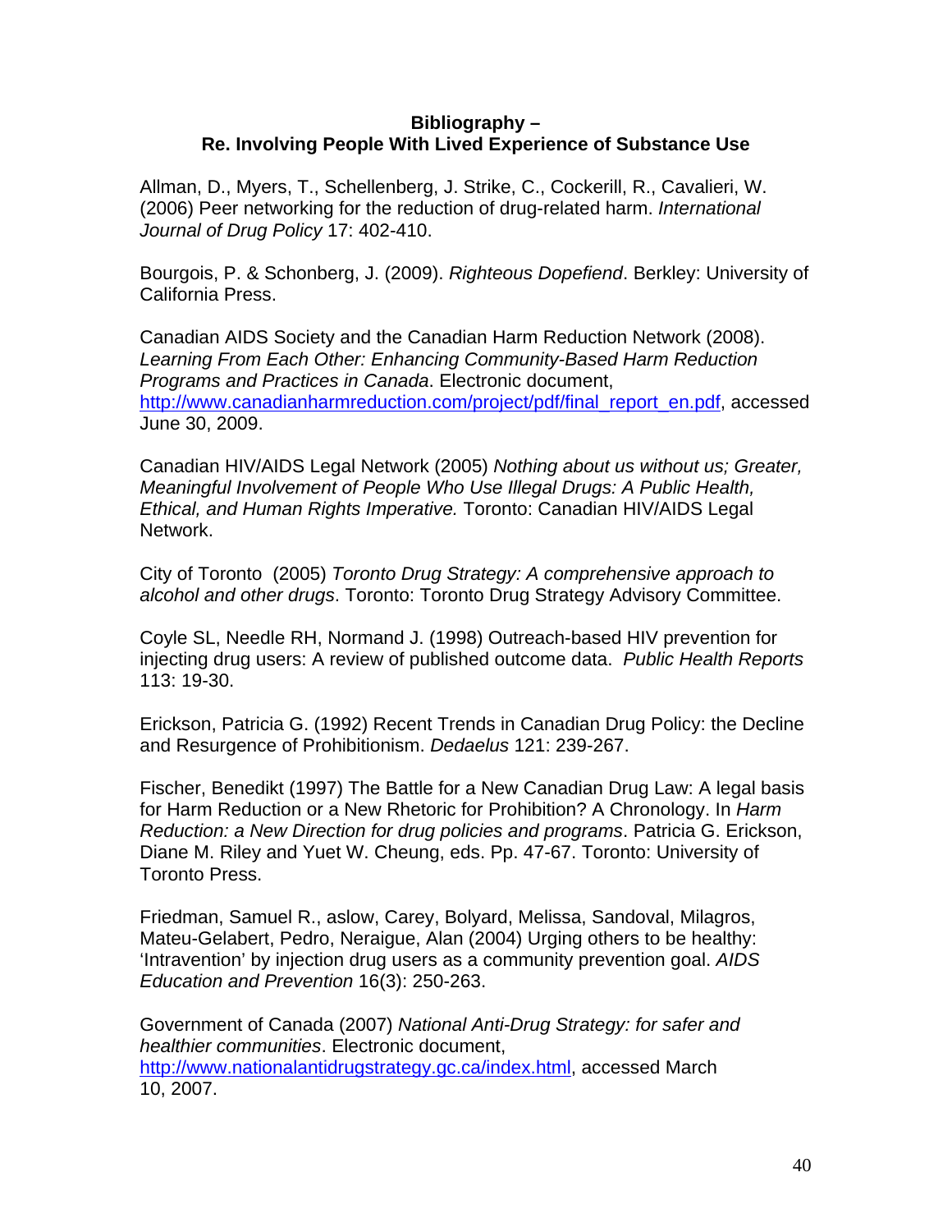**Bibliography –**
**Re. Involving People With Lived Experience of Substance Use**

Allman, D., Myers, T., Schellenberg, J. Strike, C., Cockerill, R., Cavalieri, W. (2006) Peer networking for the reduction of drug-related harm. *International Journal of Drug Policy* 17: 402-410.

Bourgois, P. & Schonberg, J. (2009). *Righteous Dopefiend*. Berkley: University of California Press.

Canadian AIDS Society and the Canadian Harm Reduction Network (2008). *Learning From Each Other: Enhancing Community-Based Harm Reduction Programs and Practices in Canada*. Electronic document, http://www.canadianharmreduction.com/project/pdf/final_report_en.pdf, accessed June 30, 2009.

Canadian HIV/AIDS Legal Network (2005) *Nothing about us without us; Greater, Meaningful Involvement of People Who Use Illegal Drugs: A Public Health, Ethical, and Human Rights Imperative.* Toronto: Canadian HIV/AIDS Legal Network.

City of Toronto (2005) *Toronto Drug Strategy: A comprehensive approach to alcohol and other drugs*. Toronto: Toronto Drug Strategy Advisory Committee.

Coyle SL, Needle RH, Normand J. (1998) Outreach-based HIV prevention for injecting drug users: A review of published outcome data. *Public Health Reports* 113: 19-30.

Erickson, Patricia G. (1992) Recent Trends in Canadian Drug Policy: the Decline and Resurgence of Prohibitionism. *Dedaelus* 121: 239-267.

Fischer, Benedikt (1997) The Battle for a New Canadian Drug Law: A legal basis for Harm Reduction or a New Rhetoric for Prohibition? A Chronology. In *Harm Reduction: a New Direction for drug policies and programs*. Patricia G. Erickson, Diane M. Riley and Yuet W. Cheung, eds. Pp. 47-67. Toronto: University of Toronto Press.

Friedman, Samuel R., aslow, Carey, Bolyard, Melissa, Sandoval, Milagros, Mateu-Gelabert, Pedro, Neraigue, Alan (2004) Urging others to be healthy: 'Intravention' by injection drug users as a community prevention goal. *AIDS Education and Prevention* 16(3): 250-263.

Government of Canada (2007) *National Anti-Drug Strategy: for safer and healthier communities*. Electronic document, http://www.nationalantidrugstrategy.gc.ca/index.html, accessed March 10, 2007.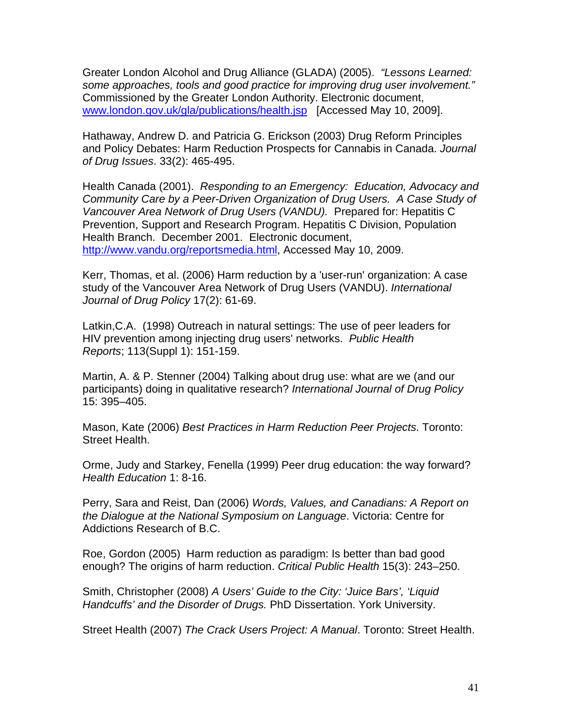Greater London Alcohol and Drug Alliance (GLADA) (2005). *"Lessons Learned: some approaches, tools and good practice for improving drug user involvement."* Commissioned by the Greater London Authority. Electronic document, [www.london.gov.uk/gla/publications/health.jsp](www.london.gov.uk/gla/publications/health.jsp) [Accessed May 10, 2009].

Hathaway, Andrew D. and Patricia G. Erickson (2003) Drug Reform Principles and Policy Debates: Harm Reduction Prospects for Cannabis in Canada. *Journal of Drug Issues*. 33(2): 465-495.

Health Canada (2001). *Responding to an Emergency: Education, Advocacy and Community Care by a Peer-Driven Organization of Drug Users. A Case Study of Vancouver Area Network of Drug Users (VANDU).* Prepared for: Hepatitis C Prevention, Support and Research Program. Hepatitis C Division, Population Health Branch. December 2001. Electronic document, [http://www.vandu.org/reportsmedia.html](http://www.vandu.org/reportsmedia.html), Accessed May 10, 2009.

Kerr, Thomas, et al. (2006) Harm reduction by a 'user-run' organization: A case study of the Vancouver Area Network of Drug Users (VANDU). *International Journal of Drug Policy* 17(2): 61-69.

Latkin,C.A. (1998) Outreach in natural settings: The use of peer leaders for HIV prevention among injecting drug users' networks. *Public Health Reports*; 113(Suppl 1): 151-159.

Martin, A. & P. Stenner (2004) Talking about drug use: what are we (and our participants) doing in qualitative research? *International Journal of Drug Policy* 15: 395–405.

Mason, Kate (2006) *Best Practices in Harm Reduction Peer Projects*. Toronto: Street Health.

Orme, Judy and Starkey, Fenella (1999) Peer drug education: the way forward? *Health Education* 1: 8-16.

Perry, Sara and Reist, Dan (2006) *Words, Values, and Canadians: A Report on the Dialogue at the National Symposium on Language*. Victoria: Centre for Addictions Research of B.C.

Roe, Gordon (2005) Harm reduction as paradigm: Is better than bad good enough? The origins of harm reduction. *Critical Public Health* 15(3): 243–250.

Smith, Christopher (2008) *A Users' Guide to the City: 'Juice Bars', 'Liquid Handcuffs' and the Disorder of Drugs.* PhD Dissertation. York University.

Street Health (2007) *The Crack Users Project: A Manual*. Toronto: Street Health.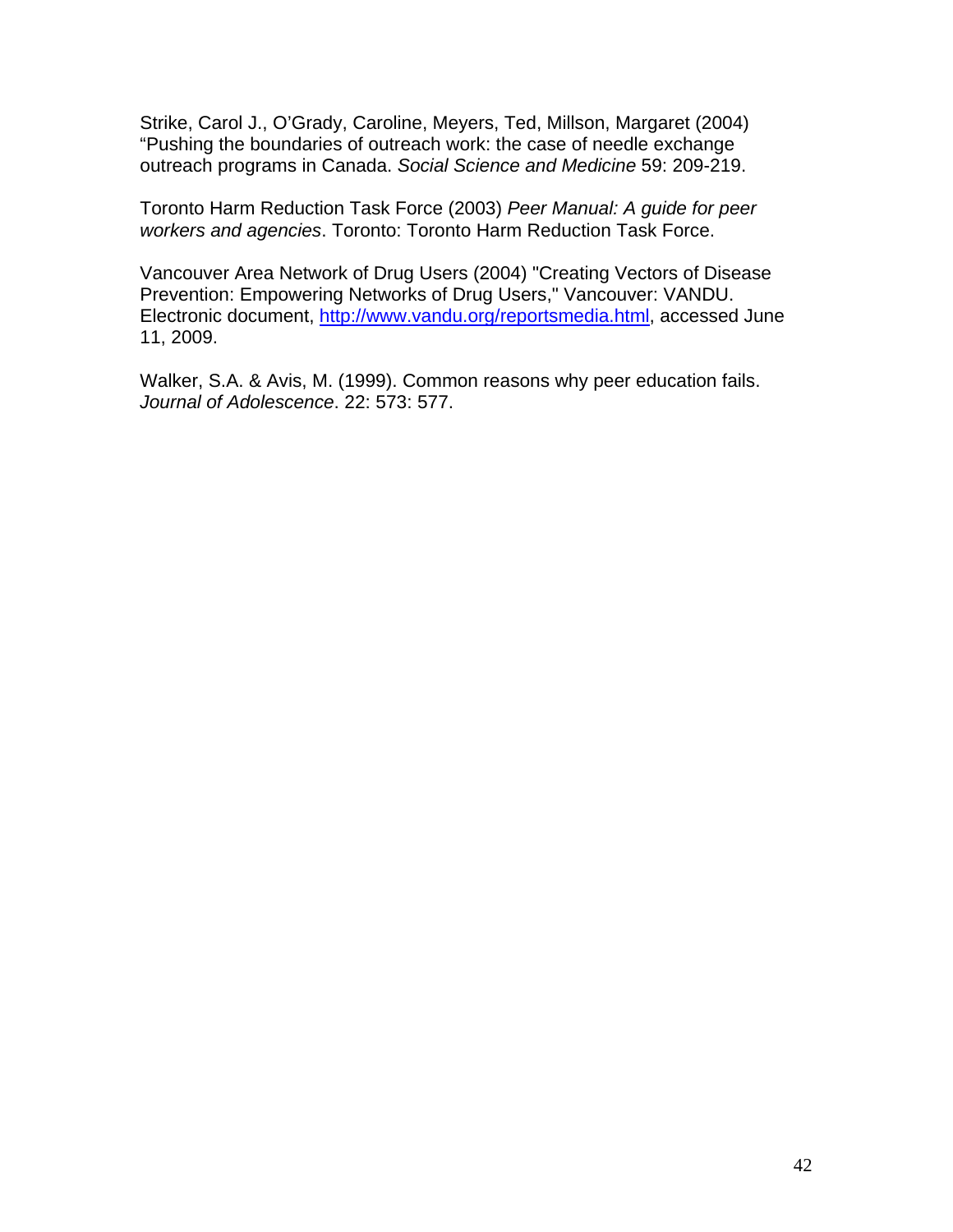Strike, Carol J., O'Grady, Caroline, Meyers, Ted, Millson, Margaret (2004) "Pushing the boundaries of outreach work: the case of needle exchange outreach programs in Canada. *Social Science and Medicine* 59: 209-219.

Toronto Harm Reduction Task Force (2003) *Peer Manual: A guide for peer workers and agencies*. Toronto: Toronto Harm Reduction Task Force.

Vancouver Area Network of Drug Users (2004) "Creating Vectors of Disease Prevention: Empowering Networks of Drug Users," Vancouver: VANDU. Electronic document, http://www.vandu.org/reportsmedia.html, accessed June 11, 2009.

Walker, S.A. & Avis, M. (1999). Common reasons why peer education fails. *Journal of Adolescence*. 22: 573: 577.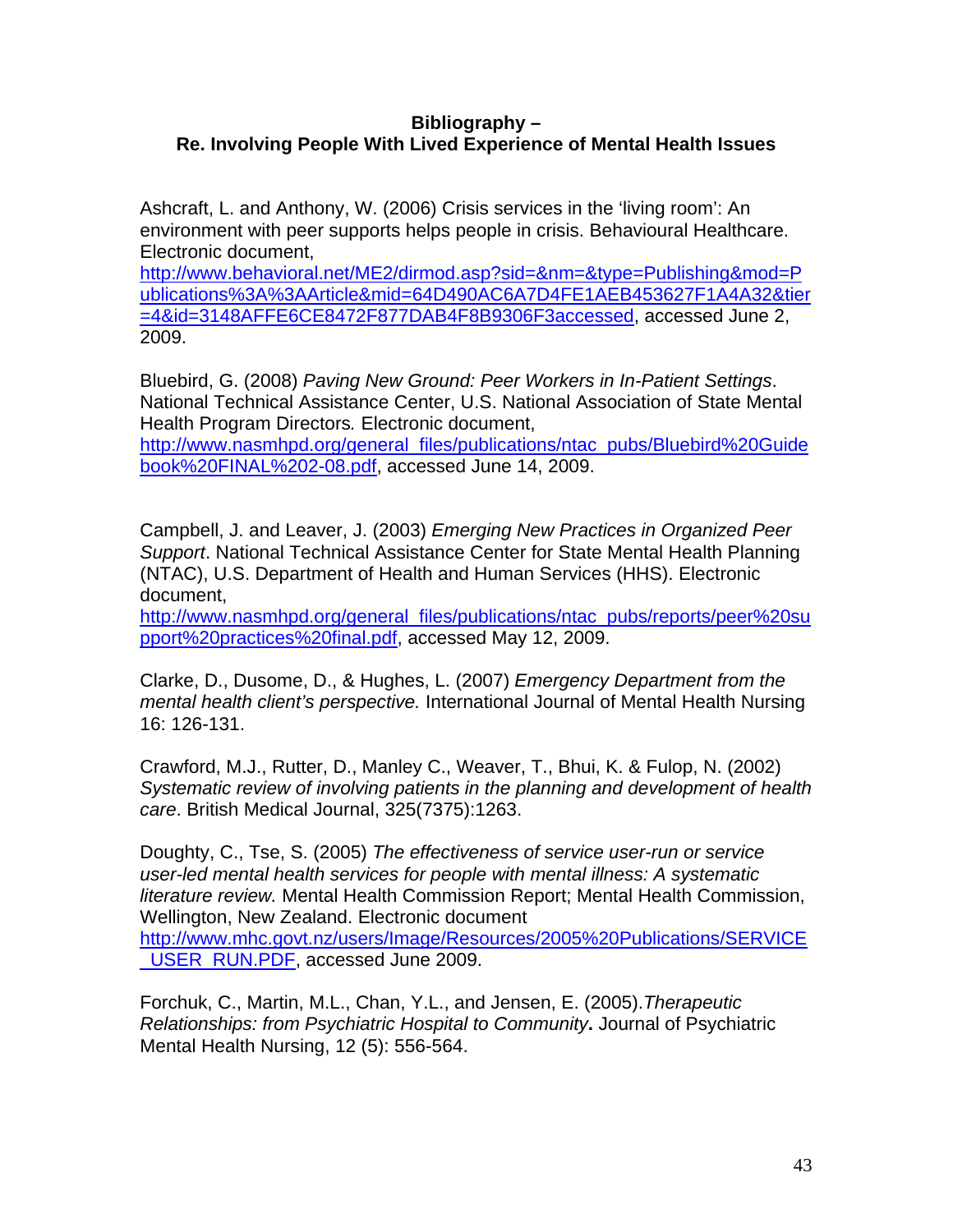**Bibliography –**
**Re. Involving People With Lived Experience of Mental Health Issues**

Ashcraft, L. and Anthony, W. (2006) Crisis services in the 'living room': An environment with peer supports helps people in crisis. Behavioural Healthcare. Electronic document, http://www.behavioral.net/ME2/dirmod.asp?sid=&nm=&type=Publishing&mod=Publications%3A%3AArticle&mid=64D490AC6A7D4FE1AEB453627F1A4A32&tier=4&id=3148AFFE6CE8472F877DAB4F8B9306F3accessed, accessed June 2, 2009.

Bluebird, G. (2008) *Paving New Ground: Peer Workers in In-Patient Settings*. National Technical Assistance Center, U.S. National Association of State Mental Health Program Directors*.* Electronic document, http://www.nasmhpd.org/general_files/publications/ntac_pubs/Bluebird%20Guidebook%20FINAL%202-08.pdf, accessed June 14, 2009.

Campbell, J. and Leaver, J. (2003) *Emerging New Practices in Organized Peer Support*. National Technical Assistance Center for State Mental Health Planning (NTAC), U.S. Department of Health and Human Services (HHS). Electronic document, http://www.nasmhpd.org/general_files/publications/ntac_pubs/reports/peer%20support%20practices%20final.pdf, accessed May 12, 2009.

Clarke, D., Dusome, D., & Hughes, L. (2007) *Emergency Department from the mental health client's perspective.* International Journal of Mental Health Nursing 16: 126-131.

Crawford, M.J., Rutter, D., Manley C., Weaver, T., Bhui, K. & Fulop, N. (2002) *Systematic review of involving patients in the planning and development of health care*. British Medical Journal, 325(7375):1263.

Doughty, C., Tse, S. (2005) *The effectiveness of service user-run or service user-led mental health services for people with mental illness: A systematic literature review.* Mental Health Commission Report; Mental Health Commission, Wellington, New Zealand. Electronic document http://www.mhc.govt.nz/users/Image/Resources/2005%20Publications/SERVICE_USER_RUN.PDF, accessed June 2009.

Forchuk, C., Martin, M.L., Chan, Y.L., and Jensen, E. (2005).*Therapeutic Relationships: from Psychiatric Hospital to Community***.** Journal of Psychiatric Mental Health Nursing, 12 (5): 556-564.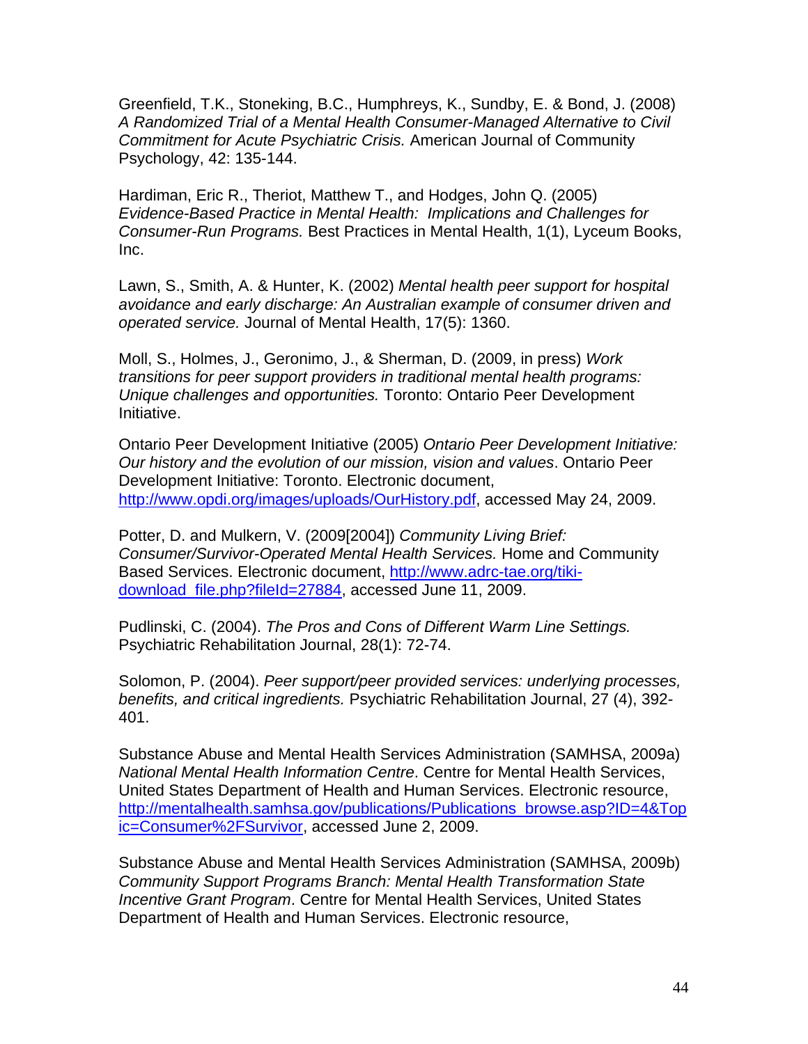Greenfield, T.K., Stoneking, B.C., Humphreys, K., Sundby, E. & Bond, J. (2008) *A Randomized Trial of a Mental Health Consumer-Managed Alternative to Civil Commitment for Acute Psychiatric Crisis.* American Journal of Community Psychology, 42: 135-144.

Hardiman, Eric R., Theriot, Matthew T., and Hodges, John Q. (2005) *Evidence-Based Practice in Mental Health: Implications and Challenges for Consumer-Run Programs.* Best Practices in Mental Health, 1(1), Lyceum Books, Inc.

Lawn, S., Smith, A. & Hunter, K. (2002) *Mental health peer support for hospital avoidance and early discharge: An Australian example of consumer driven and operated service.* Journal of Mental Health, 17(5): 1360.

Moll, S., Holmes, J., Geronimo, J., & Sherman, D. (2009, in press) *Work transitions for peer support providers in traditional mental health programs: Unique challenges and opportunities.* Toronto: Ontario Peer Development Initiative.

Ontario Peer Development Initiative (2005) *Ontario Peer Development Initiative: Our history and the evolution of our mission, vision and values*. Ontario Peer Development Initiative: Toronto. Electronic document, http://www.opdi.org/images/uploads/OurHistory.pdf, accessed May 24, 2009.

Potter, D. and Mulkern, V. (2009[2004]) *Community Living Brief: Consumer/Survivor-Operated Mental Health Services.* Home and Community Based Services. Electronic document, http://www.adrc-tae.org/tiki-download_file.php?fileId=27884, accessed June 11, 2009.

Pudlinski, C. (2004). *The Pros and Cons of Different Warm Line Settings.* Psychiatric Rehabilitation Journal, 28(1): 72-74.

Solomon, P. (2004). *Peer support/peer provided services: underlying processes, benefits, and critical ingredients.* Psychiatric Rehabilitation Journal, 27 (4), 392-401.

Substance Abuse and Mental Health Services Administration (SAMHSA, 2009a) *National Mental Health Information Centre*. Centre for Mental Health Services, United States Department of Health and Human Services. Electronic resource, http://mentalhealth.samhsa.gov/publications/Publications_browse.asp?ID=4&Topic=Consumer%2FSurvivor, accessed June 2, 2009.

Substance Abuse and Mental Health Services Administration (SAMHSA, 2009b) *Community Support Programs Branch: Mental Health Transformation State Incentive Grant Program*. Centre for Mental Health Services, United States Department of Health and Human Services. Electronic resource,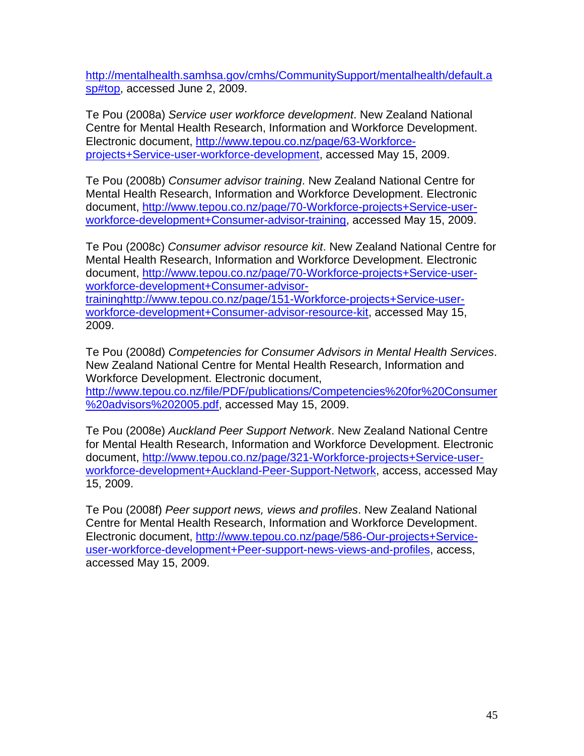http://mentalhealth.samhsa.gov/cmhs/CommunitySupport/mentalhealth/default.asp#top, accessed June 2, 2009.

Te Pou (2008a) *Service user workforce development*. New Zealand National Centre for Mental Health Research, Information and Workforce Development. Electronic document, http://www.tepou.co.nz/page/63-Workforce-projects+Service-user-workforce-development, accessed May 15, 2009.

Te Pou (2008b) *Consumer advisor training*. New Zealand National Centre for Mental Health Research, Information and Workforce Development. Electronic document, http://www.tepou.co.nz/page/70-Workforce-projects+Service-user-workforce-development+Consumer-advisor-training, accessed May 15, 2009.

Te Pou (2008c) *Consumer advisor resource kit*. New Zealand National Centre for Mental Health Research, Information and Workforce Development. Electronic document, http://www.tepou.co.nz/page/70-Workforce-projects+Service-user-workforce-development+Consumer-advisor-traininghttp://www.tepou.co.nz/page/151-Workforce-projects+Service-user-workforce-development+Consumer-advisor-resource-kit, accessed May 15, 2009.

Te Pou (2008d) *Competencies for Consumer Advisors in Mental Health Services*. New Zealand National Centre for Mental Health Research, Information and Workforce Development. Electronic document, http://www.tepou.co.nz/file/PDF/publications/Competencies%20for%20Consumer%20advisors%202005.pdf, accessed May 15, 2009.

Te Pou (2008e) *Auckland Peer Support Network*. New Zealand National Centre for Mental Health Research, Information and Workforce Development. Electronic document, http://www.tepou.co.nz/page/321-Workforce-projects+Service-user-workforce-development+Auckland-Peer-Support-Network, access, accessed May 15, 2009.

Te Pou (2008f) *Peer support news, views and profiles*. New Zealand National Centre for Mental Health Research, Information and Workforce Development. Electronic document, http://www.tepou.co.nz/page/586-Our-projects+Service-user-workforce-development+Peer-support-news-views-and-profiles, access, accessed May 15, 2009.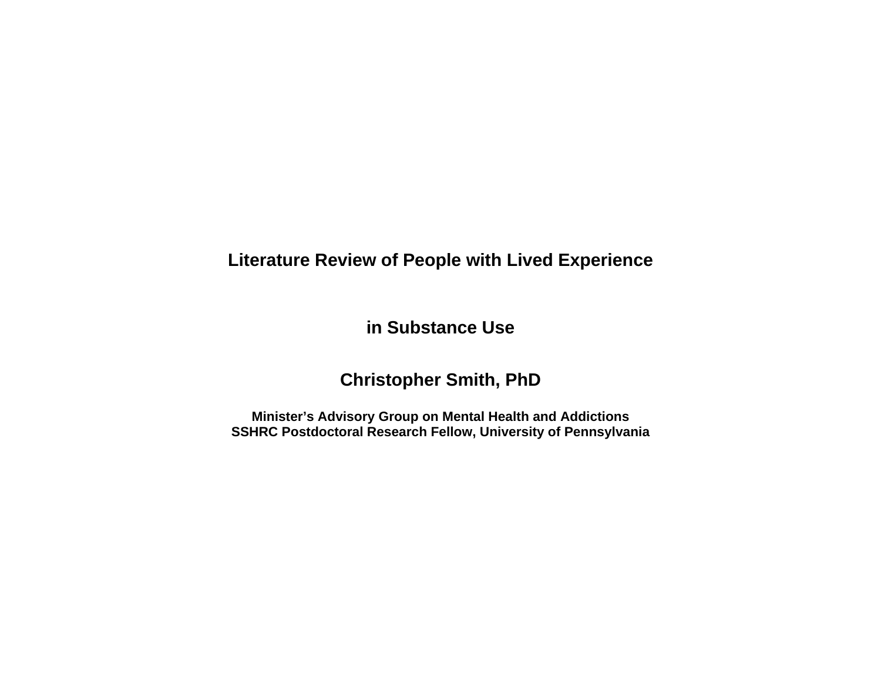# Literature Review of People with Lived Experience

# in Substance Use

## Christopher Smith, PhD

**Minister's Advisory Group on Mental Health and Addictions**
**SSHRC Postdoctoral Research Fellow, University of Pennsylvania**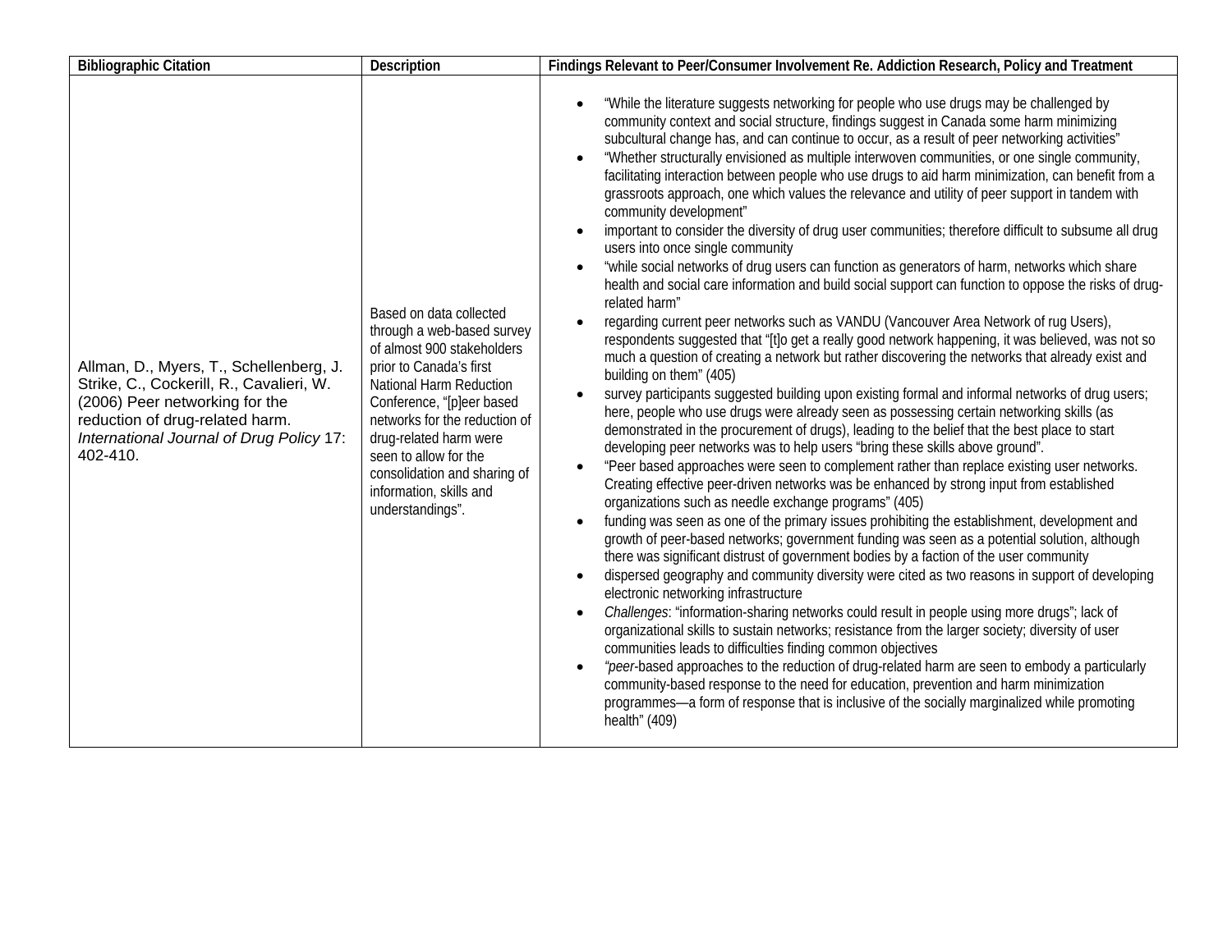| Bibliographic Citation | Description | Findings Relevant to Peer/Consumer Involvement Re. Addiction Research, Policy and Treatment |
| --- | --- | --- |
| Allman, D., Myers, T., Schellenberg, J. Strike, C., Cockerill, R., Cavalieri, W. (2006) Peer networking for the reduction of drug-related harm. *International Journal of Drug Policy* 17: 402-410. | Based on data collected through a web-based survey of almost 900 stakeholders prior to Canada's first National Harm Reduction Conference, "[p]eer based networks for the reduction of drug-related harm were seen to allow for the consolidation and sharing of information, skills and understandings". | • "While the literature suggests networking for people who use drugs may be challenged by community context and social structure, findings suggest in Canada some harm minimizing subcultural change has, and can continue to occur, as a result of peer networking activities"<br>• "Whether structurally envisioned as multiple interwoven communities, or one single community, facilitating interaction between people who use drugs to aid harm minimization, can benefit from a grassroots approach, one which values the relevance and utility of peer support in tandem with community development"<br>• important to consider the diversity of drug user communities; therefore difficult to subsume all drug users into once single community<br>• "while social networks of drug users can function as generators of harm, networks which share health and social care information and build social support can function to oppose the risks of drug-related harm"<br>• regarding current peer networks such as VANDU (Vancouver Area Network of rug Users), respondents suggested that "[t]o get a really good network happening, it was believed, was not so much a question of creating a network but rather discovering the networks that already exist and building on them" (405)<br>• survey participants suggested building upon existing formal and informal networks of drug users; here, people who use drugs were already seen as possessing certain networking skills (as demonstrated in the procurement of drugs), leading to the belief that the best place to start developing peer networks was to help users "bring these skills above ground".<br>• "Peer based approaches were seen to complement rather than replace existing user networks. Creating effective peer-driven networks was be enhanced by strong input from established organizations such as needle exchange programs" (405)<br>• funding was seen as one of the primary issues prohibiting the establishment, development and growth of peer-based networks; government funding was seen as a potential solution, although there was significant distrust of government bodies by a faction of the user community<br>• dispersed geography and community diversity were cited as two reasons in support of developing electronic networking infrastructure<br>• *Challenges*: "information-sharing networks could result in people using more drugs"; lack of organizational skills to sustain networks; resistance from the larger society; diversity of user communities leads to difficulties finding common objectives<br>• *"peer*-based approaches to the reduction of drug-related harm are seen to embody a particularly community-based response to the need for education, prevention and harm minimization programmes—a form of response that is inclusive of the socially marginalized while promoting health" (409) |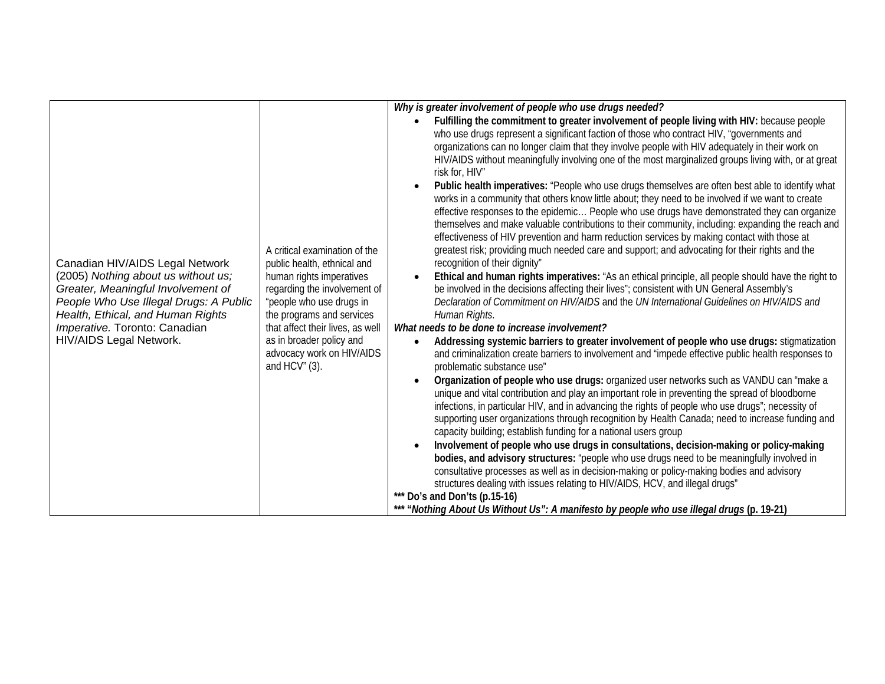| | | |
|---|---|---|
| Canadian HIV/AIDS Legal Network (2005) *Nothing about us without us; Greater, Meaningful Involvement of People Who Use Illegal Drugs: A Public Health, Ethical, and Human Rights Imperative.* Toronto: Canadian HIV/AIDS Legal Network. | A critical examination of the public health, ethnical and human rights imperatives regarding the involvement of "people who use drugs in the programs and services that affect their lives, as well as in broader policy and advocacy work on HIV/AIDS and HCV" (3). | ***Why is greater involvement of people who use drugs needed?***<br>• **Fulfilling the commitment to greater involvement of people living with HIV:** because people who use drugs represent a significant faction of those who contract HIV, "governments and organizations can no longer claim that they involve people with HIV adequately in their work on HIV/AIDS without meaningfully involving one of the most marginalized groups living with, or at great risk for, HIV"<br>• **Public health imperatives:** "People who use drugs themselves are often best able to identify what works in a community that others know little about; they need to be involved if we want to create effective responses to the epidemic… People who use drugs have demonstrated they can organize themselves and make valuable contributions to their community, including: expanding the reach and effectiveness of HIV prevention and harm reduction services by making contact with those at greatest risk; providing much needed care and support; and advocating for their rights and the recognition of their dignity"<br>• **Ethical and human rights imperatives:** "As an ethical principle, all people should have the right to be involved in the decisions affecting their lives"; consistent with UN General Assembly's *Declaration of Commitment on HIV/AIDS* and the *UN International Guidelines on HIV/AIDS and Human Rights*.<br>***What needs to be done to increase involvement?***<br>• **Addressing systemic barriers to greater involvement of people who use drugs:** stigmatization and criminalization create barriers to involvement and "impede effective public health responses to problematic substance use"<br>• **Organization of people who use drugs:** organized user networks such as VANDU can "make a unique and vital contribution and play an important role in preventing the spread of bloodborne infections, in particular HIV, and in advancing the rights of people who use drugs"; necessity of supporting user organizations through recognition by Health Canada; need to increase funding and capacity building; establish funding for a national users group<br>• **Involvement of people who use drugs in consultations, decision-making or policy-making bodies, and advisory structures:** "people who use drugs need to be meaningfully involved in consultative processes as well as in decision-making or policy-making bodies and advisory structures dealing with issues relating to HIV/AIDS, HCV, and illegal drugs"<br>**\*\*\* Do's and Don'ts (p.15-16)**<br>**\*\*\* "*Nothing About Us Without Us": A manifesto by people who use illegal drugs* (p. 19-21)** |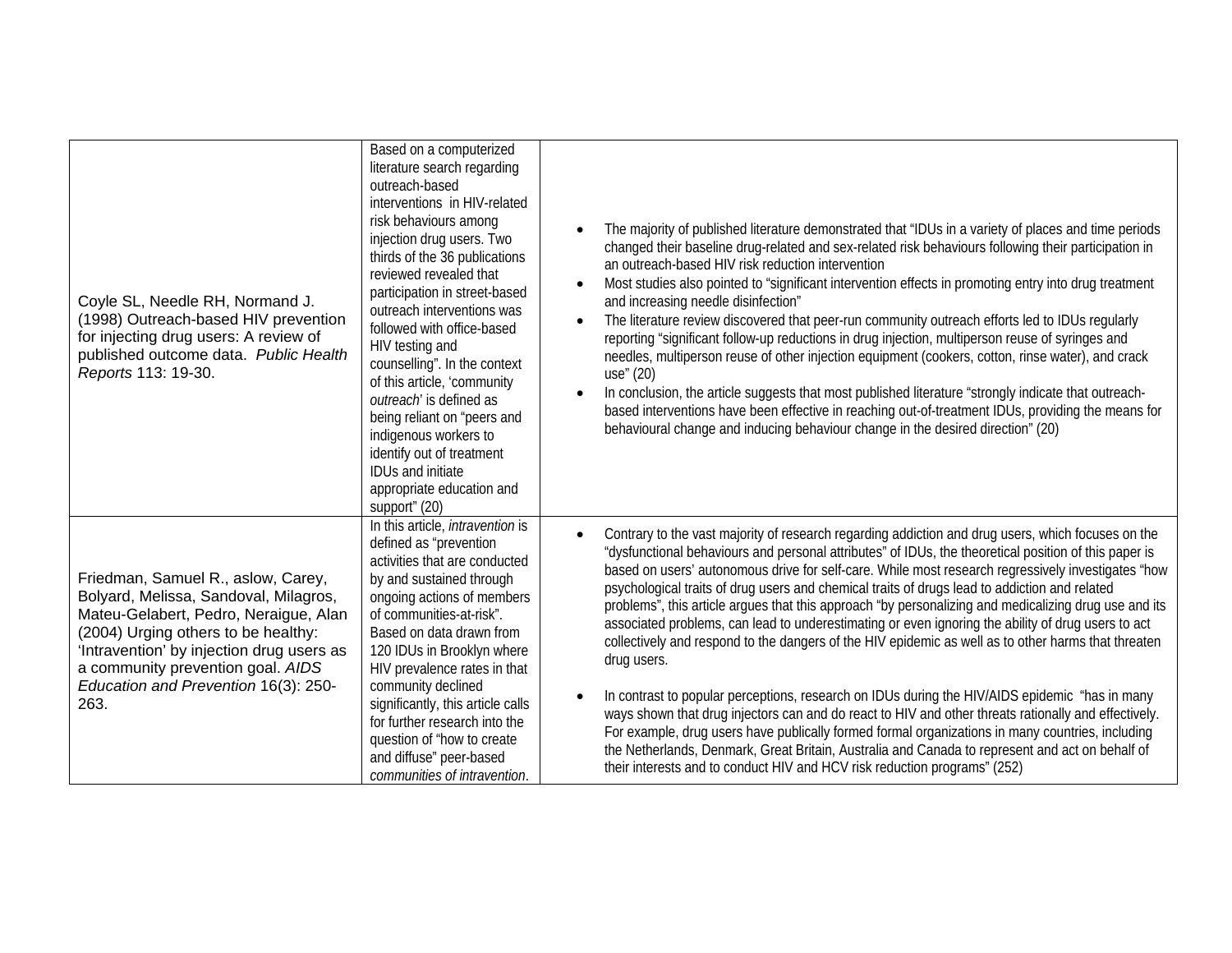| | | |
|---|---|---|
| Coyle SL, Needle RH, Normand J. (1998) Outreach-based HIV prevention for injecting drug users: A review of published outcome data. *Public Health Reports* 113: 19-30. | Based on a computerized literature search regarding outreach-based interventions in HIV-related risk behaviours among injection drug users. Two thirds of the 36 publications reviewed revealed that participation in street-based outreach interventions was followed with office-based HIV testing and counselling". In the context of this article, 'community *outreach*' is defined as being reliant on "peers and indigenous workers to identify out of treatment IDUs and initiate appropriate education and support" (20) | • The majority of published literature demonstrated that "IDUs in a variety of places and time periods changed their baseline drug-related and sex-related risk behaviours following their participation in an outreach-based HIV risk reduction intervention<br>• Most studies also pointed to "significant intervention effects in promoting entry into drug treatment and increasing needle disinfection"<br>• The literature review discovered that peer-run community outreach efforts led to IDUs regularly reporting "significant follow-up reductions in drug injection, multiperson reuse of syringes and needles, multiperson reuse of other injection equipment (cookers, cotton, rinse water), and crack use" (20)<br>• In conclusion, the article suggests that most published literature "strongly indicate that outreach-based interventions have been effective in reaching out-of-treatment IDUs, providing the means for behavioural change and inducing behaviour change in the desired direction" (20) |
| Friedman, Samuel R., aslow, Carey, Bolyard, Melissa, Sandoval, Milagros, Mateu-Gelabert, Pedro, Neraigue, Alan (2004) Urging others to be healthy: 'Intravention' by injection drug users as a community prevention goal. *AIDS Education and Prevention* 16(3): 250-263. | In this article, *intravention* is defined as "prevention activities that are conducted by and sustained through ongoing actions of members of communities-at-risk". Based on data drawn from 120 IDUs in Brooklyn where HIV prevalence rates in that community declined significantly, this article calls for further research into the question of "how to create and diffuse" peer-based *communities of intravention*. | • Contrary to the vast majority of research regarding addiction and drug users, which focuses on the "dysfunctional behaviours and personal attributes" of IDUs, the theoretical position of this paper is based on users' autonomous drive for self-care. While most research regressively investigates "how psychological traits of drug users and chemical traits of drugs lead to addiction and related problems", this article argues that this approach "by personalizing and medicalizing drug use and its associated problems, can lead to underestimating or even ignoring the ability of drug users to act collectively and respond to the dangers of the HIV epidemic as well as to other harms that threaten drug users.<br>• In contrast to popular perceptions, research on IDUs during the HIV/AIDS epidemic "has in many ways shown that drug injectors can and do react to HIV and other threats rationally and effectively. For example, drug users have publically formed formal organizations in many countries, including the Netherlands, Denmark, Great Britain, Australia and Canada to represent and act on behalf of their interests and to conduct HIV and HCV risk reduction programs" (252) |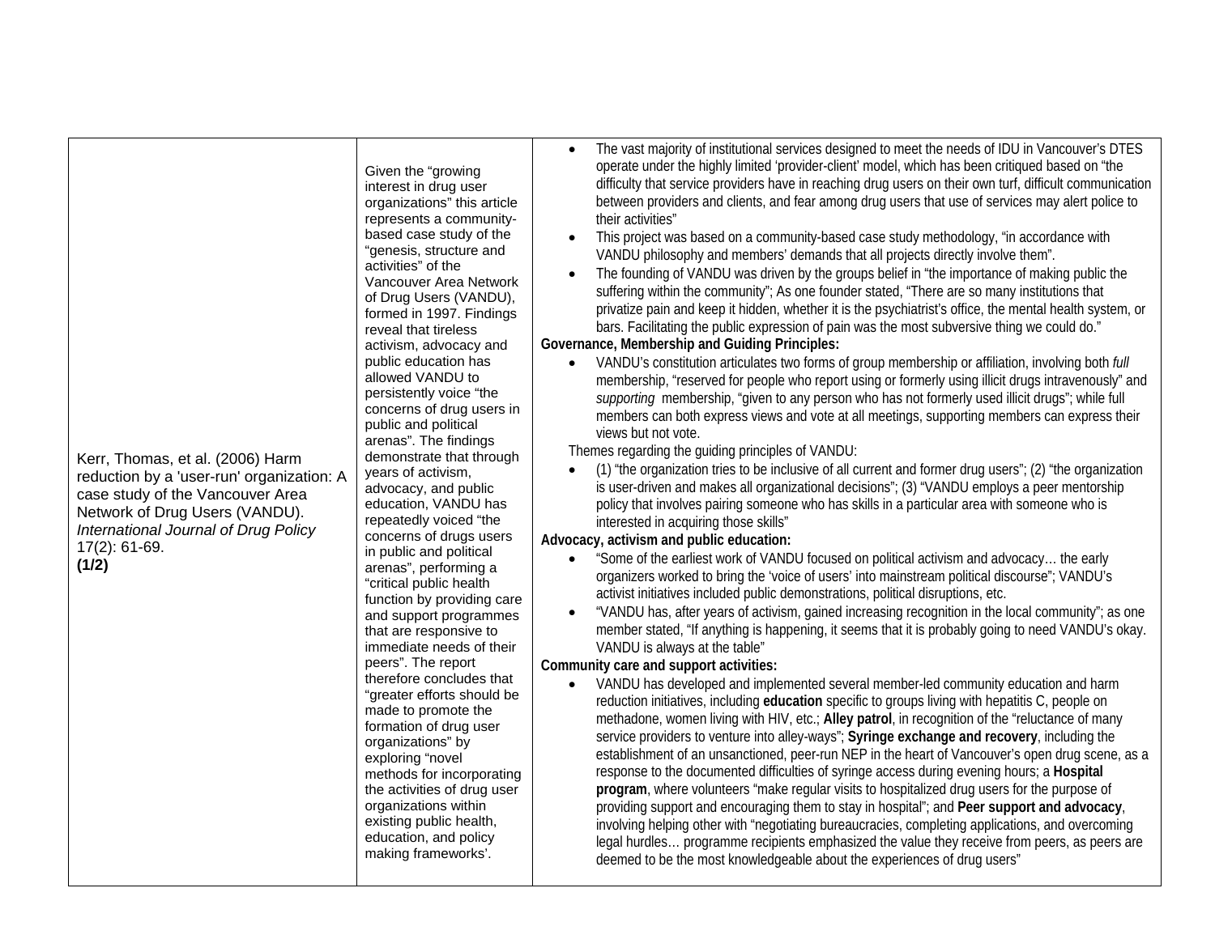| | | |
|---|---|---|
| Kerr, Thomas, et al. (2006) Harm reduction by a 'user-run' organization: A case study of the Vancouver Area Network of Drug Users (VANDU). *International Journal of Drug Policy* 17(2): 61-69. **(1/2)** | Given the "growing interest in drug user organizations" this article represents a community-based case study of the "genesis, structure and activities" of the Vancouver Area Network of Drug Users (VANDU), formed in 1997. Findings reveal that tireless activism, advocacy and public education has allowed VANDU to persistently voice "the concerns of drug users in public and political arenas". The findings demonstrate that through years of activism, advocacy, and public education, VANDU has repeatedly voiced "the concerns of drugs users in public and political arenas", performing a "critical public health function by providing care and support programmes that are responsive to immediate needs of their peers". The report therefore concludes that "greater efforts should be made to promote the formation of drug user organizations" by exploring "novel methods for incorporating the activities of drug user organizations within existing public health, education, and policy making frameworks'. | • The vast majority of institutional services designed to meet the needs of IDU in Vancouver's DTES operate under the highly limited 'provider-client' model, which has been critiqued based on "the difficulty that service providers have in reaching drug users on their own turf, difficult communication between providers and clients, and fear among drug users that use of services may alert police to their activities"<br>• This project was based on a community-based case study methodology, "in accordance with VANDU philosophy and members' demands that all projects directly involve them".<br>• The founding of VANDU was driven by the groups belief in "the importance of making public the suffering within the community"; As one founder stated, "There are so many institutions that privatize pain and keep it hidden, whether it is the psychiatrist's office, the mental health system, or bars. Facilitating the public expression of pain was the most subversive thing we could do."<br>**Governance, Membership and Guiding Principles:**<br>• VANDU's constitution articulates two forms of group membership or affiliation, involving both *full* membership, "reserved for people who report using or formerly using illicit drugs intravenously" and *supporting* membership, "given to any person who has not formerly used illicit drugs"; while full members can both express views and vote at all meetings, supporting members can express their views but not vote.<br>Themes regarding the guiding principles of VANDU:<br>• (1) "the organization tries to be inclusive of all current and former drug users"; (2) "the organization is user-driven and makes all organizational decisions"; (3) "VANDU employs a peer mentorship policy that involves pairing someone who has skills in a particular area with someone who is interested in acquiring those skills"<br>**Advocacy, activism and public education:**<br>• "Some of the earliest work of VANDU focused on political activism and advocacy… the early organizers worked to bring the 'voice of users' into mainstream political discourse"; VANDU's activist initiatives included public demonstrations, political disruptions, etc.<br>• "VANDU has, after years of activism, gained increasing recognition in the local community"; as one member stated, "If anything is happening, it seems that it is probably going to need VANDU's okay. VANDU is always at the table"<br>**Community care and support activities:**<br>• VANDU has developed and implemented several member-led community education and harm reduction initiatives, including **education** specific to groups living with hepatitis C, people on methadone, women living with HIV, etc.; **Alley patrol**, in recognition of the "reluctance of many service providers to venture into alley-ways"; **Syringe exchange and recovery**, including the establishment of an unsanctioned, peer-run NEP in the heart of Vancouver's open drug scene, as a response to the documented difficulties of syringe access during evening hours; a **Hospital program**, where volunteers "make regular visits to hospitalized drug users for the purpose of providing support and encouraging them to stay in hospital"; and **Peer support and advocacy**, involving helping other with "negotiating bureaucracies, completing applications, and overcoming legal hurdles… programme recipients emphasized the value they receive from peers, as peers are deemed to be the most knowledgeable about the experiences of drug users" |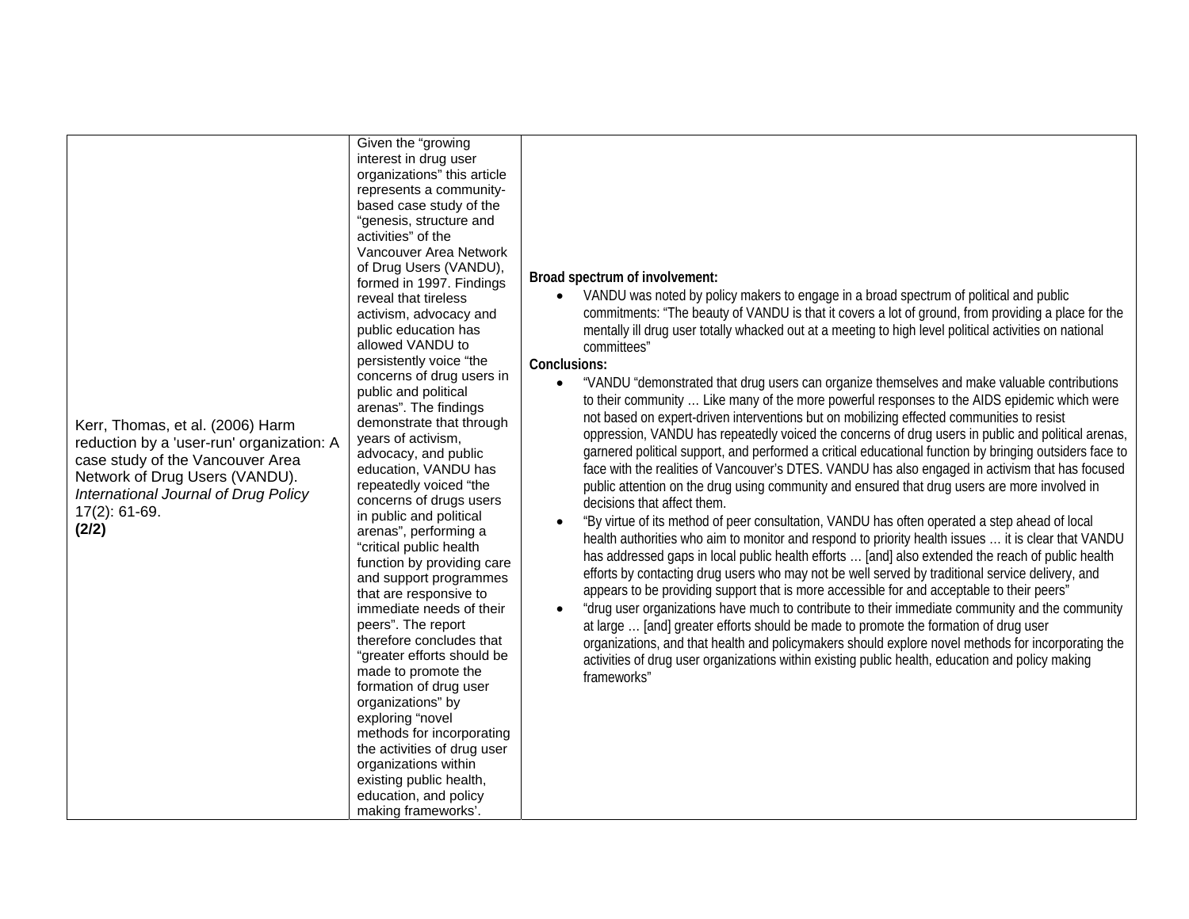| | | |
|---|---|---|
| Kerr, Thomas, et al. (2006) Harm reduction by a 'user-run' organization: A case study of the Vancouver Area Network of Drug Users (VANDU). *International Journal of Drug Policy* 17(2): 61-69. **(2/2)** | Given the "growing interest in drug user organizations" this article represents a community-based case study of the "genesis, structure and activities" of the Vancouver Area Network of Drug Users (VANDU), formed in 1997. Findings reveal that tireless activism, advocacy and public education has allowed VANDU to persistently voice "the concerns of drug users in public and political arenas". The findings demonstrate that through years of activism, advocacy, and public education, VANDU has repeatedly voiced "the concerns of drugs users in public and political arenas", performing a "critical public health function by providing care and support programmes that are responsive to immediate needs of their peers". The report therefore concludes that "greater efforts should be made to promote the formation of drug user organizations" by exploring "novel methods for incorporating the activities of drug user organizations within existing public health, education, and policy making frameworks'. | **Broad spectrum of involvement:**<br>• VANDU was noted by policy makers to engage in a broad spectrum of political and public commitments: "The beauty of VANDU is that it covers a lot of ground, from providing a place for the mentally ill drug user totally whacked out at a meeting to high level political activities on national committees"<br>**Conclusions:**<br>• "VANDU "demonstrated that drug users can organize themselves and make valuable contributions to their community … Like many of the more powerful responses to the AIDS epidemic which were not based on expert-driven interventions but on mobilizing effected communities to resist oppression, VANDU has repeatedly voiced the concerns of drug users in public and political arenas, garnered political support, and performed a critical educational function by bringing outsiders face to face with the realities of Vancouver's DTES. VANDU has also engaged in activism that has focused public attention on the drug using community and ensured that drug users are more involved in decisions that affect them.<br>• "By virtue of its method of peer consultation, VANDU has often operated a step ahead of local health authorities who aim to monitor and respond to priority health issues … it is clear that VANDU has addressed gaps in local public health efforts … [and] also extended the reach of public health efforts by contacting drug users who may not be well served by traditional service delivery, and appears to be providing support that is more accessible for and acceptable to their peers"<br>• "drug user organizations have much to contribute to their immediate community and the community at large … [and] greater efforts should be made to promote the formation of drug user organizations, and that health and policymakers should explore novel methods for incorporating the activities of drug user organizations within existing public health, education and policy making frameworks" |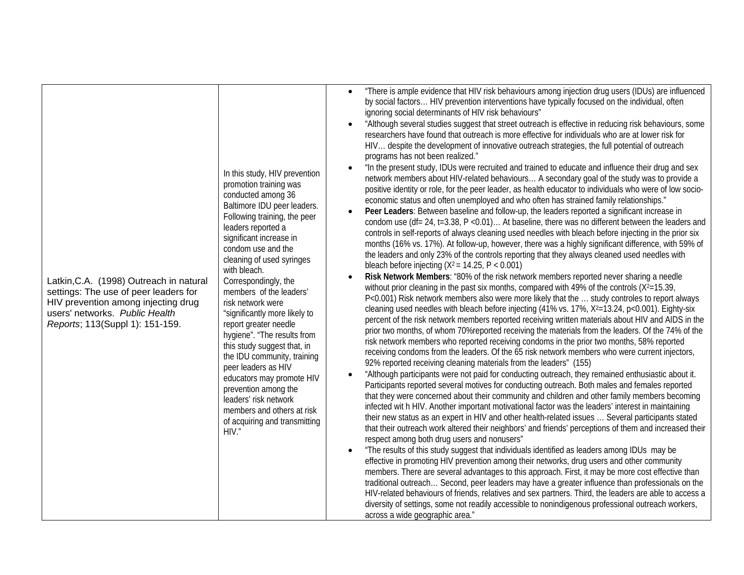| | | |
|---|---|---|
| Latkin,C.A. (1998) Outreach in natural settings: The use of peer leaders for HIV prevention among injecting drug users' networks. *Public Health Reports*; 113(Suppl 1): 151-159. | In this study, HIV prevention promotion training was conducted among 36 Baltimore IDU peer leaders. Following training, the peer leaders reported a significant increase in condom use and the cleaning of used syringes with bleach. Correspondingly, the members of the leaders' risk network were "significantly more likely to report greater needle hygiene". "The results from this study suggest that, in the IDU community, training peer leaders as HIV educators may promote HIV prevention among the leaders' risk network members and others at risk of acquiring and transmitting HIV." | • "There is ample evidence that HIV risk behaviours among injection drug users (IDUs) are influenced by social factors… HIV prevention interventions have typically focused on the individual, often ignoring social determinants of HIV risk behaviours"<br>• "Although several studies suggest that street outreach is effective in reducing risk behaviours, some researchers have found that outreach is more effective for individuals who are at lower risk for HIV… despite the development of innovative outreach strategies, the full potential of outreach programs has not been realized."<br>• "In the present study, IDUs were recruited and trained to educate and influence their drug and sex network members about HIV-related behaviours… A secondary goal of the study was to provide a positive identity or role, for the peer leader, as health educator to individuals who were of low socio-economic status and often unemployed and who often has strained family relationships."<br>• **Peer Leaders**: Between baseline and follow-up, the leaders reported a significant increase in condom use (df= 24, t=3.38, P <0.01)… At baseline, there was no different between the leaders and controls in self-reports of always cleaning used needles with bleach before injecting in the prior six months (16% vs. 17%). At follow-up, however, there was a highly significant difference, with 59% of the leaders and only 23% of the controls reporting that they always cleaned used needles with bleach before injecting ($X^2$ = 14.25, P < 0.001)<br>• **Risk Network Members**: "80% of the risk network members reported never sharing a needle without prior cleaning in the past six months, compared with 49% of the controls ($X^2$=15.39, P<0.001) Risk network members also were more likely that the … study controles to report always cleaning used needles with bleach before injecting (41% vs. 17%, $X^2$=13.24, p<0.001). Eighty-six percent of the risk network members reported receiving written materials about HIV and AIDS in the prior two months, of whom 70%reported receiving the materials from the leaders. Of the 74% of the risk network members who reported receiving condoms in the prior two months, 58% reported receiving condoms from the leaders. Of the 65 risk network members who were current injectors, 92% reported receiving cleaning materials from the leaders" (155)<br>• "Although participants were not paid for conducting outreach, they remained enthusiastic about it. Participants reported several motives for conducting outreach. Both males and females reported that they were concerned about their community and children and other family members becoming infected wit h HIV. Another important motivational factor was the leaders' interest in maintaining their new status as an expert in HIV and other health-related issues … Several participants stated that their outreach work altered their neighbors' and friends' perceptions of them and increased their respect among both drug users and nonusers"<br>• "The results of this study suggest that individuals identified as leaders among IDUs may be effective in promoting HIV prevention among their networks, drug users and other community members. There are several advantages to this approach. First, it may be more cost effective than traditional outreach… Second, peer leaders may have a greater influence than professionals on the HIV-related behaviours of friends, relatives and sex partners. Third, the leaders are able to access a diversity of settings, some not readily accessible to nonindigenous professional outreach workers, across a wide geographic area." |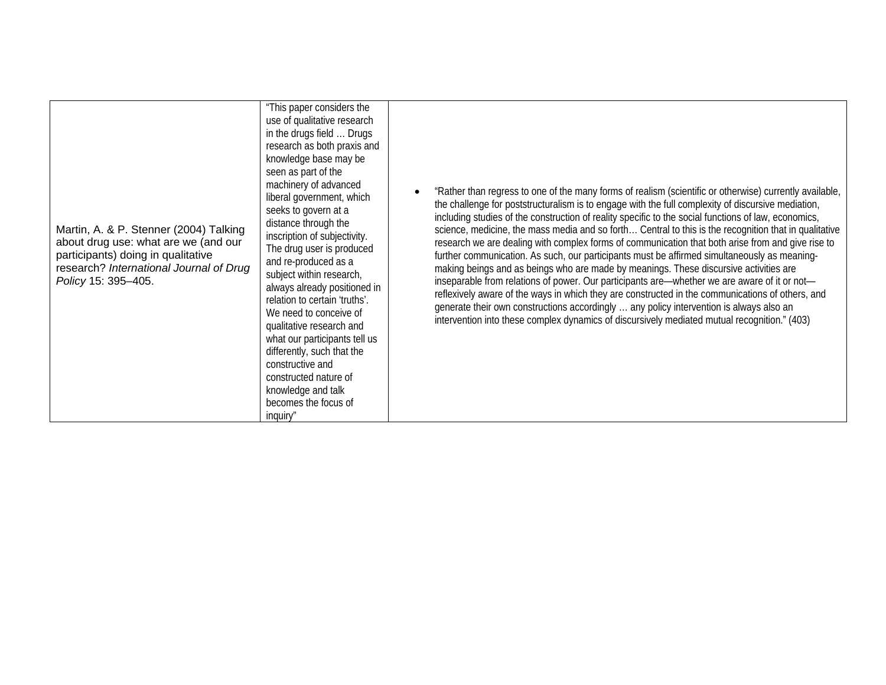| | | |
|---|---|---|
| Martin, A. & P. Stenner (2004) Talking about drug use: what are we (and our participants) doing in qualitative research? *International Journal of Drug Policy* 15: 395–405. | "This paper considers the use of qualitative research in the drugs field … Drugs research as both praxis and knowledge base may be seen as part of the machinery of advanced liberal government, which seeks to govern at a distance through the inscription of subjectivity. The drug user is produced and re-produced as a subject within research, always already positioned in relation to certain 'truths'. We need to conceive of qualitative research and what our participants tell us differently, such that the constructive and constructed nature of knowledge and talk becomes the focus of inquiry" | • "Rather than regress to one of the many forms of realism (scientific or otherwise) currently available, the challenge for poststructuralism is to engage with the full complexity of discursive mediation, including studies of the construction of reality specific to the social functions of law, economics, science, medicine, the mass media and so forth… Central to this is the recognition that in qualitative research we are dealing with complex forms of communication that both arise from and give rise to further communication. As such, our participants must be affirmed simultaneously as meaning-making beings and as beings who are made by meanings. These discursive activities are inseparable from relations of power. Our participants are—whether we are aware of it or not—reflexively aware of the ways in which they are constructed in the communications of others, and generate their own constructions accordingly … any policy intervention is always also an intervention into these complex dynamics of discursively mediated mutual recognition." (403) |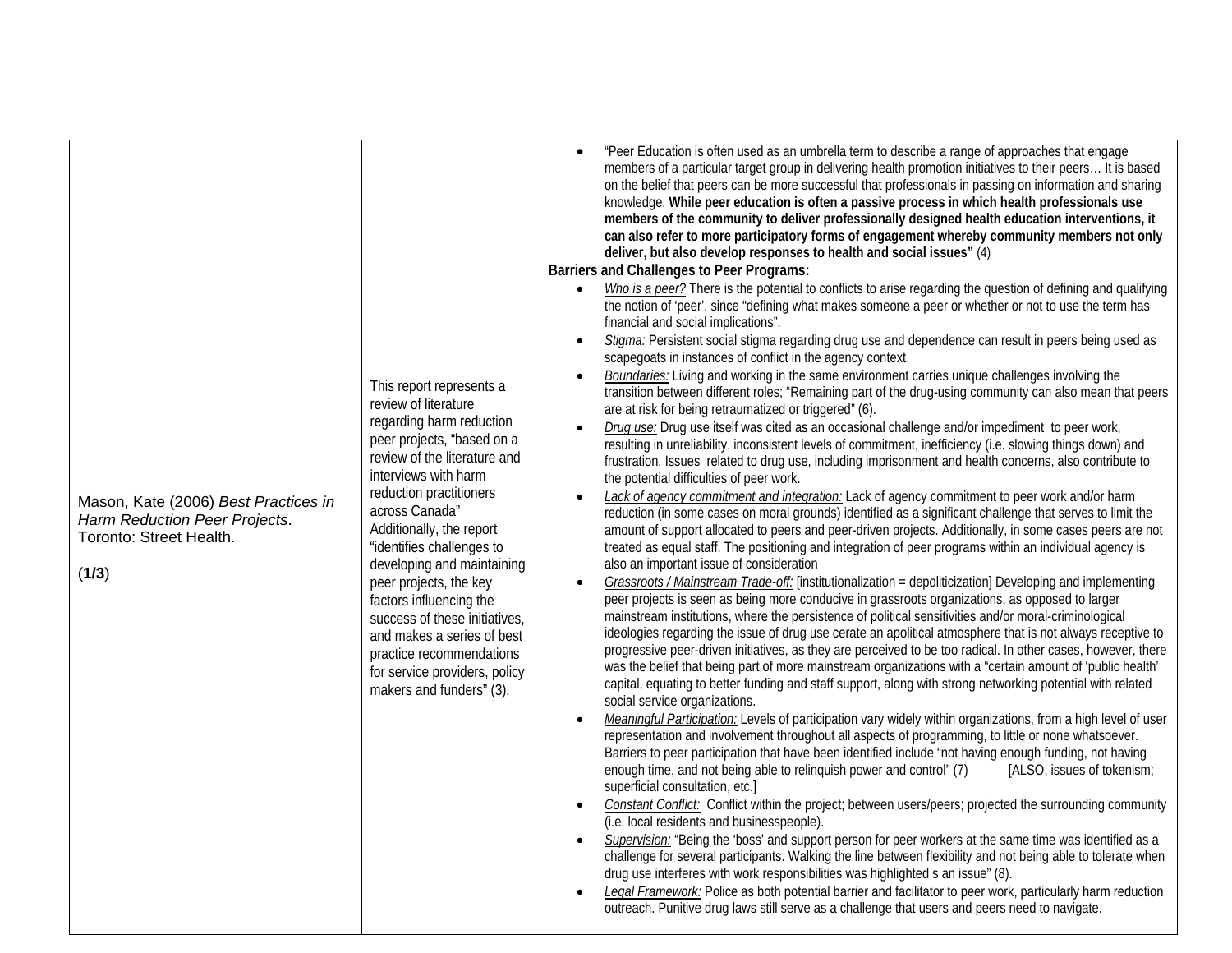| | | |
|---|---|---|
| Mason, Kate (2006) *Best Practices in Harm Reduction Peer Projects*. Toronto: Street Health.<br><br>(**1/3**) | This report represents a review of literature regarding harm reduction peer projects, "based on a review of the literature and interviews with harm reduction practitioners across Canada" Additionally, the report "identifies challenges to developing and maintaining peer projects, the key factors influencing the success of these initiatives, and makes a series of best practice recommendations for service providers, policy makers and funders" (3). | • "Peer Education is often used as an umbrella term to describe a range of approaches that engage members of a particular target group in delivering health promotion initiatives to their peers… It is based on the belief that peers can be more successful that professionals in passing on information and sharing knowledge. **While peer education is often a passive process in which health professionals use members of the community to deliver professionally designed health education interventions, it can also refer to more participatory forms of engagement whereby community members not only deliver, but also develop responses to health and social issues"** (4)<br>**Barriers and Challenges to Peer Programs:**<br>• *Who is a peer?* There is the potential to conflicts to arise regarding the question of defining and qualifying the notion of 'peer', since "defining what makes someone a peer or whether or not to use the term has financial and social implications".<br>• *Stigma:* Persistent social stigma regarding drug use and dependence can result in peers being used as scapegoats in instances of conflict in the agency context.<br>• *Boundaries:* Living and working in the same environment carries unique challenges involving the transition between different roles; "Remaining part of the drug-using community can also mean that peers are at risk for being retraumatized or triggered" (6).<br>• *Drug use:* Drug use itself was cited as an occasional challenge and/or impediment to peer work, resulting in unreliability, inconsistent levels of commitment, inefficiency (i.e. slowing things down) and frustration. Issues related to drug use, including imprisonment and health concerns, also contribute to the potential difficulties of peer work.<br>• *Lack of agency commitment and integration:* Lack of agency commitment to peer work and/or harm reduction (in some cases on moral grounds) identified as a significant challenge that serves to limit the amount of support allocated to peers and peer-driven projects. Additionally, in some cases peers are not treated as equal staff. The positioning and integration of peer programs within an individual agency is also an important issue of consideration<br>• *Grassroots / Mainstream Trade-off:* [institutionalization = depoliticization] Developing and implementing peer projects is seen as being more conducive in grassroots organizations, as opposed to larger mainstream institutions, where the persistence of political sensitivities and/or moral-criminological ideologies regarding the issue of drug use cerate an apolitical atmosphere that is not always receptive to progressive peer-driven initiatives, as they are perceived to be too radical. In other cases, however, there was the belief that being part of more mainstream organizations with a "certain amount of 'public health' capital, equating to better funding and staff support, along with strong networking potential with related social service organizations.<br>• *Meaningful Participation:* Levels of participation vary widely within organizations, from a high level of user representation and involvement throughout all aspects of programming, to little or none whatsoever. Barriers to peer participation that have been identified include "not having enough funding, not having enough time, and not being able to relinquish power and control" (7) [ALSO, issues of tokenism; superficial consultation, etc.]<br>• *Constant Conflict:* Conflict within the project; between users/peers; projected the surrounding community (i.e. local residents and businesspeople).<br>• *Supervision:* "Being the 'boss' and support person for peer workers at the same time was identified as a challenge for several participants. Walking the line between flexibility and not being able to tolerate when drug use interferes with work responsibilities was highlighted s an issue" (8).<br>• *Legal Framework:* Police as both potential barrier and facilitator to peer work, particularly harm reduction outreach. Punitive drug laws still serve as a challenge that users and peers need to navigate. |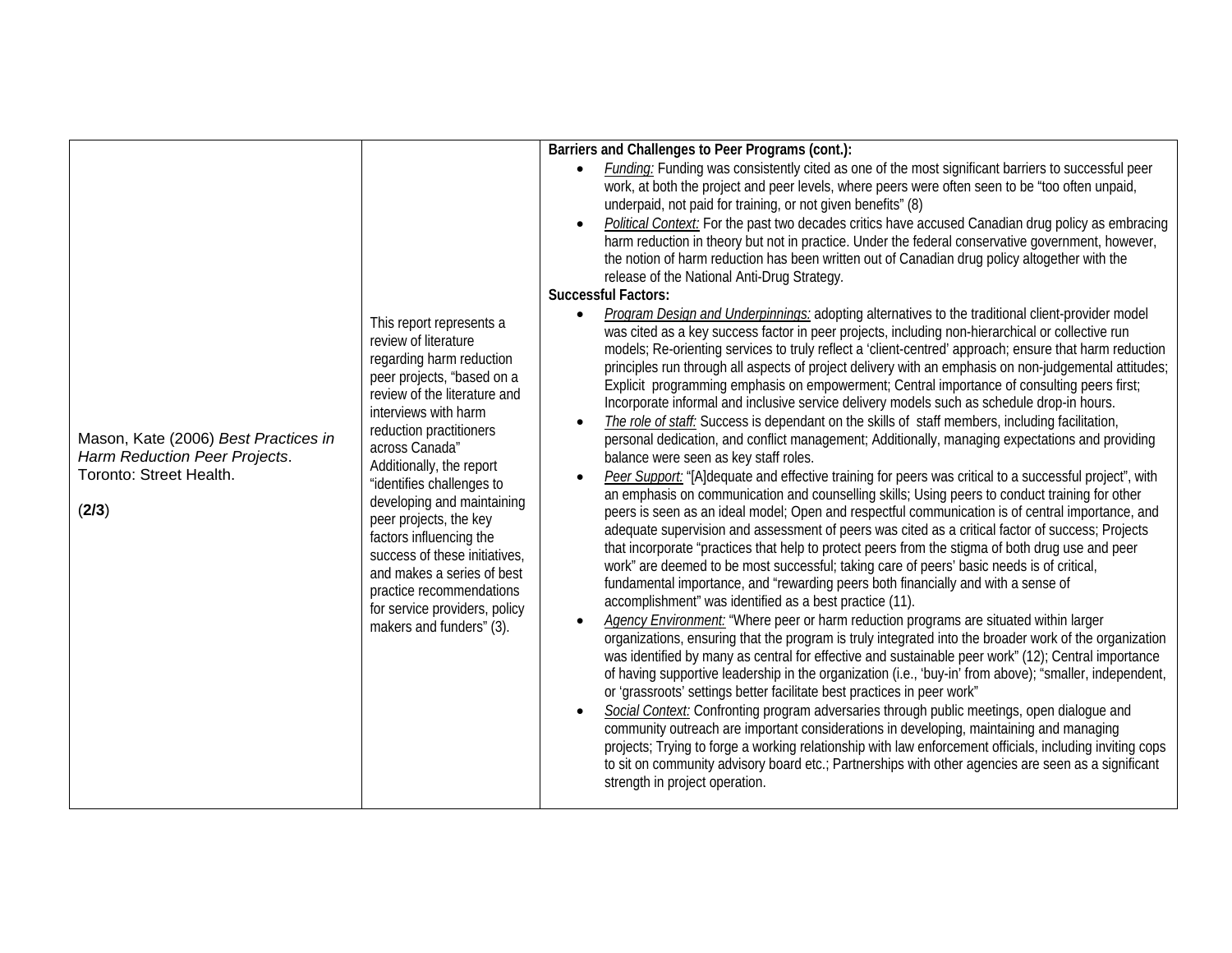| | | |
|---|---|---|
| Mason, Kate (2006) *Best Practices in Harm Reduction Peer Projects*. Toronto: Street Health.<br><br>(**2/3**) | This report represents a review of literature regarding harm reduction peer projects, "based on a review of the literature and interviews with harm reduction practitioners across Canada" Additionally, the report "identifies challenges to developing and maintaining peer projects, the key factors influencing the success of these initiatives, and makes a series of best practice recommendations for service providers, policy makers and funders" (3). | **Barriers and Challenges to Peer Programs (cont.):**<br>• *Funding:* Funding was consistently cited as one of the most significant barriers to successful peer work, at both the project and peer levels, where peers were often seen to be "too often unpaid, underpaid, not paid for training, or not given benefits" (8)<br>• *Political Context:* For the past two decades critics have accused Canadian drug policy as embracing harm reduction in theory but not in practice. Under the federal conservative government, however, the notion of harm reduction has been written out of Canadian drug policy altogether with the release of the National Anti-Drug Strategy.<br>**Successful Factors:**<br>• *Program Design and Underpinnings:* adopting alternatives to the traditional client-provider model was cited as a key success factor in peer projects, including non-hierarchical or collective run models; Re-orienting services to truly reflect a 'client-centred' approach; ensure that harm reduction principles run through all aspects of project delivery with an emphasis on non-judgemental attitudes; Explicit programming emphasis on empowerment; Central importance of consulting peers first; Incorporate informal and inclusive service delivery models such as schedule drop-in hours.<br>• *The role of staff:* Success is dependant on the skills of staff members, including facilitation, personal dedication, and conflict management; Additionally, managing expectations and providing balance were seen as key staff roles.<br>• *Peer Support:* "[A]dequate and effective training for peers was critical to a successful project", with an emphasis on communication and counselling skills; Using peers to conduct training for other peers is seen as an ideal model; Open and respectful communication is of central importance, and adequate supervision and assessment of peers was cited as a critical factor of success; Projects that incorporate "practices that help to protect peers from the stigma of both drug use and peer work" are deemed to be most successful; taking care of peers' basic needs is of critical, fundamental importance, and "rewarding peers both financially and with a sense of accomplishment" was identified as a best practice (11).<br>• *Agency Environment:* "Where peer or harm reduction programs are situated within larger organizations, ensuring that the program is truly integrated into the broader work of the organization was identified by many as central for effective and sustainable peer work" (12); Central importance of having supportive leadership in the organization (i.e., 'buy-in' from above); "smaller, independent, or 'grassroots' settings better facilitate best practices in peer work"<br>• *Social Context:* Confronting program adversaries through public meetings, open dialogue and community outreach are important considerations in developing, maintaining and managing projects; Trying to forge a working relationship with law enforcement officials, including inviting cops to sit on community advisory board etc.; Partnerships with other agencies are seen as a significant strength in project operation. |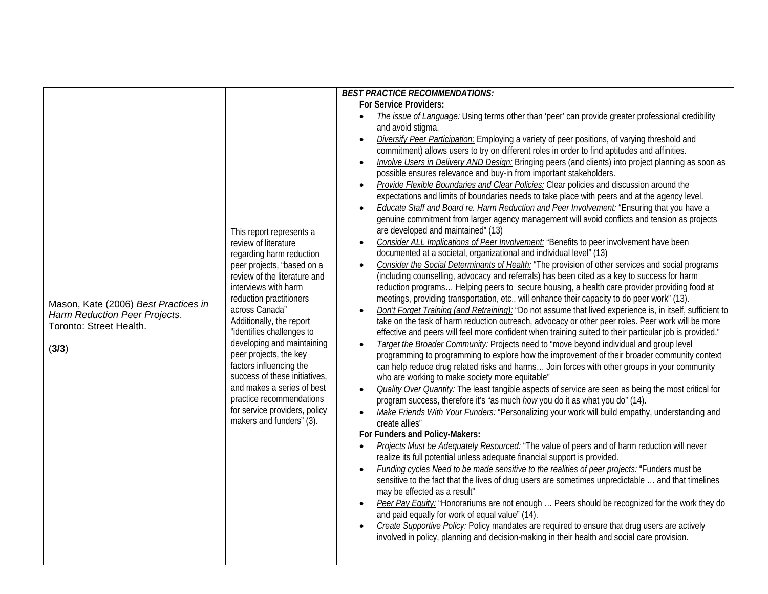| | | |
|---|---|---|
| Mason, Kate (2006) *Best Practices in Harm Reduction Peer Projects*. Toronto: Street Health.<br><br>(**3/3**) | This report represents a review of literature regarding harm reduction peer projects, "based on a review of the literature and interviews with harm reduction practitioners across Canada" Additionally, the report "identifies challenges to developing and maintaining peer projects, the key factors influencing the success of these initiatives, and makes a series of best practice recommendations for service providers, policy makers and funders" (3). | ***BEST PRACTICE RECOMMENDATIONS:***<br>**For Service Providers:**<br>• *The issue of Language:* Using terms other than 'peer' can provide greater professional credibility and avoid stigma.<br>• *Diversify Peer Participation:* Employing a variety of peer positions, of varying threshold and commitment) allows users to try on different roles in order to find aptitudes and affinities.<br>• *Involve Users in Delivery AND Design:* Bringing peers (and clients) into project planning as soon as possible ensures relevance and buy-in from important stakeholders.<br>• *Provide Flexible Boundaries and Clear Policies:* Clear policies and discussion around the expectations and limits of boundaries needs to take place with peers and at the agency level.<br>• *Educate Staff and Board re. Harm Reduction and Peer Involvement:* "Ensuring that you have a genuine commitment from larger agency management will avoid conflicts and tension as projects are developed and maintained" (13)<br>• *Consider ALL Implications of Peer Involvement:* "Benefits to peer involvement have been documented at a societal, organizational and individual level" (13)<br>• *Consider the Social Determinants of Health:* "The provision of other services and social programs (including counselling, advocacy and referrals) has been cited as a key to success for harm reduction programs… Helping peers to secure housing, a health care provider providing food at meetings, providing transportation, etc., will enhance their capacity to do peer work" (13).<br>• *Don't Forget Training (and Retraining):* "Do not assume that lived experience is, in itself, sufficient to take on the task of harm reduction outreach, advocacy or other peer roles. Peer work will be more effective and peers will feel more confident when training suited to their particular job is provided."<br>• *Target the Broader Community:* Projects need to "move beyond individual and group level programming to programming to explore how the improvement of their broader community context can help reduce drug related risks and harms… Join forces with other groups in your community who are working to make society more equitable"<br>• *Quality Over Quantity:* The least tangible aspects of service are seen as being the most critical for program success, therefore it's "as much *how* you do it as what you do" (14).<br>• *Make Friends With Your Funders:* "Personalizing your work will build empathy, understanding and create allies"<br>**For Funders and Policy-Makers:**<br>• *Projects Must be Adequately Resourced:* "The value of peers and of harm reduction will never realize its full potential unless adequate financial support is provided.<br>• *Funding cycles Need to be made sensitive to the realities of peer projects:* "Funders must be sensitive to the fact that the lives of drug users are sometimes unpredictable … and that timelines may be effected as a result"<br>• *Peer Pay Equity:* "Honorariums are not enough … Peers should be recognized for the work they do and paid equally for work of equal value" (14).<br>• *Create Supportive Policy:* Policy mandates are required to ensure that drug users are actively involved in policy, planning and decision-making in their health and social care provision. |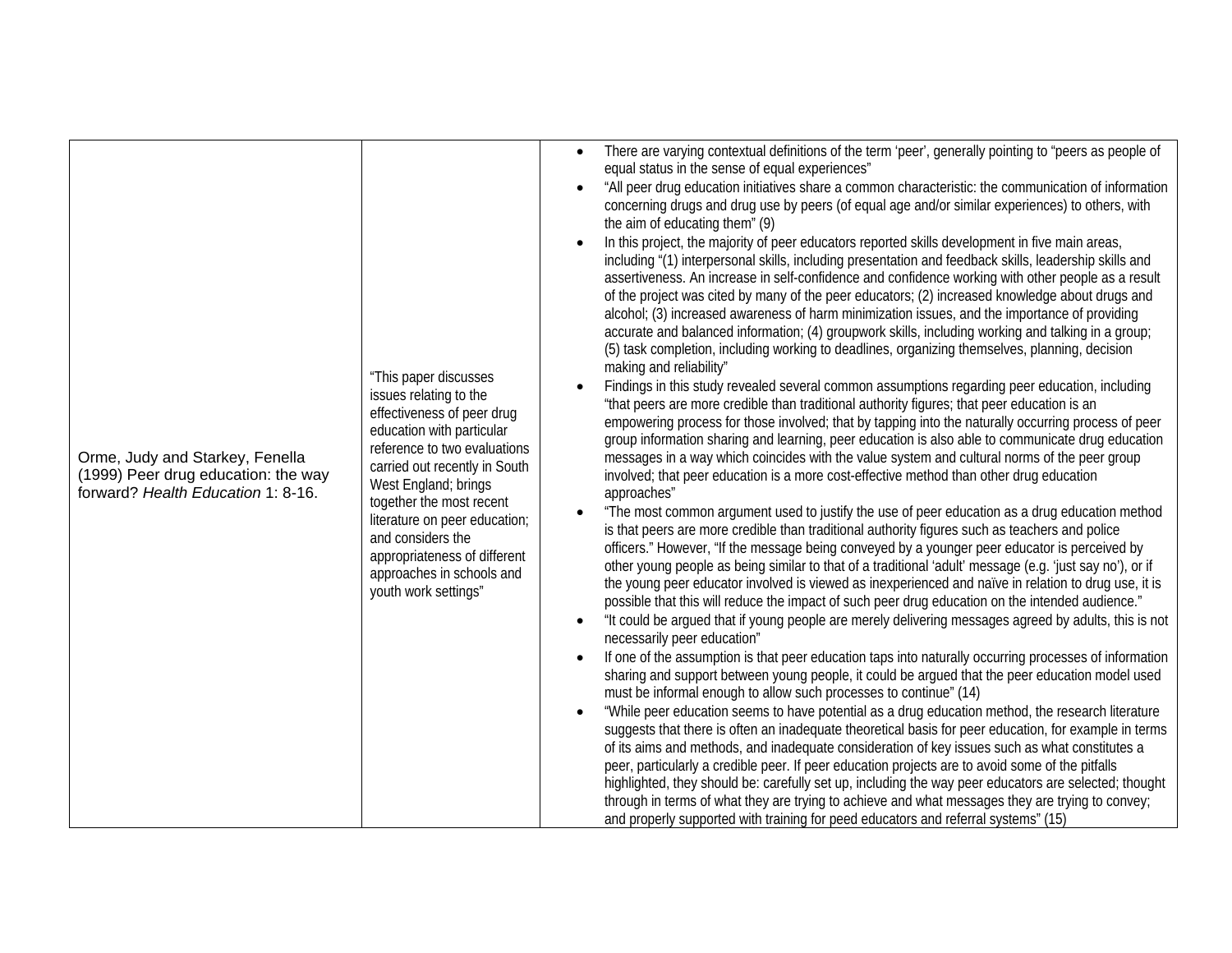| | | |
|---|---|---|
| Orme, Judy and Starkey, Fenella (1999) Peer drug education: the way forward? *Health Education* 1: 8-16. | "This paper discusses issues relating to the effectiveness of peer drug education with particular reference to two evaluations carried out recently in South West England; brings together the most recent literature on peer education; and considers the appropriateness of different approaches in schools and youth work settings" | • There are varying contextual definitions of the term 'peer', generally pointing to "peers as people of equal status in the sense of equal experiences"<br>• "All peer drug education initiatives share a common characteristic: the communication of information concerning drugs and drug use by peers (of equal age and/or similar experiences) to others, with the aim of educating them" (9)<br>• In this project, the majority of peer educators reported skills development in five main areas, including "(1) interpersonal skills, including presentation and feedback skills, leadership skills and assertiveness. An increase in self-confidence and confidence working with other people as a result of the project was cited by many of the peer educators; (2) increased knowledge about drugs and alcohol; (3) increased awareness of harm minimization issues, and the importance of providing accurate and balanced information; (4) groupwork skills, including working and talking in a group; (5) task completion, including working to deadlines, organizing themselves, planning, decision making and reliability"<br>• Findings in this study revealed several common assumptions regarding peer education, including "that peers are more credible than traditional authority figures; that peer education is an empowering process for those involved; that by tapping into the naturally occurring process of peer group information sharing and learning, peer education is also able to communicate drug education messages in a way which coincides with the value system and cultural norms of the peer group involved; that peer education is a more cost-effective method than other drug education approaches"<br>• "The most common argument used to justify the use of peer education as a drug education method is that peers are more credible than traditional authority figures such as teachers and police officers." However, "If the message being conveyed by a younger peer educator is perceived by other young people as being similar to that of a traditional 'adult' message (e.g. 'just say no'), or if the young peer educator involved is viewed as inexperienced and naïve in relation to drug use, it is possible that this will reduce the impact of such peer drug education on the intended audience."<br>• "It could be argued that if young people are merely delivering messages agreed by adults, this is not necessarily peer education"<br>• If one of the assumption is that peer education taps into naturally occurring processes of information sharing and support between young people, it could be argued that the peer education model used must be informal enough to allow such processes to continue" (14)<br>• "While peer education seems to have potential as a drug education method, the research literature suggests that there is often an inadequate theoretical basis for peer education, for example in terms of its aims and methods, and inadequate consideration of key issues such as what constitutes a peer, particularly a credible peer. If peer education projects are to avoid some of the pitfalls highlighted, they should be: carefully set up, including the way peer educators are selected; thought through in terms of what they are trying to achieve and what messages they are trying to convey; and properly supported with training for peed educators and referral systems" (15) |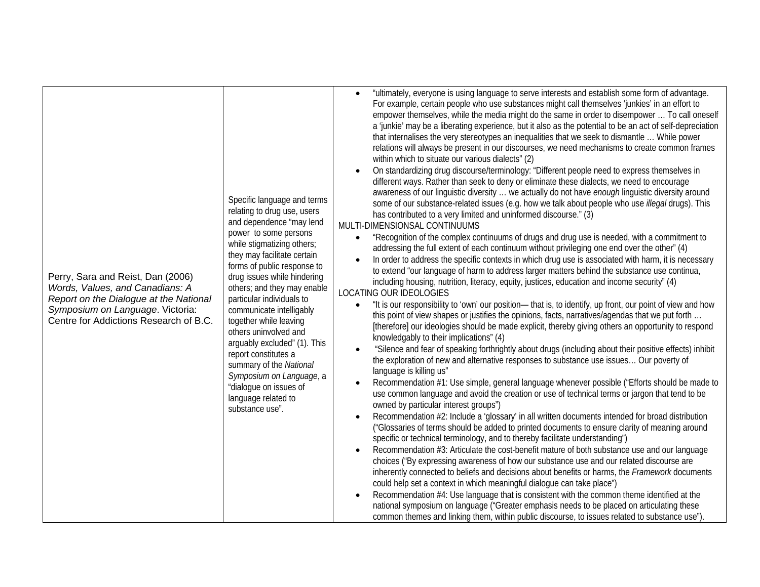| | | |
|---|---|---|
| Perry, Sara and Reist, Dan (2006) *Words, Values, and Canadians: A Report on the Dialogue at the National Symposium on Language*. Victoria: Centre for Addictions Research of B.C. | Specific language and terms relating to drug use, users and dependence "may lend power to some persons while stigmatizing others; they may facilitate certain forms of public response to drug issues while hindering others; and they may enable particular individuals to communicate intelligably together while leaving others uninvolved and arguably excluded" (1). This report constitutes a summary of the *National Symposium on Language*, a "dialogue on issues of language related to substance use". | • "ultimately, everyone is using language to serve interests and establish some form of advantage. For example, certain people who use substances might call themselves 'junkies' in an effort to empower themselves, while the media might do the same in order to disempower … To call oneself a 'junkie' may be a liberating experience, but it also as the potential to be an act of self-depreciation that internalises the very stereotypes an inequalities that we seek to dismantle … While power relations will always be present in our discourses, we need mechanisms to create common frames within which to situate our various dialects" (2)<br>• On standardizing drug discourse/terminology: "Different people need to express themselves in different ways. Rather than seek to deny or eliminate these dialects, we need to encourage awareness of our linguistic diversity … we actually do not have *enough* linguistic diversity around some of our substance-related issues (e.g. how we talk about people who use *illegal* drugs). This has contributed to a very limited and uninformed discourse." (3)<br>MULTI-DIMENSIONSAL CONTINUUMS<br>• "Recognition of the complex continuums of drugs and drug use is needed, with a commitment to addressing the full extent of each continuum without privileging one end over the other" (4)<br>• In order to address the specific contexts in which drug use is associated with harm, it is necessary to extend "our language of harm to address larger matters behind the substance use continua, including housing, nutrition, literacy, equity, justices, education and income security" (4)<br>LOCATING OUR IDEOLOGIES<br>• "It is our responsibility to 'own' our position— that is, to identify, up front, our point of view and how this point of view shapes or justifies the opinions, facts, narratives/agendas that we put forth … [therefore] our ideologies should be made explicit, thereby giving others an opportunity to respond knowledgably to their implications" (4)<br>• "Silence and fear of speaking forthrightly about drugs (including about their positive effects) inhibit the exploration of new and alternative responses to substance use issues… Our poverty of language is killing us"<br>• Recommendation #1: Use simple, general language whenever possible ("Efforts should be made to use common language and avoid the creation or use of technical terms or jargon that tend to be owned by particular interest groups")<br>• Recommendation #2: Include a 'glossary' in all written documents intended for broad distribution ("Glossaries of terms should be added to printed documents to ensure clarity of meaning around specific or technical terminology, and to thereby facilitate understanding")<br>• Recommendation #3: Articulate the cost-benefit mature of both substance use and our language choices ("By expressing awareness of how our substance use and our related discourse are inherently connected to beliefs and decisions about benefits or harms, the *Framework* documents could help set a context in which meaningful dialogue can take place")<br>• Recommendation #4: Use language that is consistent with the common theme identified at the national symposium on language ("Greater emphasis needs to be placed on articulating these common themes and linking them, within public discourse, to issues related to substance use"). |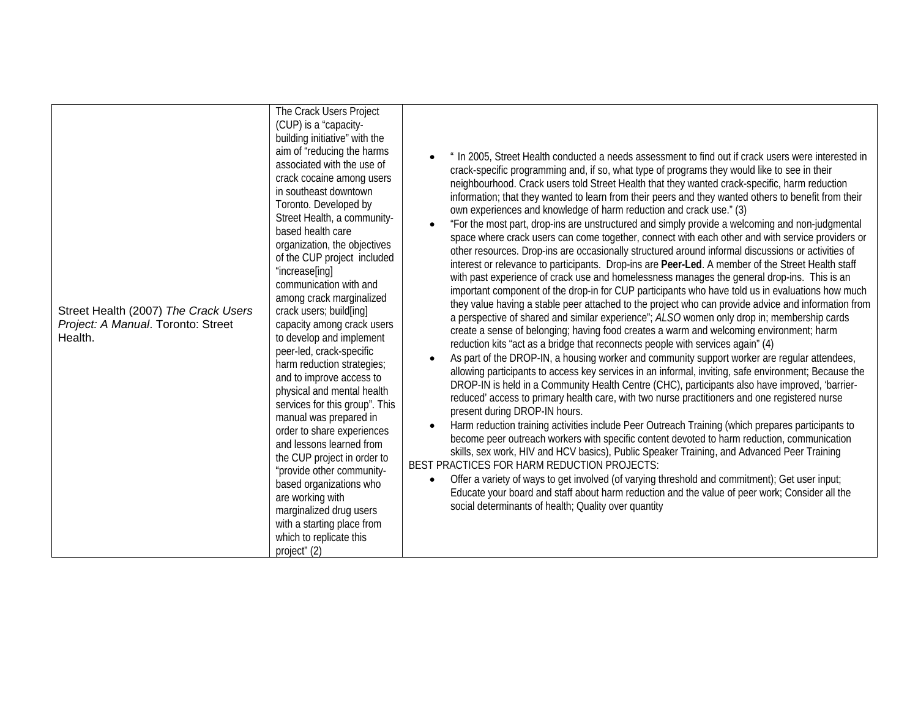| | | |
|---|---|---|
| Street Health (2007) *The Crack Users Project: A Manual*. Toronto: Street Health. | The Crack Users Project (CUP) is a "capacity-building initiative" with the aim of "reducing the harms associated with the use of crack cocaine among users in southeast downtown Toronto. Developed by Street Health, a community-based health care organization, the objectives of the CUP project included "increase[ing] communication with and among crack marginalized crack users; build[ing] capacity among crack users to develop and implement peer-led, crack-specific harm reduction strategies; and to improve access to physical and mental health services for this group". This manual was prepared in order to share experiences and lessons learned from the CUP project in order to "provide other community-based organizations who are working with marginalized drug users with a starting place from which to replicate this project" (2) | • " In 2005, Street Health conducted a needs assessment to find out if crack users were interested in crack-specific programming and, if so, what type of programs they would like to see in their neighbourhood. Crack users told Street Health that they wanted crack-specific, harm reduction information; that they wanted to learn from their peers and they wanted others to benefit from their own experiences and knowledge of harm reduction and crack use." (3)<br>• "For the most part, drop-ins are unstructured and simply provide a welcoming and non-judgmental space where crack users can come together, connect with each other and with service providers or other resources. Drop-ins are occasionally structured around informal discussions or activities of interest or relevance to participants. Drop-ins are **Peer-Led**. A member of the Street Health staff with past experience of crack use and homelessness manages the general drop-ins. This is an important component of the drop-in for CUP participants who have told us in evaluations how much they value having a stable peer attached to the project who can provide advice and information from a perspective of shared and similar experience"; *ALSO* women only drop in; membership cards create a sense of belonging; having food creates a warm and welcoming environment; harm reduction kits "act as a bridge that reconnects people with services again" (4)<br>• As part of the DROP-IN, a housing worker and community support worker are regular attendees, allowing participants to access key services in an informal, inviting, safe environment; Because the DROP-IN is held in a Community Health Centre (CHC), participants also have improved, 'barrier-reduced' access to primary health care, with two nurse practitioners and one registered nurse present during DROP-IN hours.<br>• Harm reduction training activities include Peer Outreach Training (which prepares participants to become peer outreach workers with specific content devoted to harm reduction, communication skills, sex work, HIV and HCV basics), Public Speaker Training, and Advanced Peer Training<br>BEST PRACTICES FOR HARM REDUCTION PROJECTS:<br>• Offer a variety of ways to get involved (of varying threshold and commitment); Get user input; Educate your board and staff about harm reduction and the value of peer work; Consider all the social determinants of health; Quality over quantity |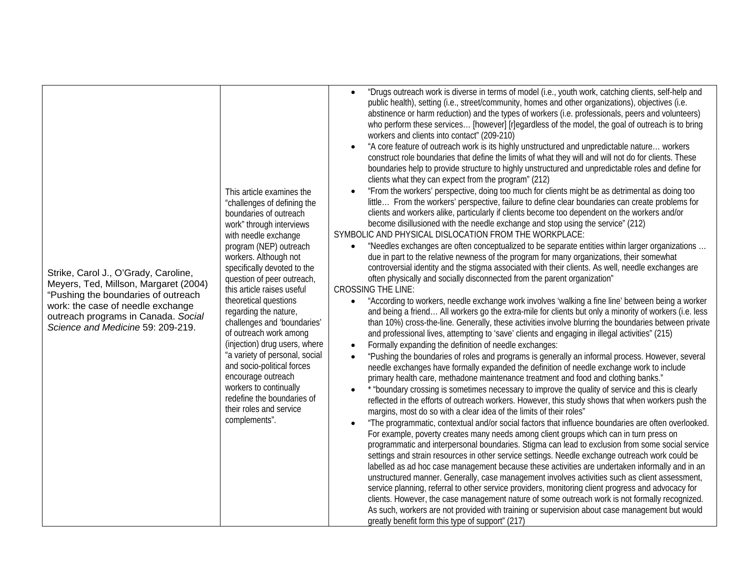| | | |
|---|---|---|
| Strike, Carol J., O'Grady, Caroline, Meyers, Ted, Millson, Margaret (2004) "Pushing the boundaries of outreach work: the case of needle exchange outreach programs in Canada. *Social Science and Medicine* 59: 209-219. | This article examines the "challenges of defining the boundaries of outreach work" through interviews with needle exchange program (NEP) outreach workers. Although not specifically devoted to the question of peer outreach, this article raises useful theoretical questions regarding the nature, challenges and 'boundaries' of outreach work among (injection) drug users, where "a variety of personal, social and socio-political forces encourage outreach workers to continually redefine the boundaries of their roles and service complements". | • "Drugs outreach work is diverse in terms of model (i.e., youth work, catching clients, self-help and public health), setting (i.e., street/community, homes and other organizations), objectives (i.e. abstinence or harm reduction) and the types of workers (i.e. professionals, peers and volunteers) who perform these services… [however] [r]egardless of the model, the goal of outreach is to bring workers and clients into contact" (209-210)<br>• "A core feature of outreach work is its highly unstructured and unpredictable nature… workers construct role boundaries that define the limits of what they will and will not do for clients. These boundaries help to provide structure to highly unstructured and unpredictable roles and define for clients what they can expect from the program" (212)<br>• "From the workers' perspective, doing too much for clients might be as detrimental as doing too little… From the workers' perspective, failure to define clear boundaries can create problems for clients and workers alike, particularly if clients become too dependent on the workers and/or become disillusioned with the needle exchange and stop using the service" (212)<br>SYMBOLIC AND PHYSICAL DISLOCATION FROM THE WORKPLACE:<br>• "Needles exchanges are often conceptualized to be separate entities within larger organizations … due in part to the relative newness of the program for many organizations, their somewhat controversial identity and the stigma associated with their clients. As well, needle exchanges are often physically and socially disconnected from the parent organization"<br>CROSSING THE LINE:<br>• "According to workers, needle exchange work involves 'walking a fine line' between being a worker and being a friend… All workers go the extra-mile for clients but only a minority of workers (i.e. less than 10%) cross-the-line. Generally, these activities involve blurring the boundaries between private and professional lives, attempting to 'save' clients and engaging in illegal activities" (215)<br>• Formally expanding the definition of needle exchanges:<br>• "Pushing the boundaries of roles and programs is generally an informal process. However, several needle exchanges have formally expanded the definition of needle exchange work to include primary health care, methadone maintenance treatment and food and clothing banks."<br>• * "boundary crossing is sometimes necessary to improve the quality of service and this is clearly reflected in the efforts of outreach workers. However, this study shows that when workers push the margins, most do so with a clear idea of the limits of their roles"<br>• "The programmatic, contextual and/or social factors that influence boundaries are often overlooked. For example, poverty creates many needs among client groups which can in turn press on programmatic and interpersonal boundaries. Stigma can lead to exclusion from some social service settings and strain resources in other service settings. Needle exchange outreach work could be labelled as ad hoc case management because these activities are undertaken informally and in an unstructured manner. Generally, case management involves activities such as client assessment, service planning, referral to other service providers, monitoring client progress and advocacy for clients. However, the case management nature of some outreach work is not formally recognized. As such, workers are not provided with training or supervision about case management but would greatly benefit form this type of support" (217) |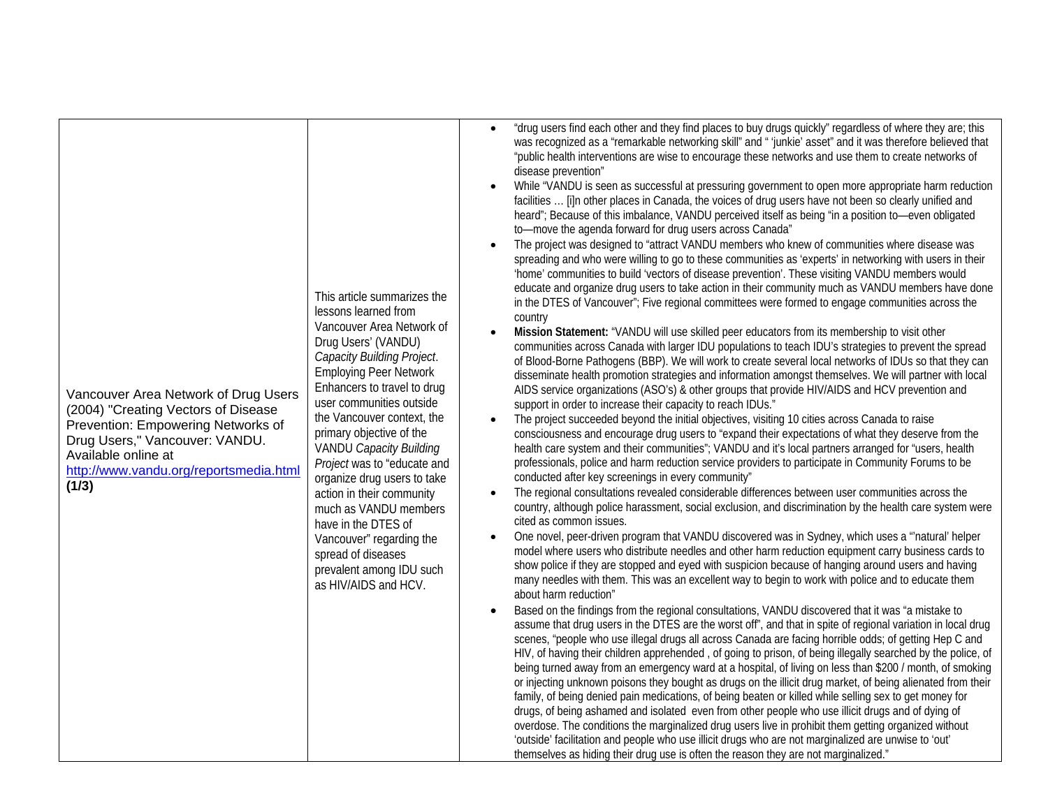| | | |
|---|---|---|
| Vancouver Area Network of Drug Users (2004) "Creating Vectors of Disease Prevention: Empowering Networks of Drug Users," Vancouver: VANDU. Available online at http://www.vandu.org/reportsmedia.html **(1/3)** | This article summarizes the lessons learned from Vancouver Area Network of Drug Users' (VANDU) *Capacity Building Project*. Employing Peer Network Enhancers to travel to drug user communities outside the Vancouver context, the primary objective of the VANDU *Capacity Building Project* was to "educate and organize drug users to take action in their community much as VANDU members have in the DTES of Vancouver" regarding the spread of diseases prevalent among IDU such as HIV/AIDS and HCV. | • "drug users find each other and they find places to buy drugs quickly" regardless of where they are; this was recognized as a "remarkable networking skill" and " 'junkie' asset" and it was therefore believed that "public health interventions are wise to encourage these networks and use them to create networks of disease prevention"<br>• While "VANDU is seen as successful at pressuring government to open more appropriate harm reduction facilities … [i]n other places in Canada, the voices of drug users have not been so clearly unified and heard"; Because of this imbalance, VANDU perceived itself as being "in a position to—even obligated to—move the agenda forward for drug users across Canada"<br>• The project was designed to "attract VANDU members who knew of communities where disease was spreading and who were willing to go to these communities as 'experts' in networking with users in their 'home' communities to build 'vectors of disease prevention'. These visiting VANDU members would educate and organize drug users to take action in their community much as VANDU members have done in the DTES of Vancouver"; Five regional committees were formed to engage communities across the country<br>• **Mission Statement:** "VANDU will use skilled peer educators from its membership to visit other communities across Canada with larger IDU populations to teach IDU's strategies to prevent the spread of Blood-Borne Pathogens (BBP). We will work to create several local networks of IDUs so that they can disseminate health promotion strategies and information amongst themselves. We will partner with local AIDS service organizations (ASO's) & other groups that provide HIV/AIDS and HCV prevention and support in order to increase their capacity to reach IDUs."<br>• The project succeeded beyond the initial objectives, visiting 10 cities across Canada to raise consciousness and encourage drug users to "expand their expectations of what they deserve from the health care system and their communities"; VANDU and it's local partners arranged for "users, health professionals, police and harm reduction service providers to participate in Community Forums to be conducted after key screenings in every community"<br>• The regional consultations revealed considerable differences between user communities across the country, although police harassment, social exclusion, and discrimination by the health care system were cited as common issues.<br>• One novel, peer-driven program that VANDU discovered was in Sydney, which uses a "'natural' helper model where users who distribute needles and other harm reduction equipment carry business cards to show police if they are stopped and eyed with suspicion because of hanging around users and having many needles with them. This was an excellent way to begin to work with police and to educate them about harm reduction"<br>• Based on the findings from the regional consultations, VANDU discovered that it was "a mistake to assume that drug users in the DTES are the worst off", and that in spite of regional variation in local drug scenes, "people who use illegal drugs all across Canada are facing horrible odds; of getting Hep C and HIV, of having their children apprehended , of going to prison, of being illegally searched by the police, of being turned away from an emergency ward at a hospital, of living on less than $200 / month, of smoking or injecting unknown poisons they bought as drugs on the illicit drug market, of being alienated from their family, of being denied pain medications, of being beaten or killed while selling sex to get money for drugs, of being ashamed and isolated even from other people who use illicit drugs and of dying of overdose. The conditions the marginalized drug users live in prohibit them getting organized without 'outside' facilitation and people who use illicit drugs who are not marginalized are unwise to 'out' themselves as hiding their drug use is often the reason they are not marginalized." |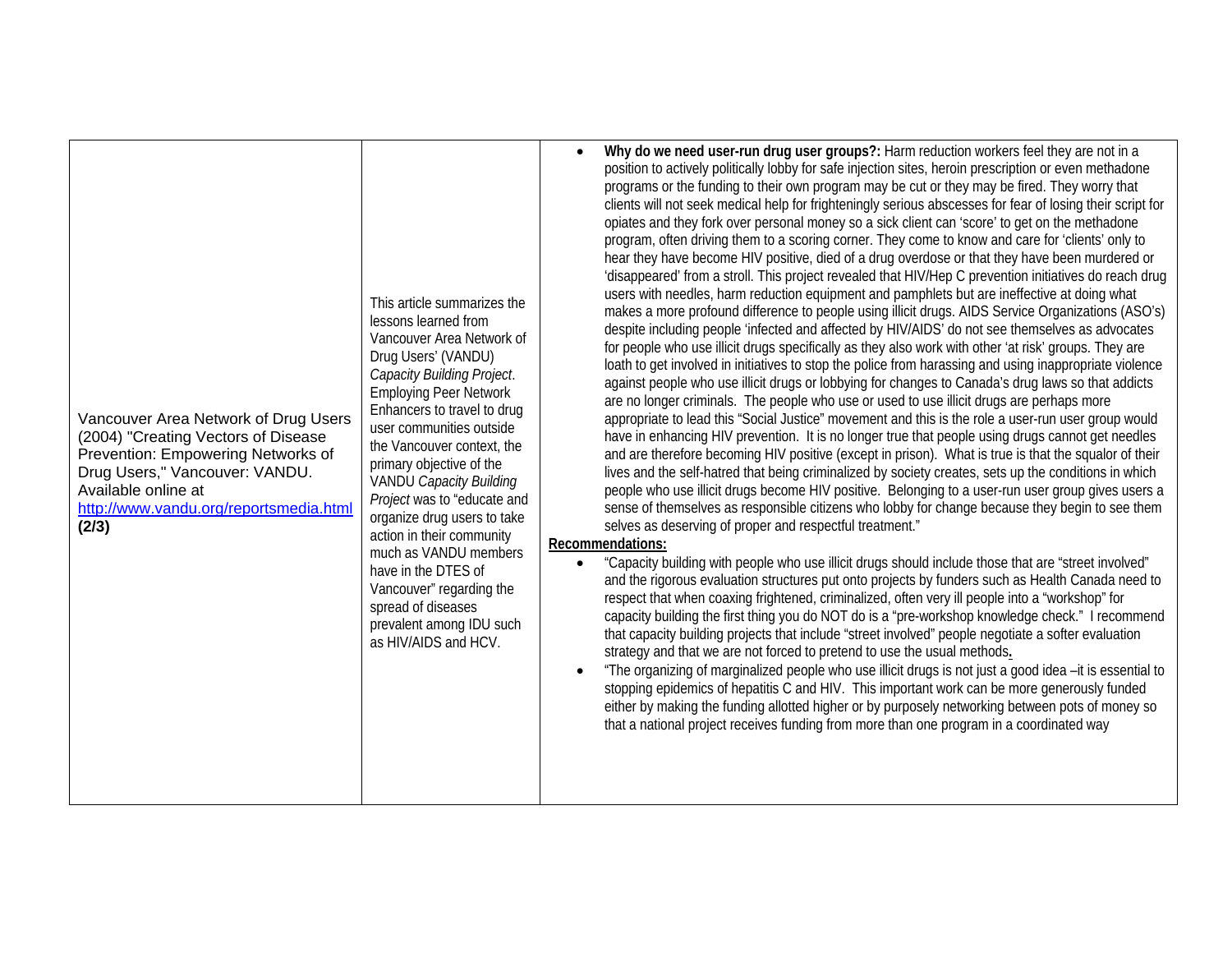| | | |
|---|---|---|
| Vancouver Area Network of Drug Users (2004) "Creating Vectors of Disease Prevention: Empowering Networks of Drug Users," Vancouver: VANDU. Available online at http://www.vandu.org/reportsmedia.html **(2/3)** | This article summarizes the lessons learned from Vancouver Area Network of Drug Users' (VANDU) *Capacity Building Project*. Employing Peer Network Enhancers to travel to drug user communities outside the Vancouver context, the primary objective of the VANDU *Capacity Building Project* was to "educate and organize drug users to take action in their community much as VANDU members have in the DTES of Vancouver" regarding the spread of diseases prevalent among IDU such as HIV/AIDS and HCV. | • **Why do we need user-run drug user groups?:** Harm reduction workers feel they are not in a position to actively politically lobby for safe injection sites, heroin prescription or even methadone programs or the funding to their own program may be cut or they may be fired. They worry that clients will not seek medical help for frighteningly serious abscesses for fear of losing their script for opiates and they fork over personal money so a sick client can 'score' to get on the methadone program, often driving them to a scoring corner. They come to know and care for 'clients' only to hear they have become HIV positive, died of a drug overdose or that they have been murdered or 'disappeared' from a stroll. This project revealed that HIV/Hep C prevention initiatives do reach drug users with needles, harm reduction equipment and pamphlets but are ineffective at doing what makes a more profound difference to people using illicit drugs. AIDS Service Organizations (ASO's) despite including people 'infected and affected by HIV/AIDS' do not see themselves as advocates for people who use illicit drugs specifically as they also work with other 'at risk' groups. They are loath to get involved in initiatives to stop the police from harassing and using inappropriate violence against people who use illicit drugs or lobbying for changes to Canada's drug laws so that addicts are no longer criminals. The people who use or used to use illicit drugs are perhaps more appropriate to lead this "Social Justice" movement and this is the role a user-run user group would have in enhancing HIV prevention. It is no longer true that people using drugs cannot get needles and are therefore becoming HIV positive (except in prison). What is true is that the squalor of their lives and the self-hatred that being criminalized by society creates, sets up the conditions in which people who use illicit drugs become HIV positive. Belonging to a user-run user group gives users a sense of themselves as responsible citizens who lobby for change because they begin to see them selves as deserving of proper and respectful treatment."<br><br>**Recommendations:**<br><br>• "Capacity building with people who use illicit drugs should include those that are "street involved" and the rigorous evaluation structures put onto projects by funders such as Health Canada need to respect that when coaxing frightened, criminalized, often very ill people into a "workshop" for capacity building the first thing you do NOT do is a "pre-workshop knowledge check." I recommend that capacity building projects that include "street involved" people negotiate a softer evaluation strategy and that we are not forced to pretend to use the usual methods.<br>• "The organizing of marginalized people who use illicit drugs is not just a good idea –it is essential to stopping epidemics of hepatitis C and HIV. This important work can be more generously funded either by making the funding allotted higher or by purposely networking between pots of money so that a national project receives funding from more than one program in a coordinated way |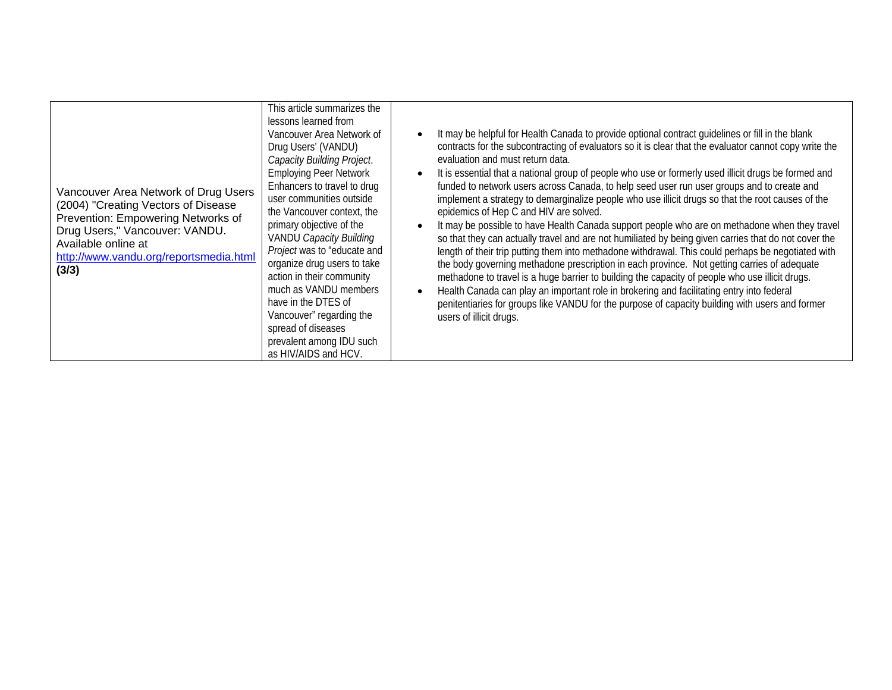| | | |
|---|---|---|
| Vancouver Area Network of Drug Users (2004) "Creating Vectors of Disease Prevention: Empowering Networks of Drug Users," Vancouver: VANDU. Available online at http://www.vandu.org/reportsmedia.html **(3/3)** | This article summarizes the lessons learned from Vancouver Area Network of Drug Users' (VANDU) *Capacity Building Project*. Employing Peer Network Enhancers to travel to drug user communities outside the Vancouver context, the primary objective of the VANDU *Capacity Building Project* was to "educate and organize drug users to take action in their community much as VANDU members have in the DTES of Vancouver" regarding the spread of diseases prevalent among IDU such as HIV/AIDS and HCV. | • It may be helpful for Health Canada to provide optional contract guidelines or fill in the blank contracts for the subcontracting of evaluators so it is clear that the evaluator cannot copy write the evaluation and must return data.<br>• It is essential that a national group of people who use or formerly used illicit drugs be formed and funded to network users across Canada, to help seed user run user groups and to create and implement a strategy to demarginalize people who use illicit drugs so that the root causes of the epidemics of Hep C and HIV are solved.<br>• It may be possible to have Health Canada support people who are on methadone when they travel so that they can actually travel and are not humiliated by being given carries that do not cover the length of their trip putting them into methadone withdrawal. This could perhaps be negotiated with the body governing methadone prescription in each province. Not getting carries of adequate methadone to travel is a huge barrier to building the capacity of people who use illicit drugs.<br>• Health Canada can play an important role in brokering and facilitating entry into federal penitentiaries for groups like VANDU for the purpose of capacity building with users and former users of illicit drugs. |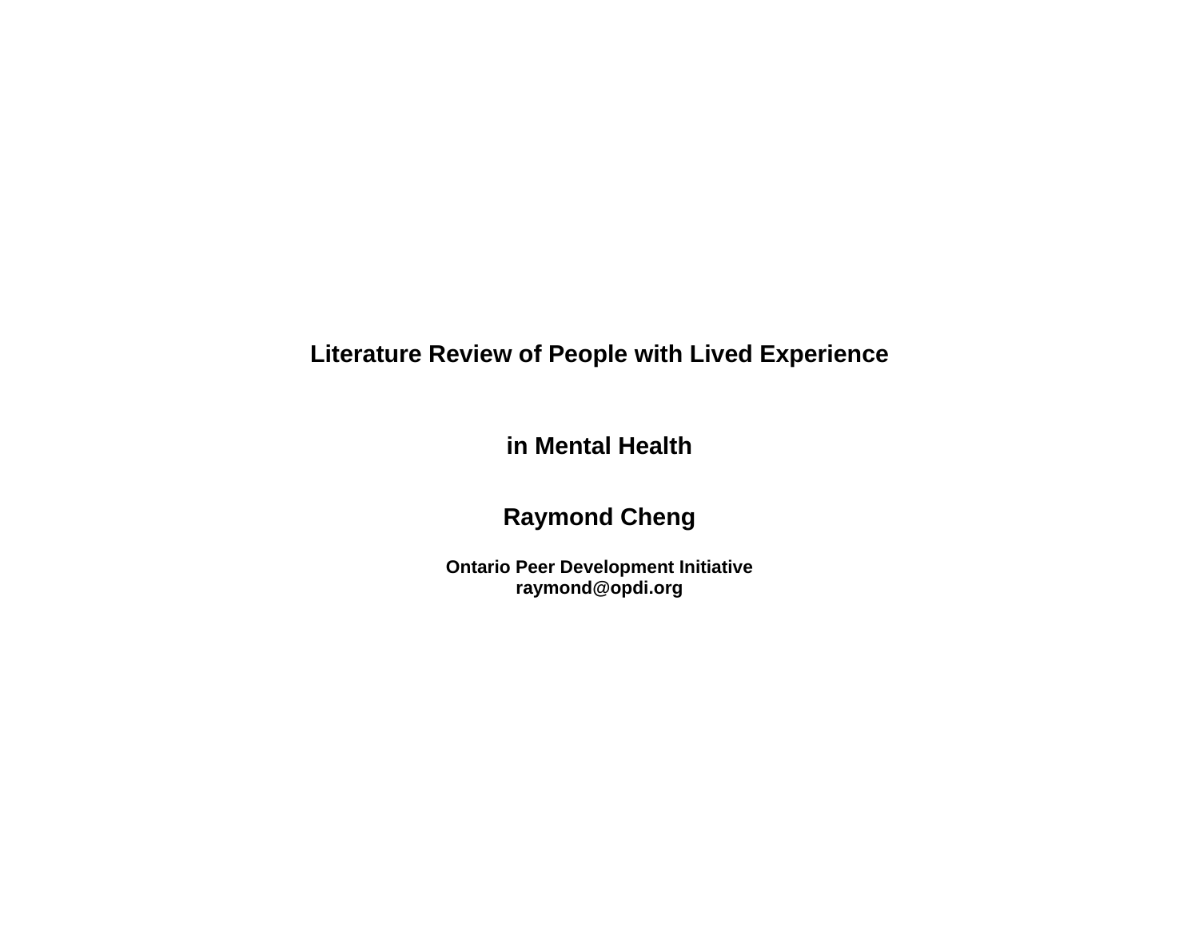# Literature Review of People with Lived Experience

# in Mental Health

## Raymond Cheng

**Ontario Peer Development Initiative**
**raymond@opdi.org**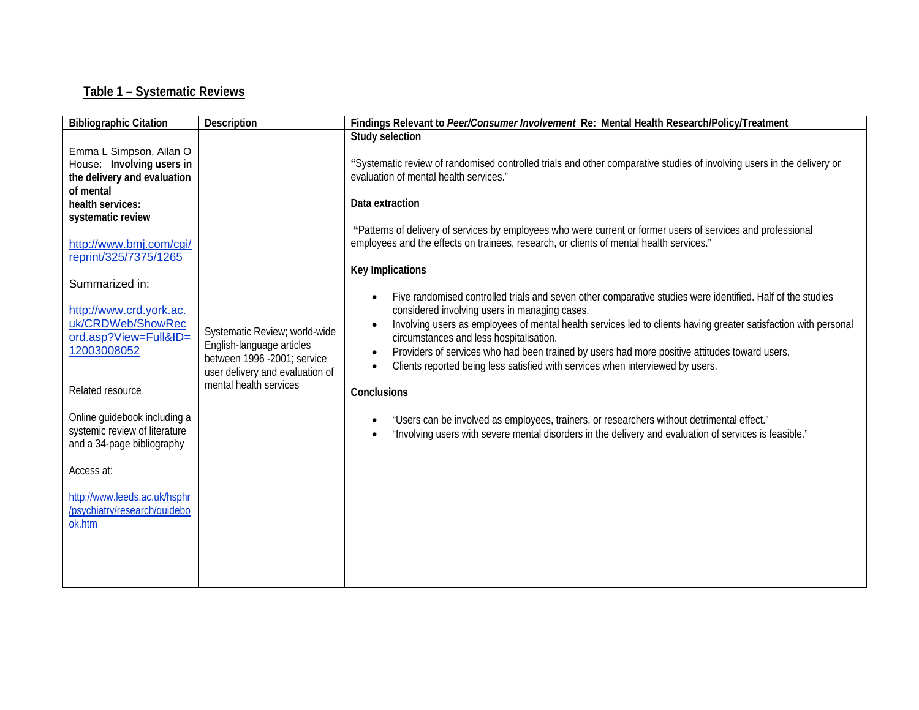## Table 1 – Systematic Reviews

| Bibliographic Citation | Description | Findings Relevant to *Peer/Consumer Involvement* Re: Mental Health Research/Policy/Treatment |
|---|---|---|
| Emma L Simpson, Allan O House: **Involving users in the delivery and evaluation of mental health services: systematic review**<br><br>http://www.bmj.com/cgi/reprint/325/7375/1265<br><br>Summarized in:<br><br>http://www.crd.york.ac.uk/CRDWeb/ShowRecord.asp?View=Full&ID=12003008052<br><br>Related resource<br><br>Online guidebook including a systemic review of literature and a 34-page bibliography<br><br>Access at:<br><br>http://www.leeds.ac.uk/hsphr/psychiatry/research/guidebook.htm | Systematic Review; world-wide English-language articles between 1996 -2001; service user delivery and evaluation of mental health services | **Study selection**<br><br>"Systematic review of randomised controlled trials and other comparative studies of involving users in the delivery or evaluation of mental health services."<br><br>**Data extraction**<br><br>"Patterns of delivery of services by employees who were current or former users of services and professional employees and the effects on trainees, research, or clients of mental health services."<br><br>**Key Implications**<br><br>• Five randomised controlled trials and seven other comparative studies were identified. Half of the studies considered involving users in managing cases.<br>• Involving users as employees of mental health services led to clients having greater satisfaction with personal circumstances and less hospitalisation.<br>• Providers of services who had been trained by users had more positive attitudes toward users.<br>• Clients reported being less satisfied with services when interviewed by users.<br><br>**Conclusions**<br><br>• "Users can be involved as employees, trainers, or researchers without detrimental effect."<br>• "Involving users with severe mental disorders in the delivery and evaluation of services is feasible." |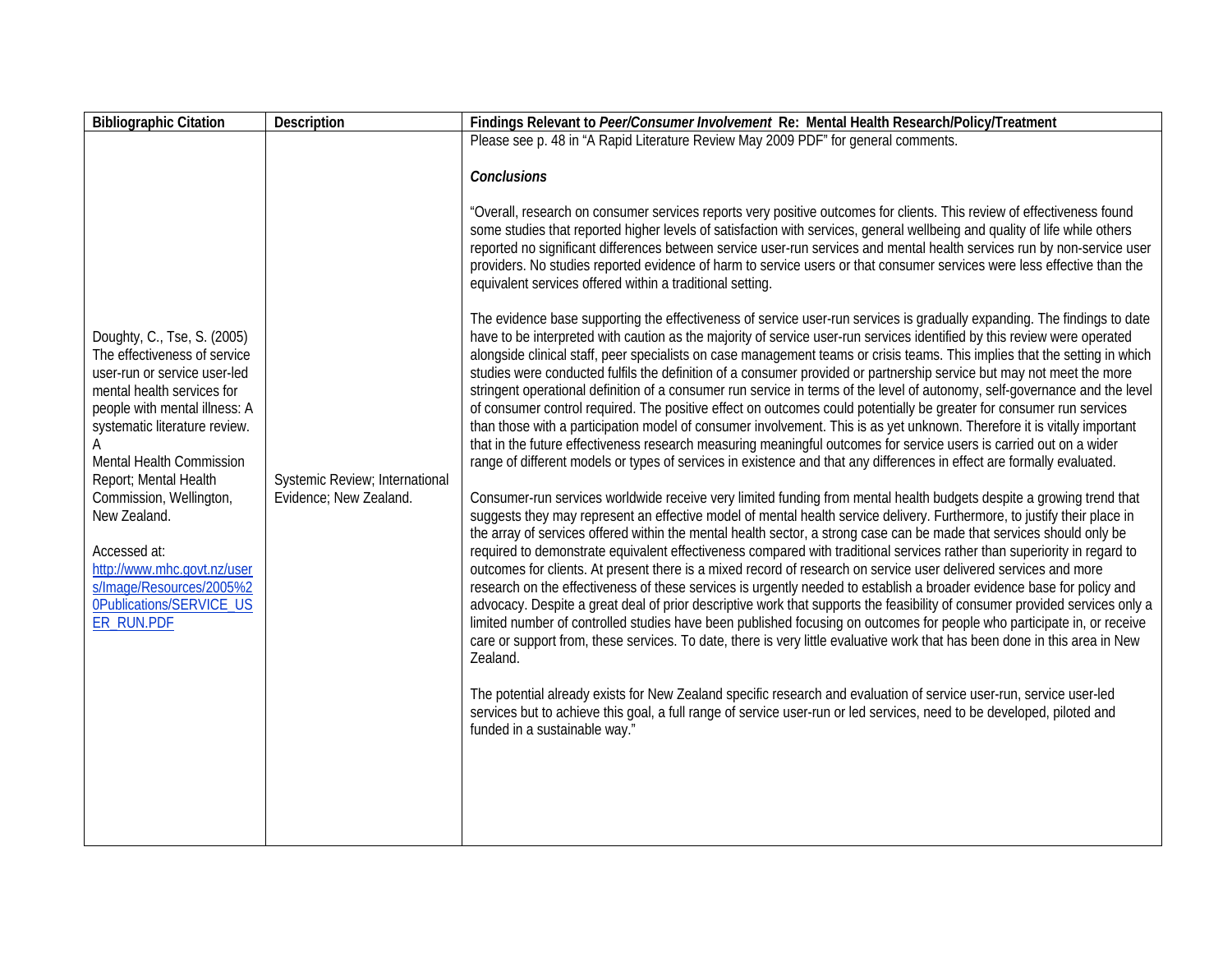| Bibliographic Citation | Description | Findings Relevant to *Peer/Consumer Involvement* Re: Mental Health Research/Policy/Treatment |
|---|---|---|
| Doughty, C., Tse, S. (2005) The effectiveness of service user-run or service user-led mental health services for people with mental illness: A systematic literature review. A Mental Health Commission Report; Mental Health Commission, Wellington, New Zealand.<br><br>Accessed at: http://www.mhc.govt.nz/users/Image/Resources/2005%20Publications/SERVICE_USER_RUN.PDF | Systemic Review; International Evidence; New Zealand. | Please see p. 48 in "A Rapid Literature Review May 2009 PDF" for general comments.<br><br>***Conclusions***<br><br>"Overall, research on consumer services reports very positive outcomes for clients. This review of effectiveness found some studies that reported higher levels of satisfaction with services, general wellbeing and quality of life while others reported no significant differences between service user-run services and mental health services run by non-service user providers. No studies reported evidence of harm to service users or that consumer services were less effective than the equivalent services offered within a traditional setting.<br><br>The evidence base supporting the effectiveness of service user-run services is gradually expanding. The findings to date have to be interpreted with caution as the majority of service user-run services identified by this review were operated alongside clinical staff, peer specialists on case management teams or crisis teams. This implies that the setting in which studies were conducted fulfils the definition of a consumer provided or partnership service but may not meet the more stringent operational definition of a consumer run service in terms of the level of autonomy, self-governance and the level of consumer control required. The positive effect on outcomes could potentially be greater for consumer run services than those with a participation model of consumer involvement. This is as yet unknown. Therefore it is vitally important that in the future effectiveness research measuring meaningful outcomes for service users is carried out on a wider range of different models or types of services in existence and that any differences in effect are formally evaluated.<br><br>Consumer-run services worldwide receive very limited funding from mental health budgets despite a growing trend that suggests they may represent an effective model of mental health service delivery. Furthermore, to justify their place in the array of services offered within the mental health sector, a strong case can be made that services should only be required to demonstrate equivalent effectiveness compared with traditional services rather than superiority in regard to outcomes for clients. At present there is a mixed record of research on service user delivered services and more research on the effectiveness of these services is urgently needed to establish a broader evidence base for policy and advocacy. Despite a great deal of prior descriptive work that supports the feasibility of consumer provided services only a limited number of controlled studies have been published focusing on outcomes for people who participate in, or receive care or support from, these services. To date, there is very little evaluative work that has been done in this area in New Zealand.<br><br>The potential already exists for New Zealand specific research and evaluation of service user-run, service user-led services but to achieve this goal, a full range of service user-run or led services, need to be developed, piloted and funded in a sustainable way." |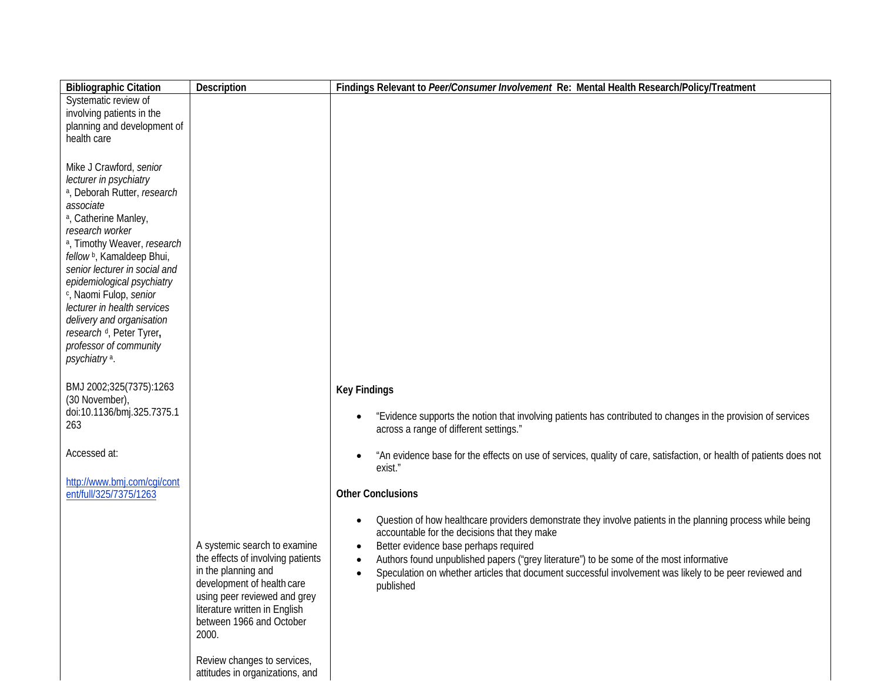| Bibliographic Citation | Description | Findings Relevant to *Peer/Consumer Involvement* Re: Mental Health Research/Policy/Treatment |
|---|---|---|
| Systematic review of involving patients in the planning and development of health care<br><br>Mike J Crawford, *senior lecturer in psychiatry* [a], Deborah Rutter, *research associate* [a], Catherine Manley, *research worker* [a], Timothy Weaver, *research fellow* [b], Kamaldeep Bhui, *senior lecturer in social and epidemiological psychiatry* [c], Naomi Fulop, *senior lecturer in health services delivery and organisation research* [d], Peter Tyrer, *professor of community psychiatry* [a].<br><br>BMJ 2002;325(7375):1263 (30 November), doi:10.1136/bmj.325.7375.1263<br><br>Accessed at:<br><br>http://www.bmj.com/cgi/content/full/325/7375/1263 | A systemic search to examine the effects of involving patients in the planning and development of health care using peer reviewed and grey literature written in English between 1966 and October 2000.<br><br>Review changes to services, attitudes in organizations, and | **Key Findings**<br><br>• "Evidence supports the notion that involving patients has contributed to changes in the provision of services across a range of different settings."<br><br>• "An evidence base for the effects on use of services, quality of care, satisfaction, or health of patients does not exist."<br><br>**Other Conclusions**<br><br>• Question of how healthcare providers demonstrate they involve patients in the planning process while being accountable for the decisions that they make<br>• Better evidence base perhaps required<br>• Authors found unpublished papers ("grey literature") to be some of the most informative<br>• Speculation on whether articles that document successful involvement was likely to be peer reviewed and published |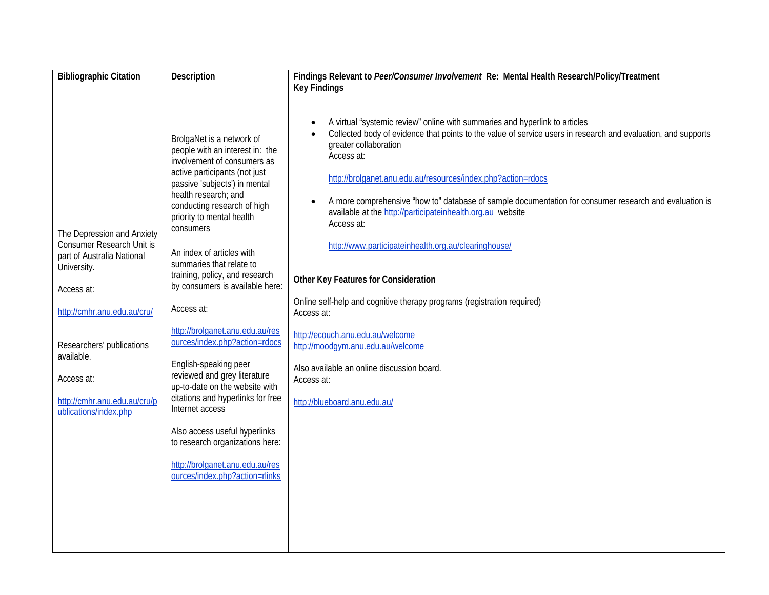| Bibliographic Citation | Description | Findings Relevant to *Peer/Consumer Involvement* Re: Mental Health Research/Policy/Treatment |
|---|---|---|
| The Depression and Anxiety Consumer Research Unit is part of Australia National University.<br><br>Access at:<br><br>http://cmhr.anu.edu.au/cru/<br><br>Researchers' publications available.<br><br>Access at:<br><br>http://cmhr.anu.edu.au/cru/publications/index.php | BrolgaNet is a network of people with an interest in: the involvement of consumers as active participants (not just passive 'subjects') in mental health research; and conducting research of high priority to mental health consumers<br><br>An index of articles with summaries that relate to training, policy, and research by consumers is available here:<br><br>Access at:<br><br>http://brolganet.anu.edu.au/resources/index.php?action=rdocs<br><br>English-speaking peer reviewed and grey literature up-to-date on the website with citations and hyperlinks for free Internet access<br><br>Also access useful hyperlinks to research organizations here:<br><br>http://brolganet.anu.edu.au/resources/index.php?action=rlinks | **Key Findings**<br><br>• A virtual "systemic review" online with summaries and hyperlink to articles<br>• Collected body of evidence that points to the value of service users in research and evaluation, and supports greater collaboration<br>Access at:<br><br>http://brolganet.anu.edu.au/resources/index.php?action=rdocs<br><br>• A more comprehensive "how to" database of sample documentation for consumer research and evaluation is available at the http://participateinhealth.org.au website<br>Access at:<br><br>http://www.participateinhealth.org.au/clearinghouse/<br><br>**Other Key Features for Consideration**<br><br>Online self-help and cognitive therapy programs (registration required)<br>Access at:<br><br>http://ecouch.anu.edu.au/welcome<br>http://moodgym.anu.edu.au/welcome<br><br>Also available an online discussion board.<br>Access at:<br><br>http://blueboard.anu.edu.au/ |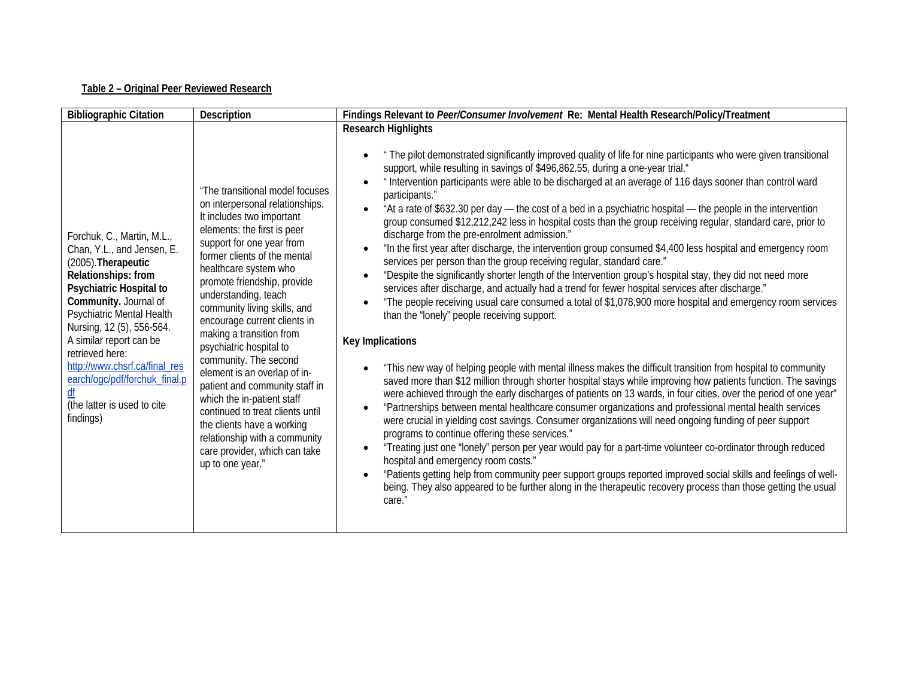**Table 2 – Original Peer Reviewed Research**

| Bibliographic Citation | Description | Findings Relevant to *Peer/Consumer Involvement* Re: Mental Health Research/Policy/Treatment |
| --- | --- | --- |
| Forchuk, C., Martin, M.L., Chan, Y.L., and Jensen, E. (2005).**Therapeutic Relationships: from Psychiatric Hospital to Community.** Journal of Psychiatric Mental Health Nursing, 12 (5), 556-564. A similar report can be retrieved here: http://www.chsrf.ca/final_research/ogc/pdf/forchuk_final.pdf (the latter is used to cite findings) | "The transitional model focuses on interpersonal relationships. It includes two important elements: the first is peer support for one year from former clients of the mental healthcare system who promote friendship, provide understanding, teach community living skills, and encourage current clients in making a transition from psychiatric hospital to community. The second element is an overlap of in-patient and community staff in which the in-patient staff continued to treat clients until the clients have a working relationship with a community care provider, which can take up to one year." | **Research Highlights**<br><br>• " The pilot demonstrated significantly improved quality of life for nine participants who were given transitional support, while resulting in savings of $496,862.55, during a one-year trial."<br>• " Intervention participants were able to be discharged at an average of 116 days sooner than control ward participants."<br>• "At a rate of $632.30 per day — the cost of a bed in a psychiatric hospital — the people in the intervention group consumed $12,212,242 less in hospital costs than the group receiving regular, standard care, prior to discharge from the pre-enrolment admission."<br>• "In the first year after discharge, the intervention group consumed $4,400 less hospital and emergency room services per person than the group receiving regular, standard care."<br>• "Despite the significantly shorter length of the Intervention group's hospital stay, they did not need more services after discharge, and actually had a trend for fewer hospital services after discharge."<br>• "The people receiving usual care consumed a total of $1,078,900 more hospital and emergency room services than the "lonely" people receiving support.<br><br>**Key Implications**<br><br>• "This new way of helping people with mental illness makes the difficult transition from hospital to community saved more than $12 million through shorter hospital stays while improving how patients function. The savings were achieved through the early discharges of patients on 13 wards, in four cities, over the period of one year"<br>• "Partnerships between mental healthcare consumer organizations and professional mental health services were crucial in yielding cost savings. Consumer organizations will need ongoing funding of peer support programs to continue offering these services."<br>• "Treating just one "lonely" person per year would pay for a part-time volunteer co-ordinator through reduced hospital and emergency room costs."<br>• "Patients getting help from community peer support groups reported improved social skills and feelings of well-being. They also appeared to be further along in the therapeutic recovery process than those getting the usual care." |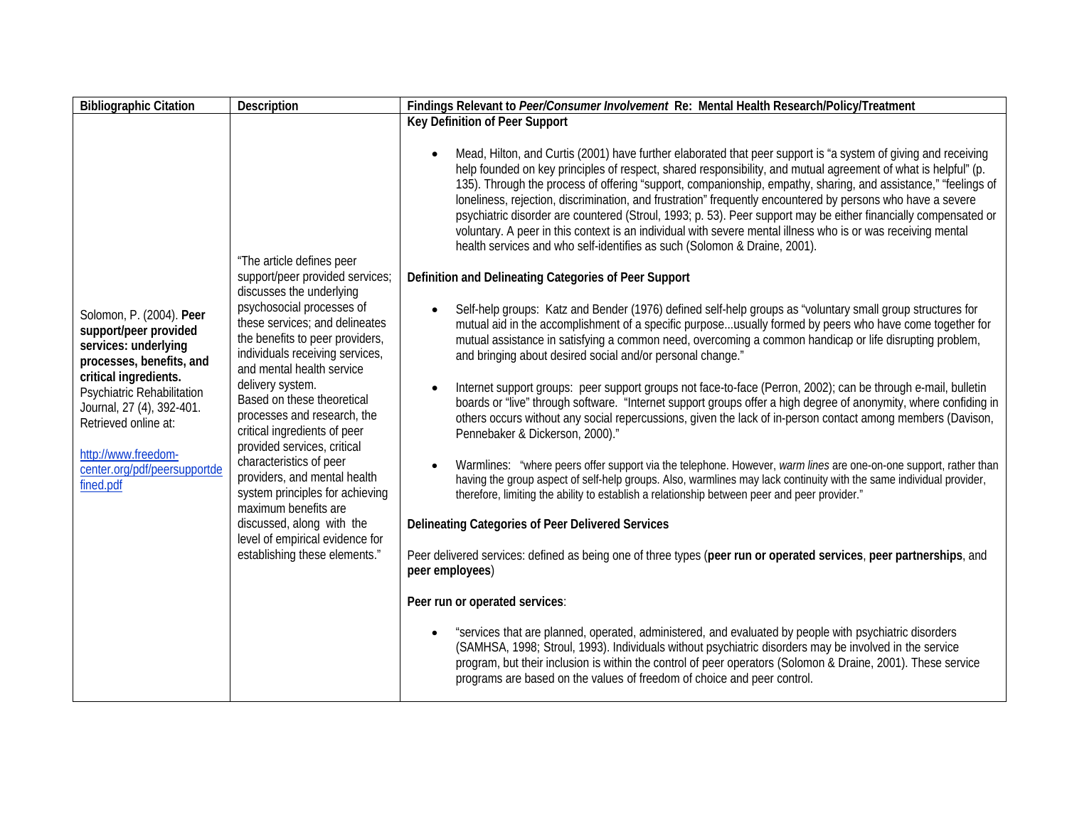| Bibliographic Citation | Description | Findings Relevant to *Peer/Consumer Involvement* Re: Mental Health Research/Policy/Treatment |
|---|---|---|
| Solomon, P. (2004). **Peer support/peer provided services: underlying processes, benefits, and critical ingredients.** Psychiatric Rehabilitation Journal, 27 (4), 392-401. Retrieved online at: <br><br> http://www.freedom-center.org/pdf/peersupportdefined.pdf | "The article defines peer support/peer provided services; discusses the underlying psychosocial processes of these services; and delineates the benefits to peer providers, individuals receiving services, and mental health service delivery system. Based on these theoretical processes and research, the critical ingredients of peer provided services, critical characteristics of peer providers, and mental health system principles for achieving maximum benefits are discussed, along with the level of empirical evidence for establishing these elements." | **Key Definition of Peer Support** <br><br> • Mead, Hilton, and Curtis (2001) have further elaborated that peer support is "a system of giving and receiving help founded on key principles of respect, shared responsibility, and mutual agreement of what is helpful" (p. 135). Through the process of offering "support, companionship, empathy, sharing, and assistance," "feelings of loneliness, rejection, discrimination, and frustration" frequently encountered by persons who have a severe psychiatric disorder are countered (Stroul, 1993; p. 53). Peer support may be either financially compensated or voluntary. A peer in this context is an individual with severe mental illness who is or was receiving mental health services and who self-identifies as such (Solomon & Draine, 2001). <br><br> **Definition and Delineating Categories of Peer Support** <br><br> • Self-help groups: Katz and Bender (1976) defined self-help groups as "voluntary small group structures for mutual aid in the accomplishment of a specific purpose...usually formed by peers who have come together for mutual assistance in satisfying a common need, overcoming a common handicap or life disrupting problem, and bringing about desired social and/or personal change." <br><br> • Internet support groups: peer support groups not face-to-face (Perron, 2002); can be through e-mail, bulletin boards or "live" through software. "Internet support groups offer a high degree of anonymity, where confiding in others occurs without any social repercussions, given the lack of in-person contact among members (Davison, Pennebaker & Dickerson, 2000)." <br><br> • Warmlines: "where peers offer support via the telephone. However, *warm lines* are one-on-one support, rather than having the group aspect of self-help groups. Also, warmlines may lack continuity with the same individual provider, therefore, limiting the ability to establish a relationship between peer and peer provider." <br><br> **Delineating Categories of Peer Delivered Services** <br><br> Peer delivered services: defined as being one of three types (**peer run or operated services**, **peer partnerships**, and **peer employees**) <br><br> **Peer run or operated services**: <br><br> • "services that are planned, operated, administered, and evaluated by people with psychiatric disorders (SAMHSA, 1998; Stroul, 1993). Individuals without psychiatric disorders may be involved in the service program, but their inclusion is within the control of peer operators (Solomon & Draine, 2001). These service programs are based on the values of freedom of choice and peer control. |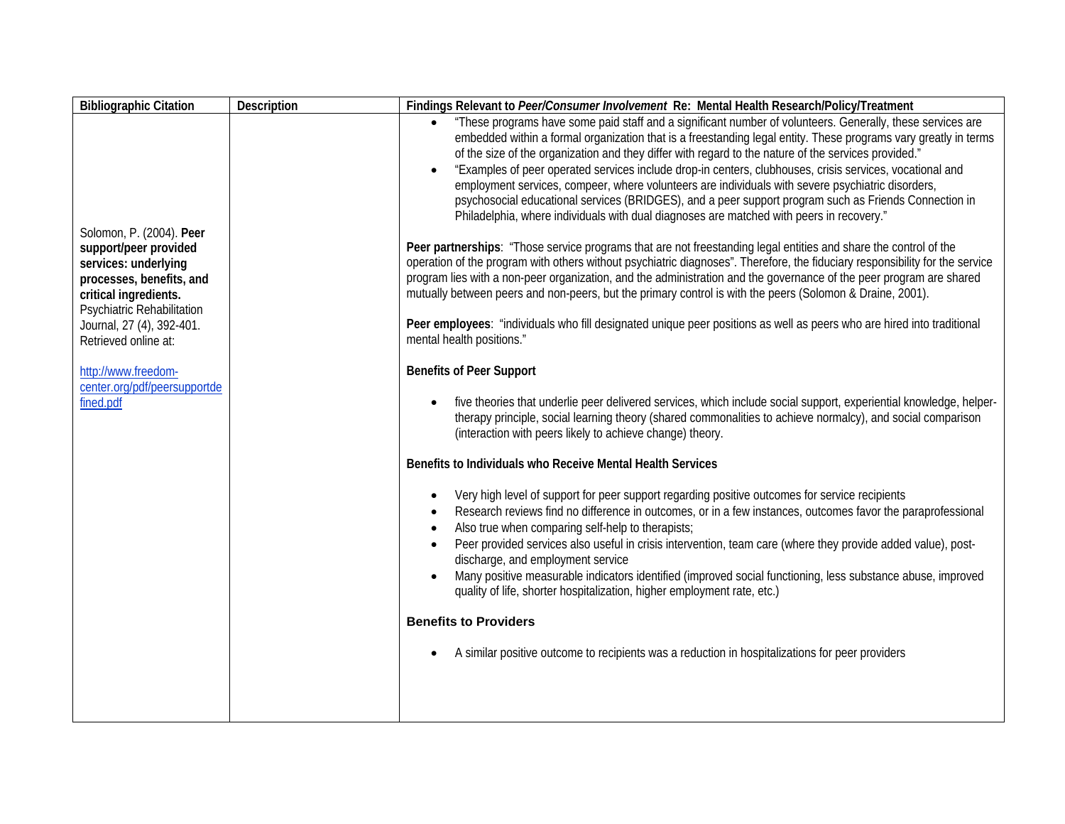| Bibliographic Citation | Description | Findings Relevant to *Peer/Consumer Involvement* Re: Mental Health Research/Policy/Treatment |
|---|---|---|
| Solomon, P. (2004). **Peer support/peer provided services: underlying processes, benefits, and critical ingredients.** Psychiatric Rehabilitation Journal, 27 (4), 392-401. Retrieved online at: <br><br> http://www.freedom-center.org/pdf/peersupportdefined.pdf | | • "These programs have some paid staff and a significant number of volunteers. Generally, these services are embedded within a formal organization that is a freestanding legal entity. These programs vary greatly in terms of the size of the organization and they differ with regard to the nature of the services provided." <br> • "Examples of peer operated services include drop-in centers, clubhouses, crisis services, vocational and employment services, compeer, where volunteers are individuals with severe psychiatric disorders, psychosocial educational services (BRIDGES), and a peer support program such as Friends Connection in Philadelphia, where individuals with dual diagnoses are matched with peers in recovery." <br><br> **Peer partnerships**: "Those service programs that are not freestanding legal entities and share the control of the operation of the program with others without psychiatric diagnoses". Therefore, the fiduciary responsibility for the service program lies with a non-peer organization, and the administration and the governance of the peer program are shared mutually between peers and non-peers, but the primary control is with the peers (Solomon & Draine, 2001). <br><br> **Peer employees**: "individuals who fill designated unique peer positions as well as peers who are hired into traditional mental health positions." <br><br> **Benefits of Peer Support** <br><br> • five theories that underlie peer delivered services, which include social support, experiential knowledge, helper-therapy principle, social learning theory (shared commonalities to achieve normalcy), and social comparison (interaction with peers likely to achieve change) theory. <br><br> **Benefits to Individuals who Receive Mental Health Services** <br><br> • Very high level of support for peer support regarding positive outcomes for service recipients <br> • Research reviews find no difference in outcomes, or in a few instances, outcomes favor the paraprofessional <br> • Also true when comparing self-help to therapists; <br> • Peer provided services also useful in crisis intervention, team care (where they provide added value), post-discharge, and employment service <br> • Many positive measurable indicators identified (improved social functioning, less substance abuse, improved quality of life, shorter hospitalization, higher employment rate, etc.) <br><br> **Benefits to Providers** <br><br> • A similar positive outcome to recipients was a reduction in hospitalizations for peer providers |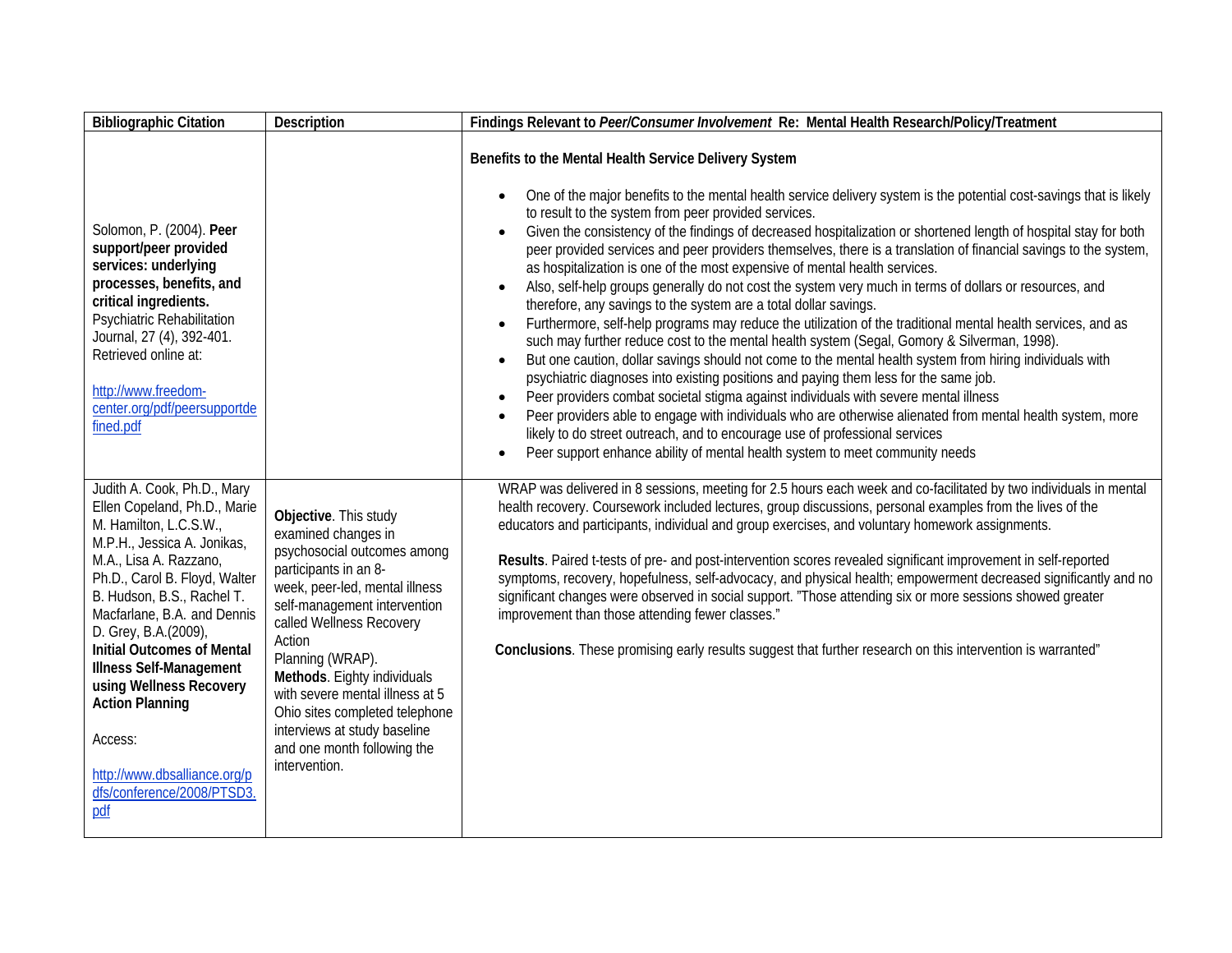| Bibliographic Citation | Description | Findings Relevant to *Peer/Consumer Involvement* Re: Mental Health Research/Policy/Treatment |
|---|---|---|
| Solomon, P. (2004). **Peer support/peer provided services: underlying processes, benefits, and critical ingredients.** Psychiatric Rehabilitation Journal, 27 (4), 392-401. Retrieved online at: <br><br> http://www.freedom-center.org/pdf/peersupportdefined.pdf | | **Benefits to the Mental Health Service Delivery System** <br><br> • One of the major benefits to the mental health service delivery system is the potential cost-savings that is likely to result to the system from peer provided services. <br> • Given the consistency of the findings of decreased hospitalization or shortened length of hospital stay for both peer provided services and peer providers themselves, there is a translation of financial savings to the system, as hospitalization is one of the most expensive of mental health services. <br> • Also, self-help groups generally do not cost the system very much in terms of dollars or resources, and therefore, any savings to the system are a total dollar savings. <br> • Furthermore, self-help programs may reduce the utilization of the traditional mental health services, and as such may further reduce cost to the mental health system (Segal, Gomory & Silverman, 1998). <br> • But one caution, dollar savings should not come to the mental health system from hiring individuals with psychiatric diagnoses into existing positions and paying them less for the same job. <br> • Peer providers combat societal stigma against individuals with severe mental illness <br> • Peer providers able to engage with individuals who are otherwise alienated from mental health system, more likely to do street outreach, and to encourage use of professional services <br> • Peer support enhance ability of mental health system to meet community needs |
| Judith A. Cook, Ph.D., Mary Ellen Copeland, Ph.D., Marie M. Hamilton, L.C.S.W., M.P.H., Jessica A. Jonikas, M.A., Lisa A. Razzano, Ph.D., Carol B. Floyd, Walter B. Hudson, B.S., Rachel T. Macfarlane, B.A. and Dennis D. Grey, B.A.(2009), **Initial Outcomes of Mental Illness Self-Management using Wellness Recovery Action Planning** <br><br> Access: <br><br> http://www.dbsalliance.org/pdfs/conference/2008/PTSD3.pdf | **Objective**. This study examined changes in psychosocial outcomes among participants in an 8-week, peer-led, mental illness self-management intervention called Wellness Recovery Action Planning (WRAP). **Methods**. Eighty individuals with severe mental illness at 5 Ohio sites completed telephone interviews at study baseline and one month following the intervention. | WRAP was delivered in 8 sessions, meeting for 2.5 hours each week and co-facilitated by two individuals in mental health recovery. Coursework included lectures, group discussions, personal examples from the lives of the educators and participants, individual and group exercises, and voluntary homework assignments. <br><br> **Results**. Paired t-tests of pre- and post-intervention scores revealed significant improvement in self-reported symptoms, recovery, hopefulness, self-advocacy, and physical health; empowerment decreased significantly and no significant changes were observed in social support. "Those attending six or more sessions showed greater improvement than those attending fewer classes." <br><br> **Conclusions**. These promising early results suggest that further research on this intervention is warranted" |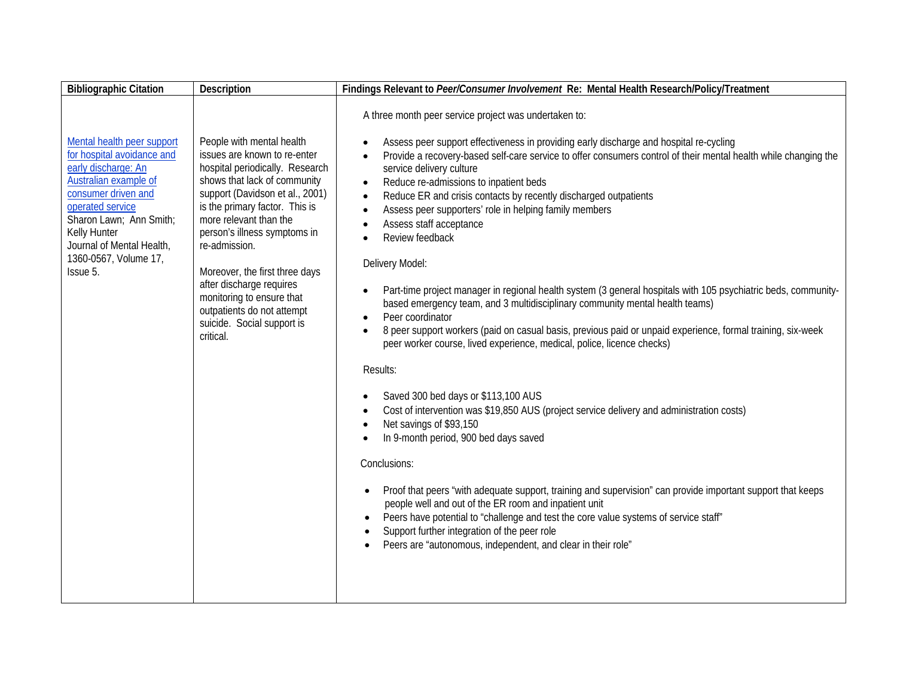| Bibliographic Citation | Description | Findings Relevant to *Peer/Consumer Involvement* Re: Mental Health Research/Policy/Treatment |
|---|---|---|
| Mental health peer support for hospital avoidance and early discharge: An Australian example of consumer driven and operated service<br>Sharon Lawn; Ann Smith; Kelly Hunter<br>Journal of Mental Health, 1360-0567, Volume 17, Issue 5. | People with mental health issues are known to re-enter hospital periodically. Research shows that lack of community support (Davidson et al., 2001) is the primary factor. This is more relevant than the person's illness symptoms in re-admission.<br><br>Moreover, the first three days after discharge requires monitoring to ensure that outpatients do not attempt suicide. Social support is critical. | A three month peer service project was undertaken to:<br><br>• Assess peer support effectiveness in providing early discharge and hospital re-cycling<br>• Provide a recovery-based self-care service to offer consumers control of their mental health while changing the service delivery culture<br>• Reduce re-admissions to inpatient beds<br>• Reduce ER and crisis contacts by recently discharged outpatients<br>• Assess peer supporters' role in helping family members<br>• Assess staff acceptance<br>• Review feedback<br><br>Delivery Model:<br><br>• Part-time project manager in regional health system (3 general hospitals with 105 psychiatric beds, community-based emergency team, and 3 multidisciplinary community mental health teams)<br>• Peer coordinator<br>• 8 peer support workers (paid on casual basis, previous paid or unpaid experience, formal training, six-week peer worker course, lived experience, medical, police, licence checks)<br><br>Results:<br><br>• Saved 300 bed days or $113,100 AUS<br>• Cost of intervention was $19,850 AUS (project service delivery and administration costs)<br>• Net savings of $93,150<br>• In 9-month period, 900 bed days saved<br><br>Conclusions:<br><br>• Proof that peers "with adequate support, training and supervision" can provide important support that keeps people well and out of the ER room and inpatient unit<br>• Peers have potential to "challenge and test the core value systems of service staff"<br>• Support further integration of the peer role<br>• Peers are "autonomous, independent, and clear in their role" |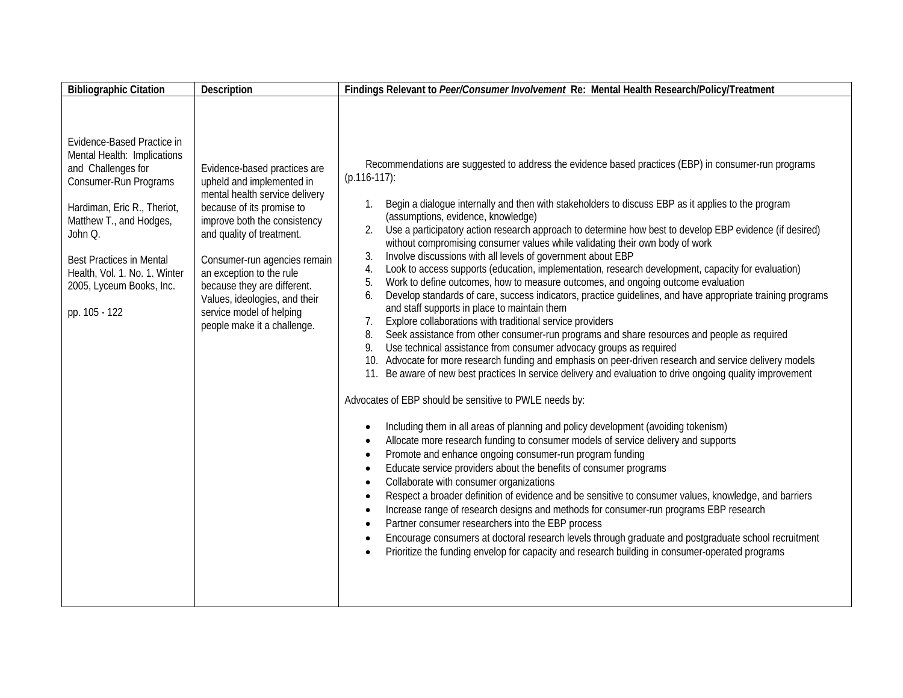| Bibliographic Citation | Description | Findings Relevant to *Peer/Consumer Involvement* Re: Mental Health Research/Policy/Treatment |
|---|---|---|
| Evidence-Based Practice in Mental Health: Implications and Challenges for Consumer-Run Programs<br><br>Hardiman, Eric R., Theriot, Matthew T., and Hodges, John Q.<br><br>Best Practices in Mental Health, Vol. 1. No. 1. Winter 2005, Lyceum Books, Inc.<br><br>pp. 105 - 122 | Evidence-based practices are upheld and implemented in mental health service delivery because of its promise to improve both the consistency and quality of treatment.<br><br>Consumer-run agencies remain an exception to the rule because they are different. Values, ideologies, and their service model of helping people make it a challenge. | Recommendations are suggested to address the evidence based practices (EBP) in consumer-run programs (p.116-117):<br><br>1. Begin a dialogue internally and then with stakeholders to discuss EBP as it applies to the program (assumptions, evidence, knowledge)<br>2. Use a participatory action research approach to determine how best to develop EBP evidence (if desired) without compromising consumer values while validating their own body of work<br>3. Involve discussions with all levels of government about EBP<br>4. Look to access supports (education, implementation, research development, capacity for evaluation)<br>5. Work to define outcomes, how to measure outcomes, and ongoing outcome evaluation<br>6. Develop standards of care, success indicators, practice guidelines, and have appropriate training programs and staff supports in place to maintain them<br>7. Explore collaborations with traditional service providers<br>8. Seek assistance from other consumer-run programs and share resources and people as required<br>9. Use technical assistance from consumer advocacy groups as required<br>10. Advocate for more research funding and emphasis on peer-driven research and service delivery models<br>11. Be aware of new best practices In service delivery and evaluation to drive ongoing quality improvement<br><br>Advocates of EBP should be sensitive to PWLE needs by:<br><br>• Including them in all areas of planning and policy development (avoiding tokenism)<br>• Allocate more research funding to consumer models of service delivery and supports<br>• Promote and enhance ongoing consumer-run program funding<br>• Educate service providers about the benefits of consumer programs<br>• Collaborate with consumer organizations<br>• Respect a broader definition of evidence and be sensitive to consumer values, knowledge, and barriers<br>• Increase range of research designs and methods for consumer-run programs EBP research<br>• Partner consumer researchers into the EBP process<br>• Encourage consumers at doctoral research levels through graduate and postgraduate school recruitment<br>• Prioritize the funding envelop for capacity and research building in consumer-operated programs |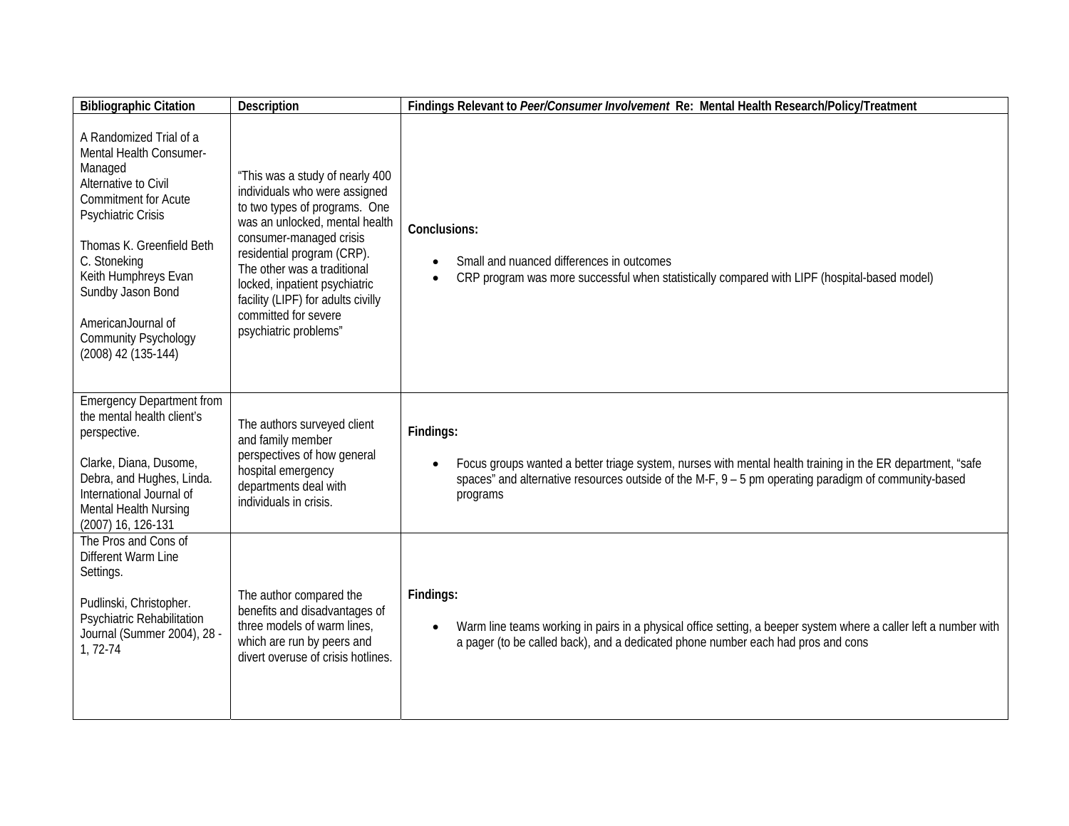| Bibliographic Citation | Description | Findings Relevant to *Peer/Consumer Involvement* Re: Mental Health Research/Policy/Treatment |
|---|---|---|
| A Randomized Trial of a Mental Health Consumer-Managed Alternative to Civil Commitment for Acute Psychiatric Crisis<br><br>Thomas K. Greenfield Beth C. Stoneking Keith Humphreys Evan Sundby Jason Bond<br><br>AmericanJournal of Community Psychology (2008) 42 (135-144) | "This was a study of nearly 400 individuals who were assigned to two types of programs. One was an unlocked, mental health consumer-managed crisis residential program (CRP). The other was a traditional locked, inpatient psychiatric facility (LIPF) for adults civilly committed for severe psychiatric problems" | **Conclusions:**<br><br>• Small and nuanced differences in outcomes<br>• CRP program was more successful when statistically compared with LIPF (hospital-based model) |
| Emergency Department from the mental health client's perspective.<br><br>Clarke, Diana, Dusome, Debra, and Hughes, Linda. International Journal of Mental Health Nursing (2007) 16, 126-131 | The authors surveyed client and family member perspectives of how general hospital emergency departments deal with individuals in crisis. | **Findings:**<br><br>• Focus groups wanted a better triage system, nurses with mental health training in the ER department, "safe spaces" and alternative resources outside of the M-F, 9 – 5 pm operating paradigm of community-based programs |
| The Pros and Cons of Different Warm Line Settings.<br><br>Pudlinski, Christopher. Psychiatric Rehabilitation Journal (Summer 2004), 28 - 1, 72-74 | The author compared the benefits and disadvantages of three models of warm lines, which are run by peers and divert overuse of crisis hotlines. | **Findings:**<br><br>• Warm line teams working in pairs in a physical office setting, a beeper system where a caller left a number with a pager (to be called back), and a dedicated phone number each had pros and cons |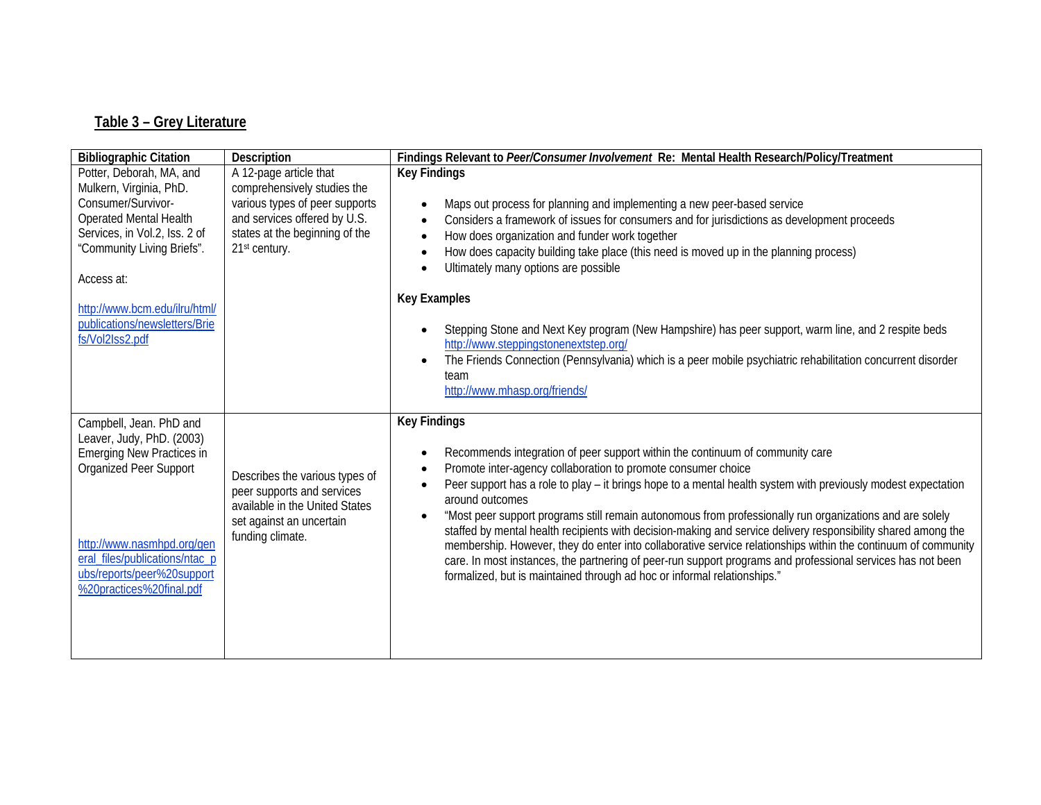## Table 3 – Grey Literature

| Bibliographic Citation | Description | Findings Relevant to *Peer/Consumer Involvement* Re: Mental Health Research/Policy/Treatment |
|---|---|---|
| Potter, Deborah, MA, and Mulkern, Virginia, PhD. Consumer/Survivor-Operated Mental Health Services, in Vol.2, Iss. 2 of "Community Living Briefs".<br><br>Access at:<br><br>http://www.bcm.edu/ilru/html/publications/newsletters/Briefs/Vol2Iss2.pdf | A 12-page article that comprehensively studies the various types of peer supports and services offered by U.S. states at the beginning of the 21st century. | **Key Findings**<br><br>• Maps out process for planning and implementing a new peer-based service<br>• Considers a framework of issues for consumers and for jurisdictions as development proceeds<br>• How does organization and funder work together<br>• How does capacity building take place (this need is moved up in the planning process)<br>• Ultimately many options are possible<br><br>**Key Examples**<br><br>• Stepping Stone and Next Key program (New Hampshire) has peer support, warm line, and 2 respite beds http://www.steppingstonenextstep.org/<br>• The Friends Connection (Pennsylvania) which is a peer mobile psychiatric rehabilitation concurrent disorder team http://www.mhasp.org/friends/ |
| Campbell, Jean. PhD and Leaver, Judy, PhD. (2003) Emerging New Practices in Organized Peer Support<br><br>http://www.nasmhpd.org/general_files/publications/ntac_pubs/reports/peer%20support%20practices%20final.pdf | Describes the various types of peer supports and services available in the United States set against an uncertain funding climate. | **Key Findings**<br><br>• Recommends integration of peer support within the continuum of community care<br>• Promote inter-agency collaboration to promote consumer choice<br>• Peer support has a role to play – it brings hope to a mental health system with previously modest expectation around outcomes<br>• "Most peer support programs still remain autonomous from professionally run organizations and are solely staffed by mental health recipients with decision-making and service delivery responsibility shared among the membership. However, they do enter into collaborative service relationships within the continuum of community care. In most instances, the partnering of peer-run support programs and professional services has not been formalized, but is maintained through ad hoc or informal relationships." |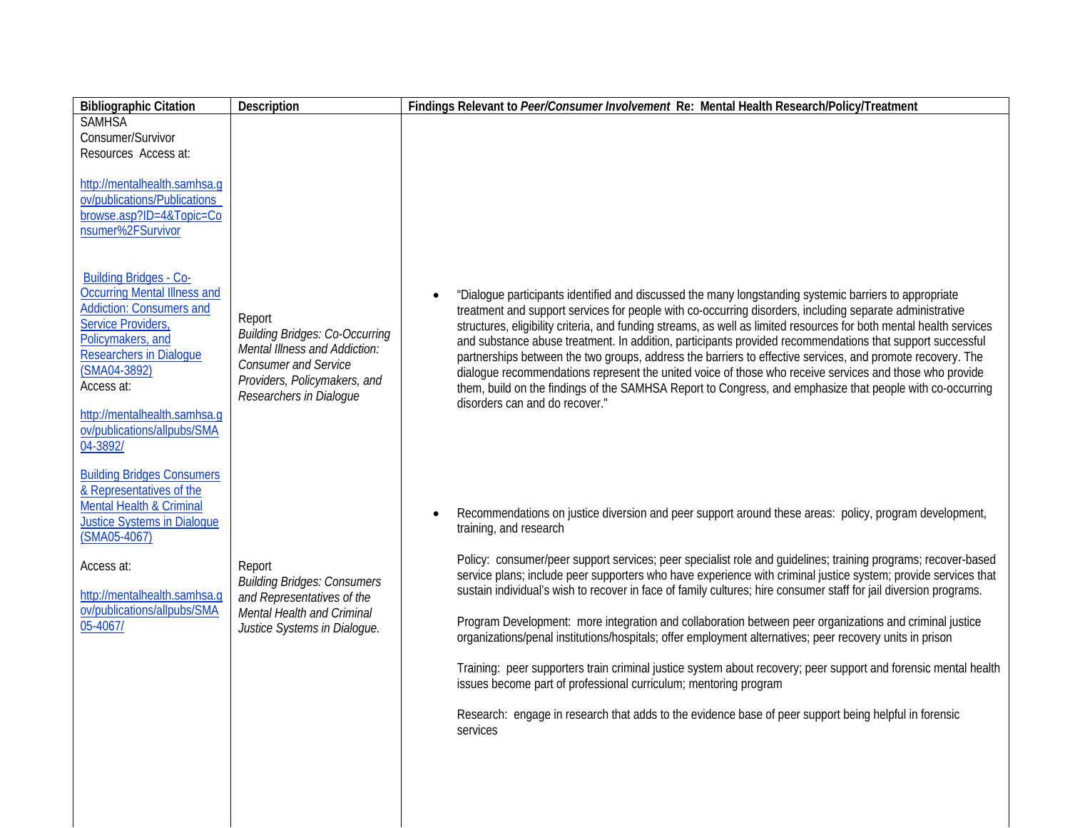| **Bibliographic Citation** | **Description** | **Findings Relevant to *Peer/Consumer Involvement* Re: Mental Health Research/Policy/Treatment** |
|---|---|---|
| SAMHSA Consumer/Survivor Resources Access at:<br><br>http://mentalhealth.samhsa.gov/publications/Publications_browse.asp?ID=4&Topic=Consumer%2FSurvivor | | |
| Building Bridges - Co-Occurring Mental Illness and Addiction: Consumers and Service Providers, Policymakers, and Researchers in Dialogue (SMA04-3892)<br>Access at:<br><br>http://mentalhealth.samhsa.gov/publications/allpubs/SMA04-3892/ | Report<br>*Building Bridges: Co-Occurring Mental Illness and Addiction: Consumer and Service Providers, Policymakers, and Researchers in Dialogue* | • "Dialogue participants identified and discussed the many longstanding systemic barriers to appropriate treatment and support services for people with co-occurring disorders, including separate administrative structures, eligibility criteria, and funding streams, as well as limited resources for both mental health services and substance abuse treatment. In addition, participants provided recommendations that support successful partnerships between the two groups, address the barriers to effective services, and promote recovery. The dialogue recommendations represent the united voice of those who receive services and those who provide them, build on the findings of the SAMHSA Report to Congress, and emphasize that people with co-occurring disorders can and do recover." |
| Building Bridges Consumers & Representatives of the Mental Health & Criminal Justice Systems in Dialogue (SMA05-4067)<br><br>Access at:<br><br>http://mentalhealth.samhsa.gov/publications/allpubs/SMA05-4067/ | Report<br>*Building Bridges: Consumers and Representatives of the Mental Health and Criminal Justice Systems in Dialogue.* | • Recommendations on justice diversion and peer support around these areas: policy, program development, training, and research<br><br>Policy: consumer/peer support services; peer specialist role and guidelines; training programs; recover-based service plans; include peer supporters who have experience with criminal justice system; provide services that sustain individual's wish to recover in face of family cultures; hire consumer staff for jail diversion programs.<br><br>Program Development: more integration and collaboration between peer organizations and criminal justice organizations/penal institutions/hospitals; offer employment alternatives; peer recovery units in prison<br><br>Training: peer supporters train criminal justice system about recovery; peer support and forensic mental health issues become part of professional curriculum; mentoring program<br><br>Research: engage in research that adds to the evidence base of peer support being helpful in forensic services |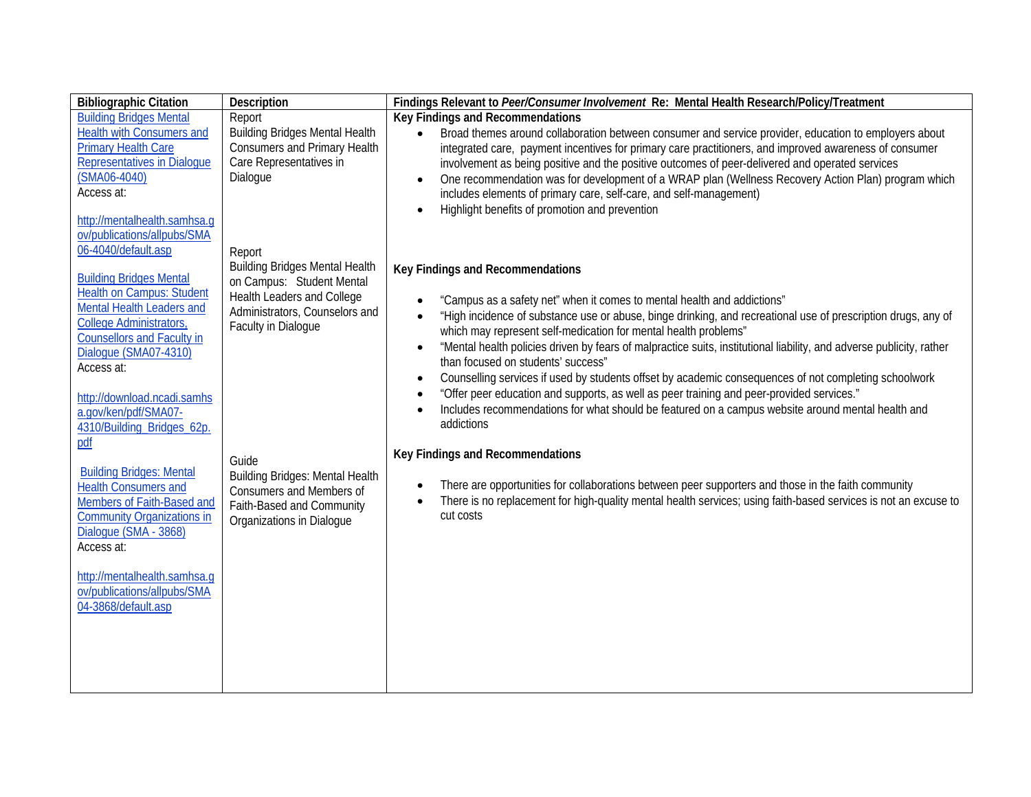| Bibliographic Citation | Description | Findings Relevant to *Peer/Consumer Involvement* Re: Mental Health Research/Policy/Treatment |
|---|---|---|
| Building Bridges Mental Health with Consumers and Primary Health Care Representatives in Dialogue (SMA06-4040)<br>Access at:<br><br>http://mentalhealth.samhsa.gov/publications/allpubs/SMA06-4040/default.asp | Report<br>Building Bridges Mental Health Consumers and Primary Health Care Representatives in Dialogue | **Key Findings and Recommendations**<br>• Broad themes around collaboration between consumer and service provider, education to employers about integrated care, payment incentives for primary care practitioners, and improved awareness of consumer involvement as being positive and the positive outcomes of peer-delivered and operated services<br>• One recommendation was for development of a WRAP plan (Wellness Recovery Action Plan) program which includes elements of primary care, self-care, and self-management)<br>• Highlight benefits of promotion and prevention |
| Building Bridges Mental Health on Campus: Student Mental Health Leaders and College Administrators, Counsellors and Faculty in Dialogue (SMA07-4310)<br>Access at:<br><br>http://download.ncadi.samhsa.gov/ken/pdf/SMA07-4310/Building_Bridges_62p.pdf | Report<br>Building Bridges Mental Health on Campus: Student Mental Health Leaders and College Administrators, Counselors and Faculty in Dialogue | **Key Findings and Recommendations**<br>• "Campus as a safety net" when it comes to mental health and addictions"<br>• "High incidence of substance use or abuse, binge drinking, and recreational use of prescription drugs, any of which may represent self-medication for mental health problems"<br>• "Mental health policies driven by fears of malpractice suits, institutional liability, and adverse publicity, rather than focused on students' success"<br>• Counselling services if used by students offset by academic consequences of not completing schoolwork<br>• "Offer peer education and supports, as well as peer training and peer-provided services."<br>• Includes recommendations for what should be featured on a campus website around mental health and addictions |
| Building Bridges: Mental Health Consumers and Members of Faith-Based and Community Organizations in Dialogue (SMA - 3868)<br>Access at:<br><br>http://mentalhealth.samhsa.gov/publications/allpubs/SMA04-3868/default.asp | Guide<br>Building Bridges: Mental Health Consumers and Members of Faith-Based and Community Organizations in Dialogue | **Key Findings and Recommendations**<br>• There are opportunities for collaborations between peer supporters and those in the faith community<br>• There is no replacement for high-quality mental health services; using faith-based services is not an excuse to cut costs |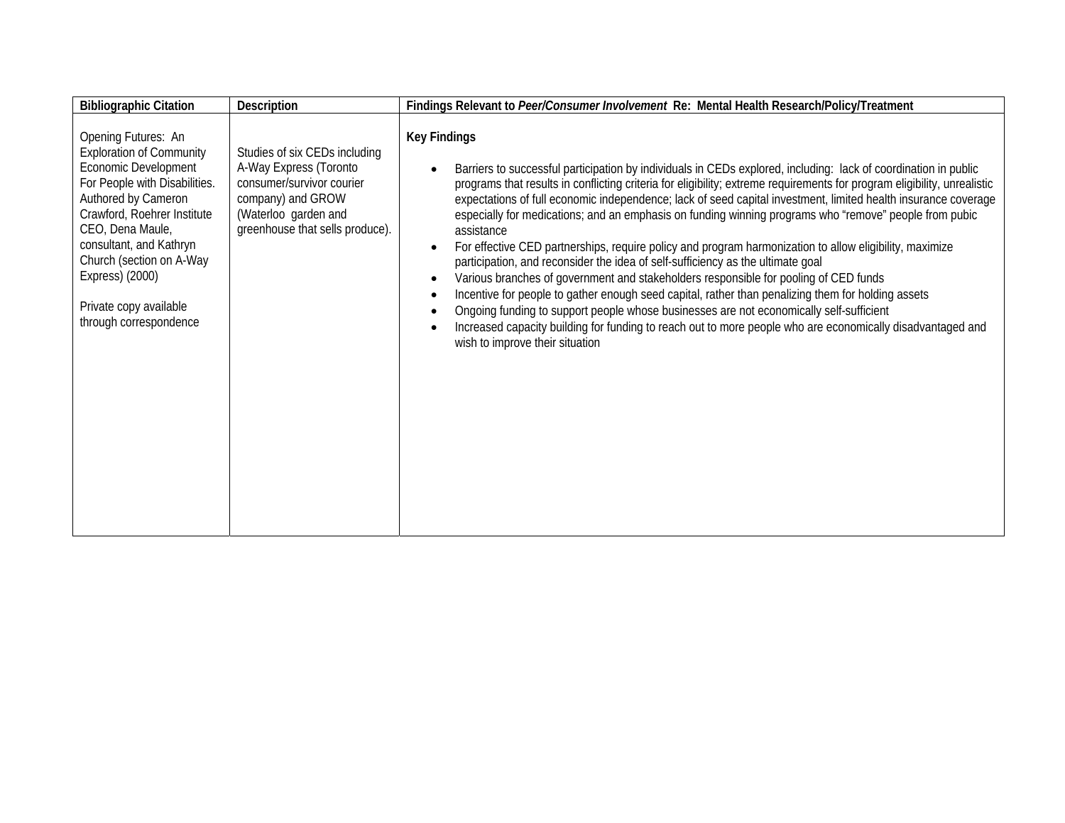| Bibliographic Citation | Description | Findings Relevant to *Peer/Consumer Involvement* Re: Mental Health Research/Policy/Treatment |
|---|---|---|
| Opening Futures: An Exploration of Community Economic Development For People with Disabilities. Authored by Cameron Crawford, Roehrer Institute CEO, Dena Maule, consultant, and Kathryn Church (section on A-Way Express) (2000)<br><br>Private copy available through correspondence | Studies of six CEDs including A-Way Express (Toronto consumer/survivor courier company) and GROW (Waterloo garden and greenhouse that sells produce). | **Key Findings**<br><br>• Barriers to successful participation by individuals in CEDs explored, including: lack of coordination in public programs that results in conflicting criteria for eligibility; extreme requirements for program eligibility, unrealistic expectations of full economic independence; lack of seed capital investment, limited health insurance coverage especially for medications; and an emphasis on funding winning programs who "remove" people from pubic assistance<br>• For effective CED partnerships, require policy and program harmonization to allow eligibility, maximize participation, and reconsider the idea of self-sufficiency as the ultimate goal<br>• Various branches of government and stakeholders responsible for pooling of CED funds<br>• Incentive for people to gather enough seed capital, rather than penalizing them for holding assets<br>• Ongoing funding to support people whose businesses are not economically self-sufficient<br>• Increased capacity building for funding to reach out to more people who are economically disadvantaged and wish to improve their situation |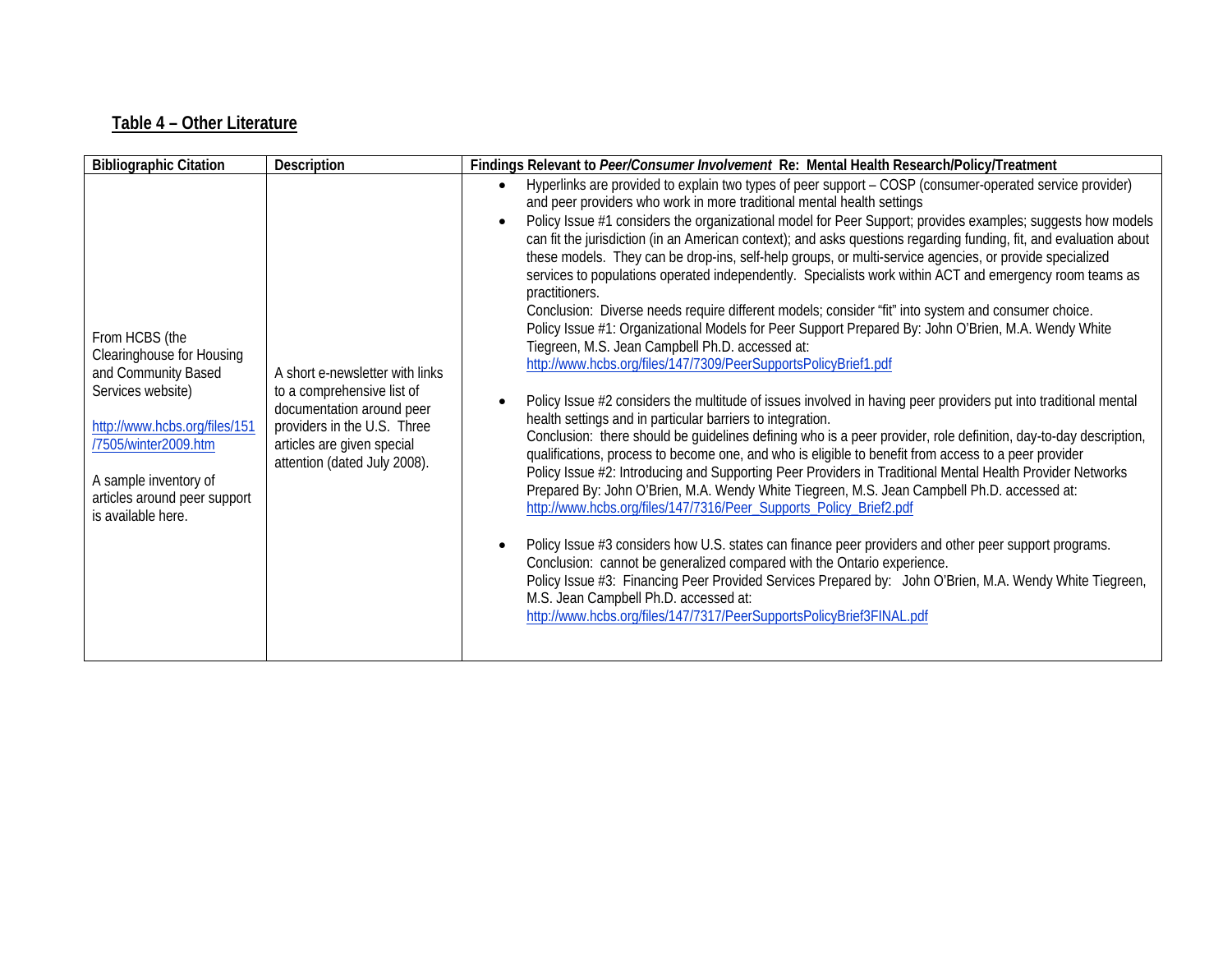## Table 4 – Other Literature

| Bibliographic Citation | Description | Findings Relevant to *Peer/Consumer Involvement* Re: Mental Health Research/Policy/Treatment |
|---|---|---|
| From HCBS (the Clearinghouse for Housing and Community Based Services website)<br><br>http://www.hcbs.org/files/151/7505/winter2009.htm<br><br>A sample inventory of articles around peer support is available here. | A short e-newsletter with links to a comprehensive list of documentation around peer providers in the U.S. Three articles are given special attention (dated July 2008). | • Hyperlinks are provided to explain two types of peer support – COSP (consumer-operated service provider) and peer providers who work in more traditional mental health settings<br>• Policy Issue #1 considers the organizational model for Peer Support; provides examples; suggests how models can fit the jurisdiction (in an American context); and asks questions regarding funding, fit, and evaluation about these models. They can be drop-ins, self-help groups, or multi-service agencies, or provide specialized services to populations operated independently. Specialists work within ACT and emergency room teams as practitioners.<br>Conclusion: Diverse needs require different models; consider "fit" into system and consumer choice.<br>Policy Issue #1: Organizational Models for Peer Support Prepared By: John O'Brien, M.A. Wendy White Tiegreen, M.S. Jean Campbell Ph.D. accessed at:<br>http://www.hcbs.org/files/147/7309/PeerSupportsPolicyBrief1.pdf<br><br>• Policy Issue #2 considers the multitude of issues involved in having peer providers put into traditional mental health settings and in particular barriers to integration.<br>Conclusion: there should be guidelines defining who is a peer provider, role definition, day-to-day description, qualifications, process to become one, and who is eligible to benefit from access to a peer provider<br>Policy Issue #2: Introducing and Supporting Peer Providers in Traditional Mental Health Provider Networks Prepared By: John O'Brien, M.A. Wendy White Tiegreen, M.S. Jean Campbell Ph.D. accessed at:<br>http://www.hcbs.org/files/147/7316/Peer_Supports_Policy_Brief2.pdf<br><br>• Policy Issue #3 considers how U.S. states can finance peer providers and other peer support programs.<br>Conclusion: cannot be generalized compared with the Ontario experience.<br>Policy Issue #3: Financing Peer Provided Services Prepared by: John O'Brien, M.A. Wendy White Tiegreen, M.S. Jean Campbell Ph.D. accessed at:<br>http://www.hcbs.org/files/147/7317/PeerSupportsPolicyBrief3FINAL.pdf |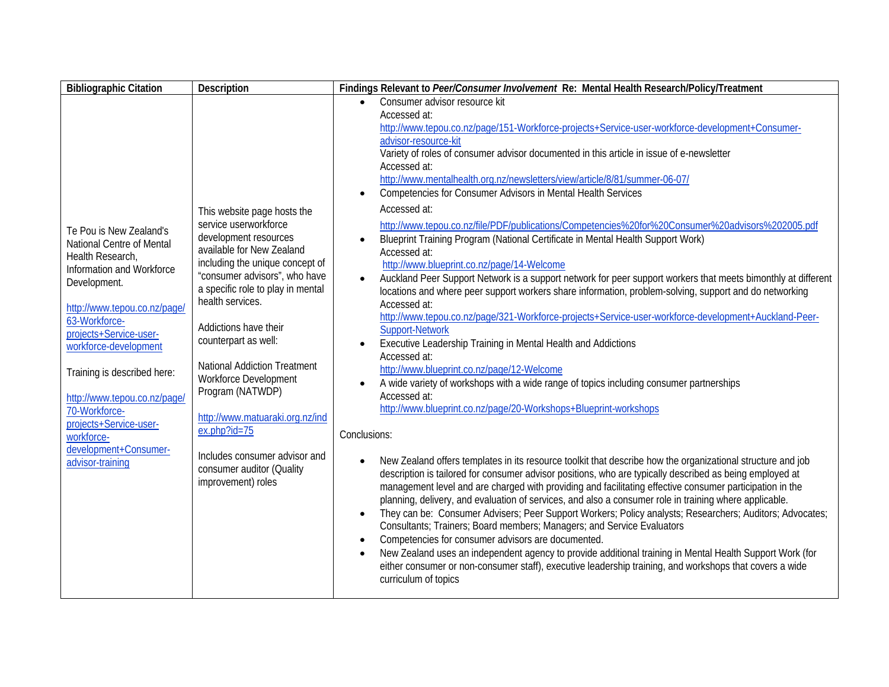| Bibliographic Citation | Description | Findings Relevant to *Peer/Consumer Involvement* Re: Mental Health Research/Policy/Treatment |
|---|---|---|
| Te Pou is New Zealand's National Centre of Mental Health Research, Information and Workforce Development.<br><br>http://www.tepou.co.nz/page/63-Workforce-projects+Service-user-workforce-development<br><br>Training is described here:<br><br>http://www.tepou.co.nz/page/70-Workforce-projects+Service-user-workforce-development+Consumer-advisor-training | This website page hosts the service userworkforce development resources available for New Zealand including the unique concept of "consumer advisors", who have a specific role to play in mental health services.<br><br>Addictions have their counterpart as well:<br><br>National Addiction Treatment Workforce Development Program (NATWDP)<br><br>http://www.matuaraki.org.nz/index.php?id=75<br><br>Includes consumer advisor and consumer auditor (Quality improvement) roles | • Consumer advisor resource kit<br>Accessed at:<br>http://www.tepou.co.nz/page/151-Workforce-projects+Service-user-workforce-development+Consumer-advisor-resource-kit<br>Variety of roles of consumer advisor documented in this article in issue of e-newsletter<br>Accessed at:<br>http://www.mentalhealth.org.nz/newsletters/view/article/8/81/summer-06-07/<br>• Competencies for Consumer Advisors in Mental Health Services<br>Accessed at:<br>http://www.tepou.co.nz/file/PDF/publications/Competencies%20for%20Consumer%20advisors%202005.pdf<br>• Blueprint Training Program (National Certificate in Mental Health Support Work)<br>Accessed at:<br>http://www.blueprint.co.nz/page/14-Welcome<br>• Auckland Peer Support Network is a support network for peer support workers that meets bimonthly at different locations and where peer support workers share information, problem-solving, support and do networking<br>Accessed at:<br>http://www.tepou.co.nz/page/321-Workforce-projects+Service-user-workforce-development+Auckland-Peer-Support-Network<br>• Executive Leadership Training in Mental Health and Addictions<br>Accessed at:<br>http://www.blueprint.co.nz/page/12-Welcome<br>• A wide variety of workshops with a wide range of topics including consumer partnerships<br>Accessed at:<br>http://www.blueprint.co.nz/page/20-Workshops+Blueprint-workshops<br><br>Conclusions:<br><br>• New Zealand offers templates in its resource toolkit that describe how the organizational structure and job description is tailored for consumer advisor positions, who are typically described as being employed at management level and are charged with providing and facilitating effective consumer participation in the planning, delivery, and evaluation of services, and also a consumer role in training where applicable.<br>• They can be: Consumer Advisers; Peer Support Workers; Policy analysts; Researchers; Auditors; Advocates; Consultants; Trainers; Board members; Managers; and Service Evaluators<br>• Competencies for consumer advisors are documented.<br>• New Zealand uses an independent agency to provide additional training in Mental Health Support Work (for either consumer or non-consumer staff), executive leadership training, and workshops that covers a wide curriculum of topics |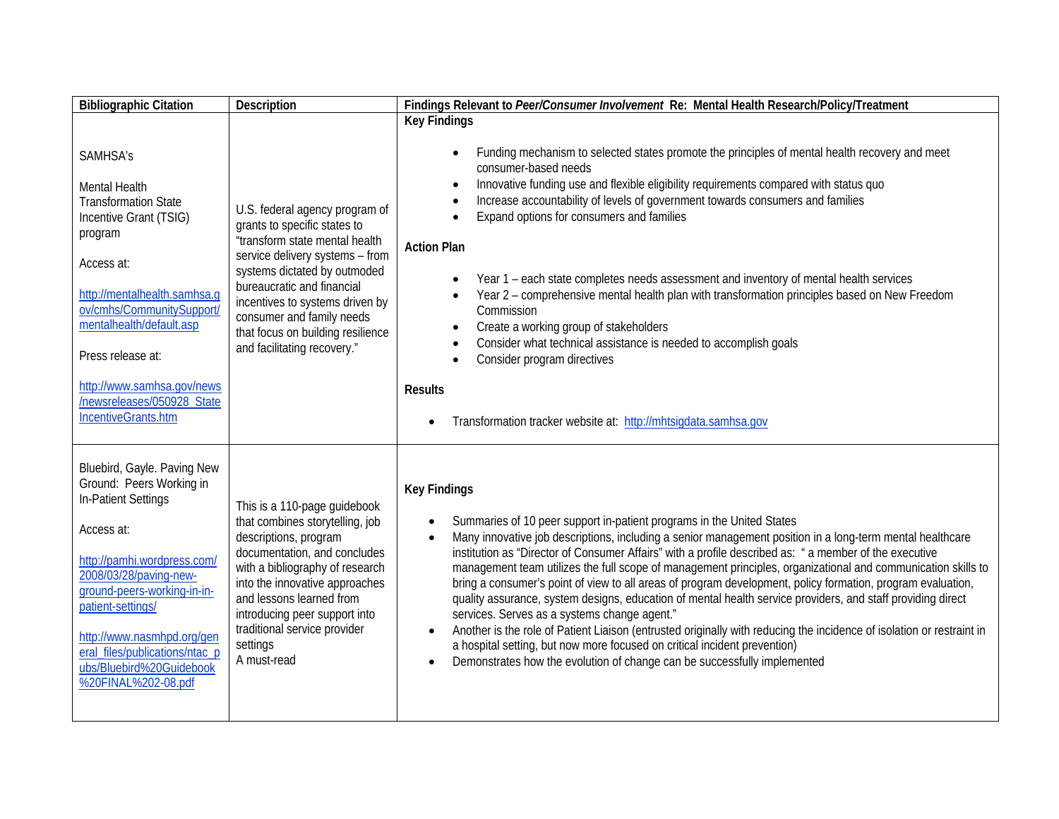| Bibliographic Citation | Description | Findings Relevant to *Peer/Consumer Involvement* Re: Mental Health Research/Policy/Treatment |
|---|---|---|
| SAMHSA's<br><br>Mental Health Transformation State Incentive Grant (TSIG) program<br><br>Access at:<br><br>http://mentalhealth.samhsa.gov/cmhs/CommunitySupport/mentalhealth/default.asp<br><br>Press release at:<br><br>http://www.samhsa.gov/news/newsreleases/050928_StateIncentiveGrants.htm | U.S. federal agency program of grants to specific states to "transform state mental health service delivery systems – from systems dictated by outmoded bureaucratic and financial incentives to systems driven by consumer and family needs that focus on building resilience and facilitating recovery." | **Key Findings**<br><br>• Funding mechanism to selected states promote the principles of mental health recovery and meet consumer-based needs<br>• Innovative funding use and flexible eligibility requirements compared with status quo<br>• Increase accountability of levels of government towards consumers and families<br>• Expand options for consumers and families<br><br>**Action Plan**<br><br>• Year 1 – each state completes needs assessment and inventory of mental health services<br>• Year 2 – comprehensive mental health plan with transformation principles based on New Freedom Commission<br>• Create a working group of stakeholders<br>• Consider what technical assistance is needed to accomplish goals<br>• Consider program directives<br><br>**Results**<br><br>• Transformation tracker website at: http://mhtsigdata.samhsa.gov |
| Bluebird, Gayle. Paving New Ground: Peers Working in In-Patient Settings<br><br>Access at:<br><br>http://pamhi.wordpress.com/2008/03/28/paving-new-ground-peers-working-in-in-patient-settings/<br><br>http://www.nasmhpd.org/general_files/publications/ntac_pubs/Bluebird%20Guidebook%20FINAL%202-08.pdf | This is a 110-page guidebook that combines storytelling, job descriptions, program documentation, and concludes with a bibliography of research into the innovative approaches and lessons learned from introducing peer support into traditional service provider settings<br>A must-read | **Key Findings**<br><br>• Summaries of 10 peer support in-patient programs in the United States<br>• Many innovative job descriptions, including a senior management position in a long-term mental healthcare institution as "Director of Consumer Affairs" with a profile described as: " a member of the executive management team utilizes the full scope of management principles, organizational and communication skills to bring a consumer's point of view to all areas of program development, policy formation, program evaluation, quality assurance, system designs, education of mental health service providers, and staff providing direct services. Serves as a systems change agent."<br>• Another is the role of Patient Liaison (entrusted originally with reducing the incidence of isolation or restraint in a hospital setting, but now more focused on critical incident prevention)<br>• Demonstrates how the evolution of change can be successfully implemented |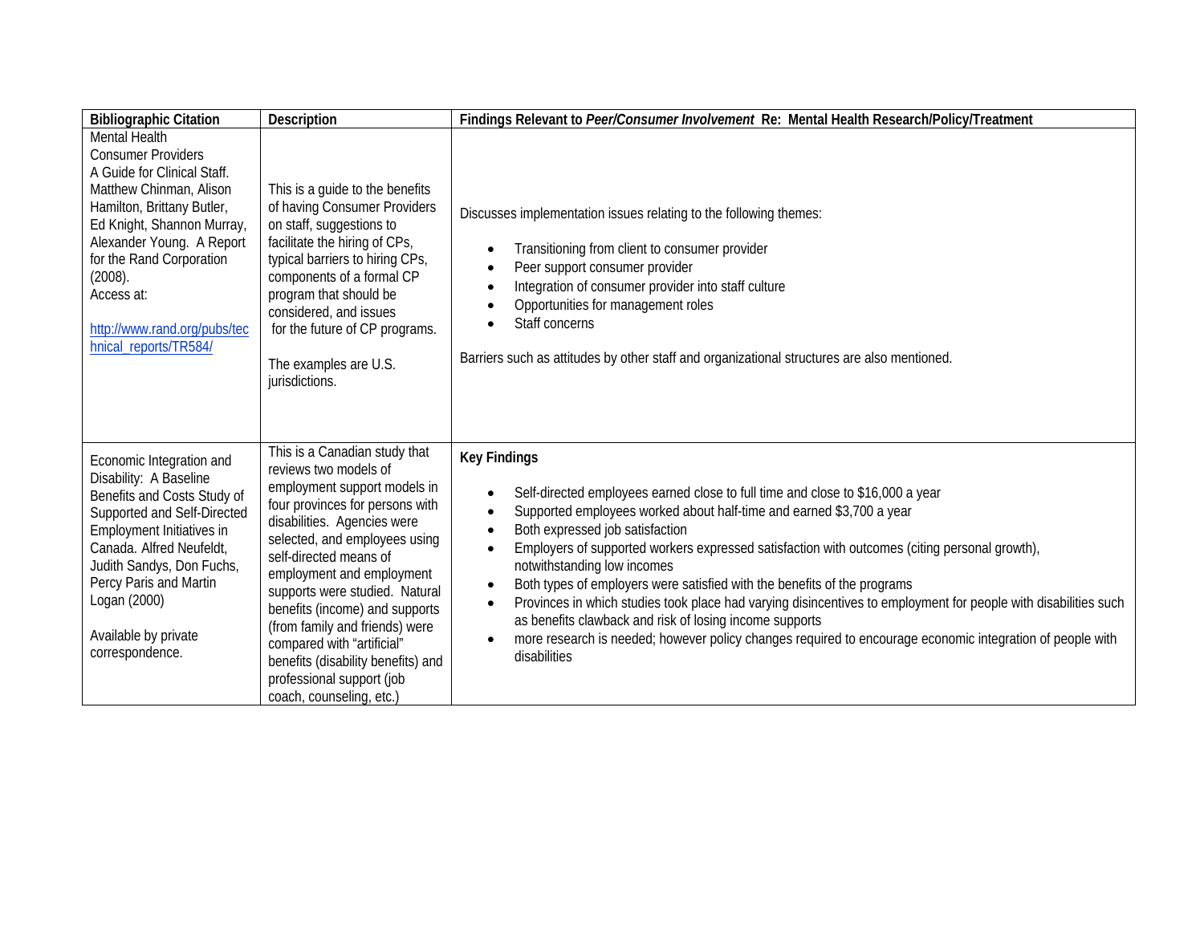| Bibliographic Citation | Description | Findings Relevant to *Peer/Consumer Involvement* Re: Mental Health Research/Policy/Treatment |
|---|---|---|
| Mental Health Consumer Providers A Guide for Clinical Staff. Matthew Chinman, Alison Hamilton, Brittany Butler, Ed Knight, Shannon Murray, Alexander Young. A Report for the Rand Corporation (2008). Access at: http://www.rand.org/pubs/technical_reports/TR584/ | This is a guide to the benefits of having Consumer Providers on staff, suggestions to facilitate the hiring of CPs, typical barriers to hiring CPs, components of a formal CP program that should be considered, and issues for the future of CP programs. <br><br> The examples are U.S. jurisdictions. | Discusses implementation issues relating to the following themes: <br><br> • Transitioning from client to consumer provider <br> • Peer support consumer provider <br> • Integration of consumer provider into staff culture <br> • Opportunities for management roles <br> • Staff concerns <br><br> Barriers such as attitudes by other staff and organizational structures are also mentioned. |
| Economic Integration and Disability: A Baseline Benefits and Costs Study of Supported and Self-Directed Employment Initiatives in Canada. Alfred Neufeldt, Judith Sandys, Don Fuchs, Percy Paris and Martin Logan (2000) <br><br> Available by private correspondence. | This is a Canadian study that reviews two models of employment support models in four provinces for persons with disabilities. Agencies were selected, and employees using self-directed means of employment and employment supports were studied. Natural benefits (income) and supports (from family and friends) were compared with "artificial" benefits (disability benefits) and professional support (job coach, counseling, etc.) | **Key Findings** <br><br> • Self-directed employees earned close to full time and close to $16,000 a year <br> • Supported employees worked about half-time and earned $3,700 a year <br> • Both expressed job satisfaction <br> • Employers of supported workers expressed satisfaction with outcomes (citing personal growth), notwithstanding low incomes <br> • Both types of employers were satisfied with the benefits of the programs <br> • Provinces in which studies took place had varying disincentives to employment for people with disabilities such as benefits clawback and risk of losing income supports <br> • more research is needed; however policy changes required to encourage economic integration of people with disabilities |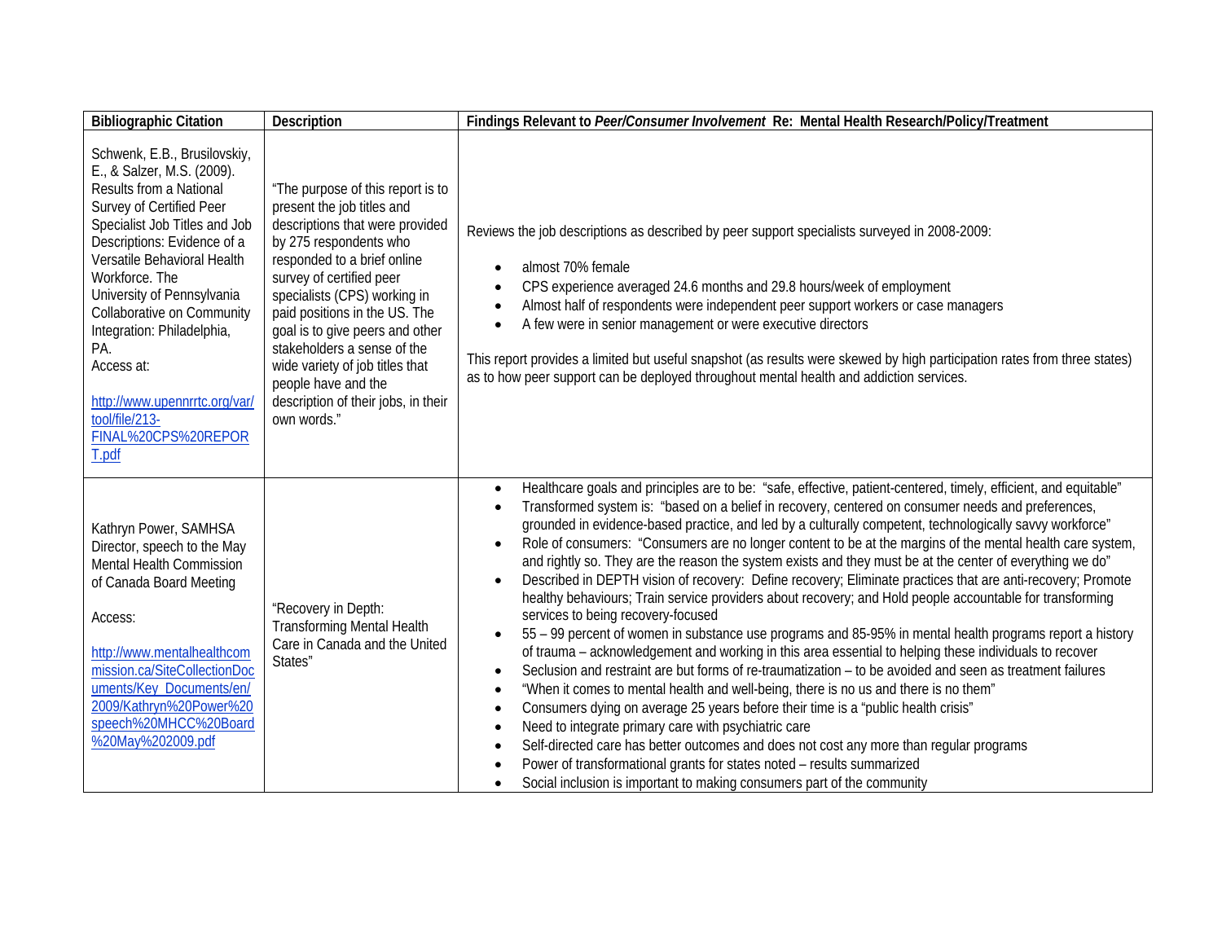| Bibliographic Citation | Description | Findings Relevant to *Peer/Consumer Involvement* Re: Mental Health Research/Policy/Treatment |
|---|---|---|
| Schwenk, E.B., Brusilovskiy, E., & Salzer, M.S. (2009). Results from a National Survey of Certified Peer Specialist Job Titles and Job Descriptions: Evidence of a Versatile Behavioral Health Workforce. The University of Pennsylvania Collaborative on Community Integration: Philadelphia, PA.<br>Access at:<br>http://www.upennrrtc.org/var/tool/file/213-FINAL%20CPS%20REPORT.pdf | "The purpose of this report is to present the job titles and descriptions that were provided by 275 respondents who responded to a brief online survey of certified peer specialists (CPS) working in paid positions in the US. The goal is to give peers and other stakeholders a sense of the wide variety of job titles that people have and the description of their jobs, in their own words." | Reviews the job descriptions as described by peer support specialists surveyed in 2008-2009:<br>• almost 70% female<br>• CPS experience averaged 24.6 months and 29.8 hours/week of employment<br>• Almost half of respondents were independent peer support workers or case managers<br>• A few were in senior management or were executive directors<br><br>This report provides a limited but useful snapshot (as results were skewed by high participation rates from three states) as to how peer support can be deployed throughout mental health and addiction services. |
| Kathryn Power, SAMHSA Director, speech to the May Mental Health Commission of Canada Board Meeting<br><br>Access:<br><br>http://www.mentalhealthcommission.ca/SiteCollectionDocuments/Key_Documents/en/2009/Kathryn%20Power%20speech%20MHCC%20Board%20May%202009.pdf | "Recovery in Depth: Transforming Mental Health Care in Canada and the United States" | • Healthcare goals and principles are to be: "safe, effective, patient-centered, timely, efficient, and equitable"<br>• Transformed system is: "based on a belief in recovery, centered on consumer needs and preferences, grounded in evidence-based practice, and led by a culturally competent, technologically savvy workforce"<br>• Role of consumers: "Consumers are no longer content to be at the margins of the mental health care system, and rightly so. They are the reason the system exists and they must be at the center of everything we do"<br>• Described in DEPTH vision of recovery: Define recovery; Eliminate practices that are anti-recovery; Promote healthy behaviours; Train service providers about recovery; and Hold people accountable for transforming services to being recovery-focused<br>• 55 – 99 percent of women in substance use programs and 85-95% in mental health programs report a history of trauma – acknowledgement and working in this area essential to helping these individuals to recover<br>• Seclusion and restraint are but forms of re-traumatization – to be avoided and seen as treatment failures<br>• "When it comes to mental health and well-being, there is no us and there is no them"<br>• Consumers dying on average 25 years before their time is a "public health crisis"<br>• Need to integrate primary care with psychiatric care<br>• Self-directed care has better outcomes and does not cost any more than regular programs<br>• Power of transformational grants for states noted – results summarized<br>• Social inclusion is important to making consumers part of the community |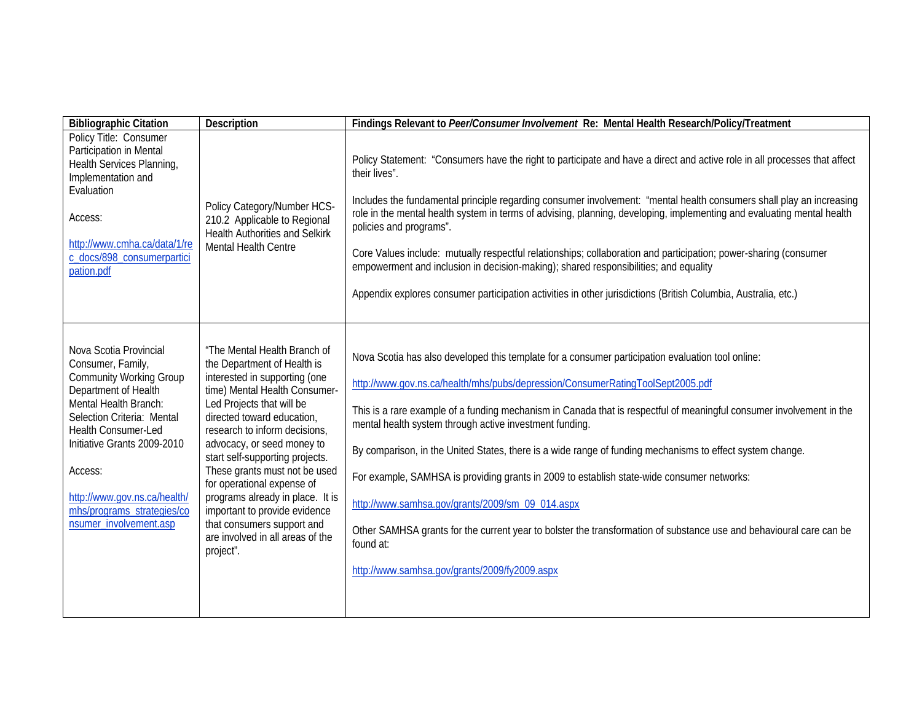| Bibliographic Citation | Description | Findings Relevant to *Peer/Consumer Involvement* Re: Mental Health Research/Policy/Treatment |
|---|---|---|
| Policy Title: Consumer Participation in Mental Health Services Planning, Implementation and Evaluation<br><br>Access:<br><br>http://www.cmha.ca/data/1/rec_docs/898_consumerparticipation.pdf | Policy Category/Number HCS-210.2 Applicable to Regional Health Authorities and Selkirk Mental Health Centre | Policy Statement: "Consumers have the right to participate and have a direct and active role in all processes that affect their lives".<br><br>Includes the fundamental principle regarding consumer involvement: "mental health consumers shall play an increasing role in the mental health system in terms of advising, planning, developing, implementing and evaluating mental health policies and programs".<br><br>Core Values include: mutually respectful relationships; collaboration and participation; power-sharing (consumer empowerment and inclusion in decision-making); shared responsibilities; and equality<br><br>Appendix explores consumer participation activities in other jurisdictions (British Columbia, Australia, etc.) |
| Nova Scotia Provincial Consumer, Family, Community Working Group Department of Health Mental Health Branch: Selection Criteria: Mental Health Consumer-Led Initiative Grants 2009-2010<br><br>Access:<br><br>http://www.gov.ns.ca/health/mhs/programs_strategies/consumer_involvement.asp | "The Mental Health Branch of the Department of Health is interested in supporting (one time) Mental Health Consumer-Led Projects that will be directed toward education, research to inform decisions, advocacy, or seed money to start self-supporting projects. These grants must not be used for operational expense of programs already in place. It is important to provide evidence that consumers support and are involved in all areas of the project". | Nova Scotia has also developed this template for a consumer participation evaluation tool online:<br><br>http://www.gov.ns.ca/health/mhs/pubs/depression/ConsumerRatingToolSept2005.pdf<br><br>This is a rare example of a funding mechanism in Canada that is respectful of meaningful consumer involvement in the mental health system through active investment funding.<br><br>By comparison, in the United States, there is a wide range of funding mechanisms to effect system change.<br><br>For example, SAMHSA is providing grants in 2009 to establish state-wide consumer networks:<br><br>http://www.samhsa.gov/grants/2009/sm_09_014.aspx<br><br>Other SAMHSA grants for the current year to bolster the transformation of substance use and behavioural care can be found at:<br><br>http://www.samhsa.gov/grants/2009/fy2009.aspx |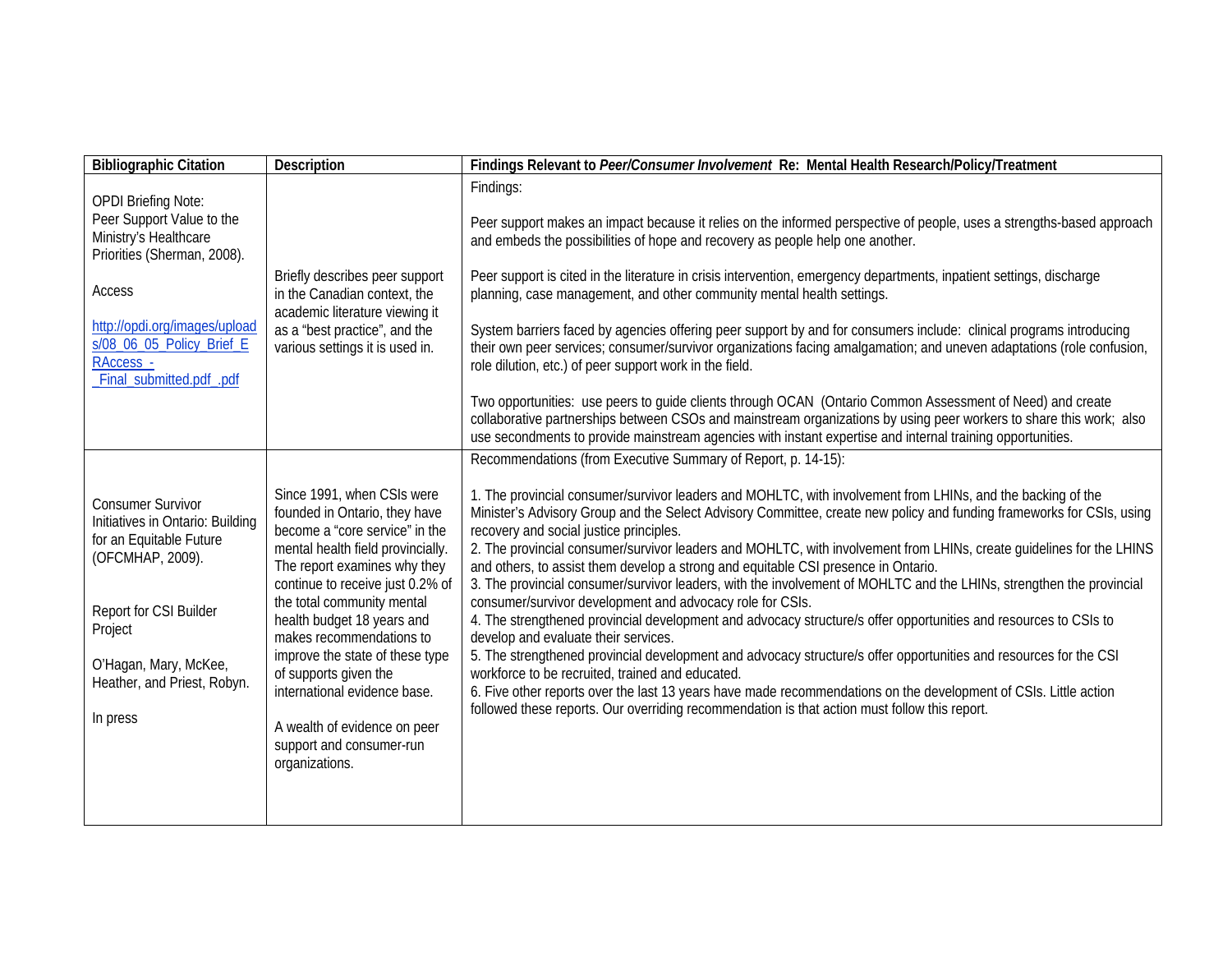| Bibliographic Citation | Description | Findings Relevant to *Peer/Consumer Involvement* Re: Mental Health Research/Policy/Treatment |
|---|---|---|
| OPDI Briefing Note: Peer Support Value to the Ministry's Healthcare Priorities (Sherman, 2008).<br><br>Access<br><br>[http://opdi.org/images/uploads/08_06_05_Policy_Brief_ERAccess_-_Final_submitted.pdf_.pdf](http://opdi.org/images/uploads/08_06_05_Policy_Brief_ERAccess_-_Final_submitted.pdf_.pdf) | Briefly describes peer support in the Canadian context, the academic literature viewing it as a "best practice", and the various settings it is used in. | Findings:<br><br>Peer support makes an impact because it relies on the informed perspective of people, uses a strengths-based approach and embeds the possibilities of hope and recovery as people help one another.<br><br>Peer support is cited in the literature in crisis intervention, emergency departments, inpatient settings, discharge planning, case management, and other community mental health settings.<br><br>System barriers faced by agencies offering peer support by and for consumers include: clinical programs introducing their own peer services; consumer/survivor organizations facing amalgamation; and uneven adaptations (role confusion, role dilution, etc.) of peer support work in the field.<br><br>Two opportunities: use peers to guide clients through OCAN (Ontario Common Assessment of Need) and create collaborative partnerships between CSOs and mainstream organizations by using peer workers to share this work; also use secondments to provide mainstream agencies with instant expertise and internal training opportunities. |
| Consumer Survivor Initiatives in Ontario: Building for an Equitable Future (OFCMHAP, 2009).<br><br>Report for CSI Builder Project<br><br>O'Hagan, Mary, McKee, Heather, and Priest, Robyn.<br><br>In press | Since 1991, when CSIs were founded in Ontario, they have become a "core service" in the mental health field provincially. The report examines why they continue to receive just 0.2% of the total community mental health budget 18 years and makes recommendations to improve the state of these type of supports given the international evidence base.<br><br>A wealth of evidence on peer support and consumer-run organizations. | Recommendations (from Executive Summary of Report, p. 14-15):<br><br>1. The provincial consumer/survivor leaders and MOHLTC, with involvement from LHINs, and the backing of the Minister's Advisory Group and the Select Advisory Committee, create new policy and funding frameworks for CSIs, using recovery and social justice principles.<br>2. The provincial consumer/survivor leaders and MOHLTC, with involvement from LHINs, create guidelines for the LHINS and others, to assist them develop a strong and equitable CSI presence in Ontario.<br>3. The provincial consumer/survivor leaders, with the involvement of MOHLTC and the LHINs, strengthen the provincial consumer/survivor development and advocacy role for CSIs.<br>4. The strengthened provincial development and advocacy structure/s offer opportunities and resources to CSIs to develop and evaluate their services.<br>5. The strengthened provincial development and advocacy structure/s offer opportunities and resources for the CSI workforce to be recruited, trained and educated.<br>6. Five other reports over the last 13 years have made recommendations on the development of CSIs. Little action followed these reports. Our overriding recommendation is that action must follow this report. |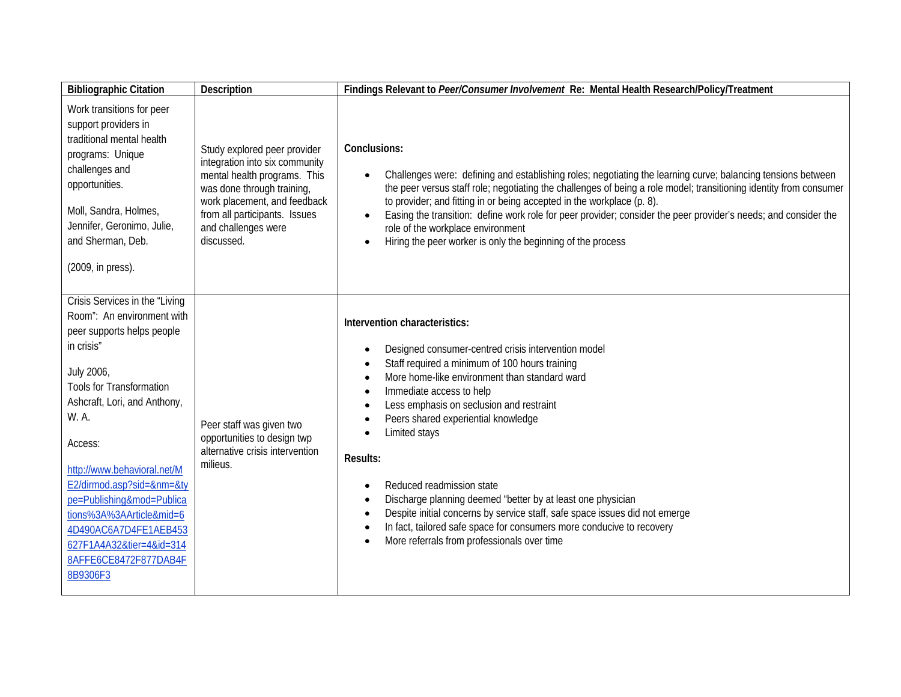| Bibliographic Citation | Description | Findings Relevant to *Peer/Consumer Involvement* Re: Mental Health Research/Policy/Treatment |
|---|---|---|
| Work transitions for peer support providers in traditional mental health programs: Unique challenges and opportunities.<br><br>Moll, Sandra, Holmes, Jennifer, Geronimo, Julie, and Sherman, Deb.<br><br>(2009, in press). | Study explored peer provider integration into six community mental health programs. This was done through training, work placement, and feedback from all participants. Issues and challenges were discussed. | **Conclusions:**<br><br>• Challenges were: defining and establishing roles; negotiating the learning curve; balancing tensions between the peer versus staff role; negotiating the challenges of being a role model; transitioning identity from consumer to provider; and fitting in or being accepted in the workplace (p. 8).<br>• Easing the transition: define work role for peer provider; consider the peer provider's needs; and consider the role of the workplace environment<br>• Hiring the peer worker is only the beginning of the process |
| Crisis Services in the "Living Room": An environment with peer supports helps people in crisis"<br><br>July 2006,<br>Tools for Transformation<br>Ashcraft, Lori, and Anthony, W. A.<br><br>Access:<br><br>http://www.behavioral.net/ME2/dirmod.asp?sid=&nm=&type=Publishing&mod=Publications%3A%3AArticle&mid=64D490AC6A7D4FE1AEB453627F1A4A32&tier=4&id=3148AFFE6CE8472F877DAB4F8B9306F3 | Peer staff was given two opportunities to design twp alternative crisis intervention milieus. | **Intervention characteristics:**<br><br>• Designed consumer-centred crisis intervention model<br>• Staff required a minimum of 100 hours training<br>• More home-like environment than standard ward<br>• Immediate access to help<br>• Less emphasis on seclusion and restraint<br>• Peers shared experiential knowledge<br>• Limited stays<br><br>**Results:**<br><br>• Reduced readmission state<br>• Discharge planning deemed "better by at least one physician<br>• Despite initial concerns by service staff, safe space issues did not emerge<br>• In fact, tailored safe space for consumers more conducive to recovery<br>• More referrals from professionals over time |